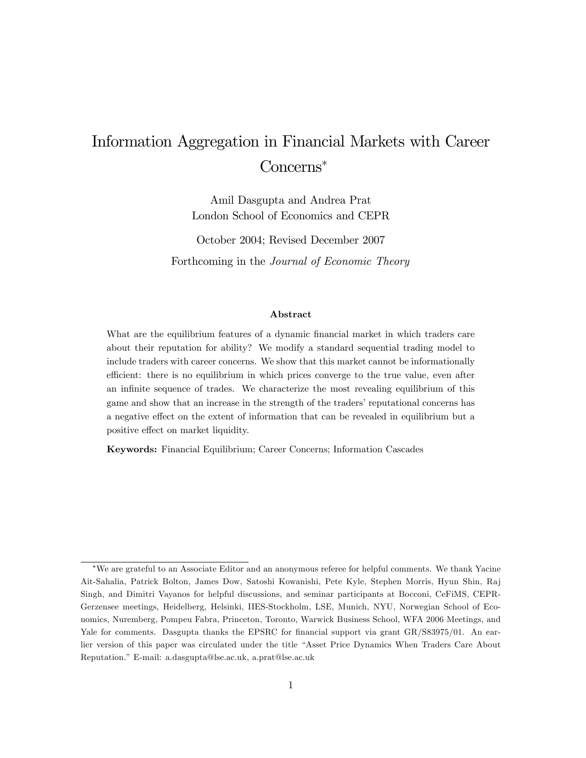# Information Aggregation in Financial Markets with Career Concerns*

Amil Dasgupta and Andrea Prat
London School of Economics and CEPR

October 2004; Revised December 2007

Forthcoming in the *Journal of Economic Theory*

### Abstract

What are the equilibrium features of a dynamic financial market in which traders care about their reputation for ability? We modify a standard sequential trading model to include traders with career concerns. We show that this market cannot be informationally efficient: there is no equilibrium in which prices converge to the true value, even after an infinite sequence of trades. We characterize the most revealing equilibrium of this game and show that an increase in the strength of the traders' reputational concerns has a negative effect on the extent of information that can be revealed in equilibrium but a positive effect on market liquidity.

**Keywords:** Financial Equilibrium; Career Concerns; Information Cascades

---

*We are grateful to an Associate Editor and an anonymous referee for helpful comments. We thank Yacine Ait-Sahalia, Patrick Bolton, James Dow, Satoshi Kowanishi, Pete Kyle, Stephen Morris, Hyun Shin, Raj Singh, and Dimitri Vayanos for helpful discussions, and seminar participants at Bocconi, CeFiMS, CEPR-Gerzensee meetings, Heidelberg, Helsinki, IIES-Stockholm, LSE, Munich, NYU, Norwegian School of Economics, Nuremberg, Pompeu Fabra, Princeton, Toronto, Warwick Business School, WFA 2006 Meetings, and Yale for comments. Dasgupta thanks the EPSRC for financial support via grant GR/S83975/01. An earlier version of this paper was circulated under the title "Asset Price Dynamics When Traders Care About Reputation." E-mail: a.dasgupta@lse.ac.uk, a.prat@lse.ac.uk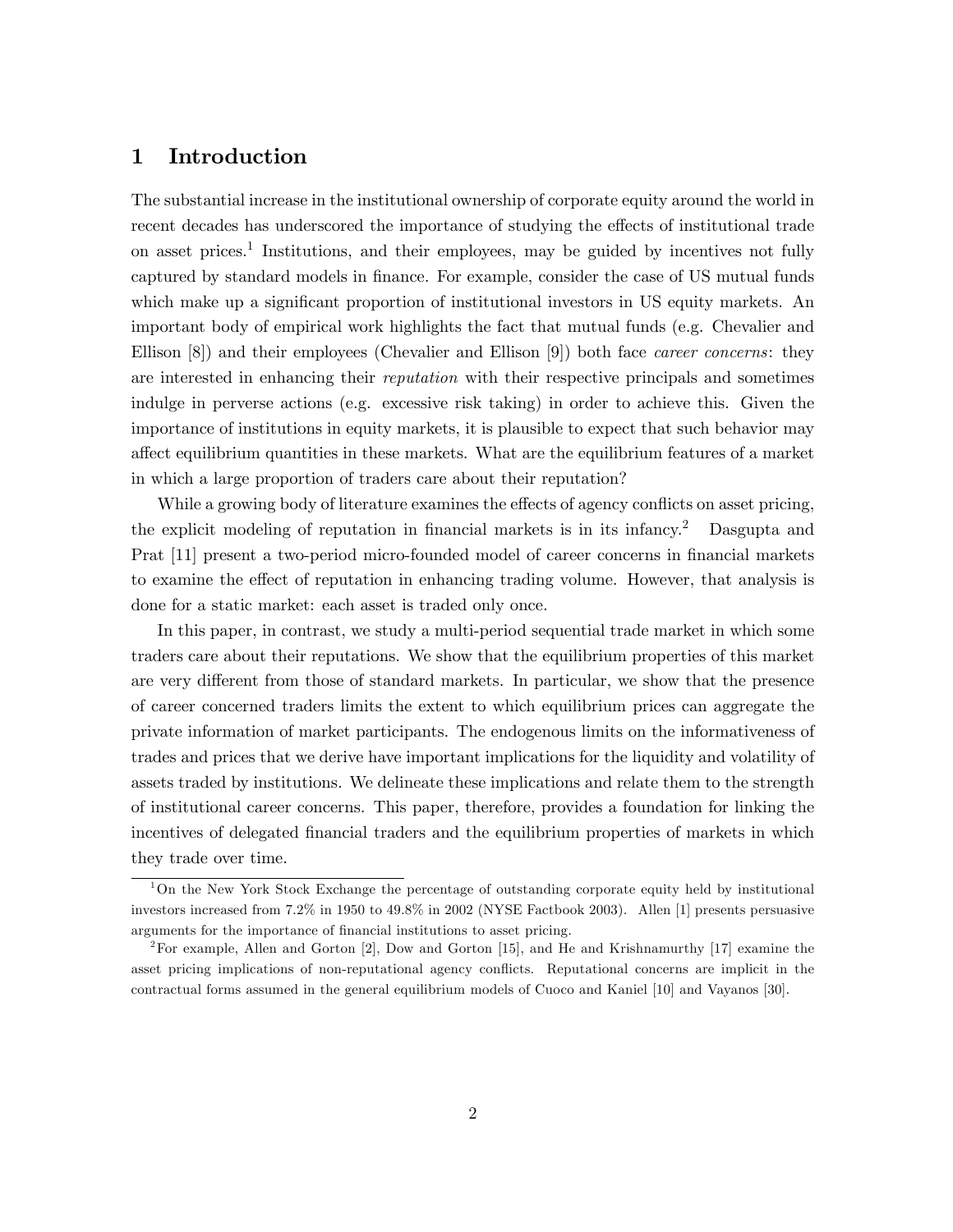# 1 Introduction

The substantial increase in the institutional ownership of corporate equity around the world in recent decades has underscored the importance of studying the effects of institutional trade on asset prices.[1] Institutions, and their employees, may be guided by incentives not fully captured by standard models in finance. For example, consider the case of US mutual funds which make up a significant proportion of institutional investors in US equity markets. An important body of empirical work highlights the fact that mutual funds (e.g. Chevalier and Ellison [8]) and their employees (Chevalier and Ellison [9]) both face *career concerns*: they are interested in enhancing their *reputation* with their respective principals and sometimes indulge in perverse actions (e.g. excessive risk taking) in order to achieve this. Given the importance of institutions in equity markets, it is plausible to expect that such behavior may affect equilibrium quantities in these markets. What are the equilibrium features of a market in which a large proportion of traders care about their reputation?

While a growing body of literature examines the effects of agency conflicts on asset pricing, the explicit modeling of reputation in financial markets is in its infancy.[2] Dasgupta and Prat [11] present a two-period micro-founded model of career concerns in financial markets to examine the effect of reputation in enhancing trading volume. However, that analysis is done for a static market: each asset is traded only once.

In this paper, in contrast, we study a multi-period sequential trade market in which some traders care about their reputations. We show that the equilibrium properties of this market are very different from those of standard markets. In particular, we show that the presence of career concerned traders limits the extent to which equilibrium prices can aggregate the private information of market participants. The endogenous limits on the informativeness of trades and prices that we derive have important implications for the liquidity and volatility of assets traded by institutions. We delineate these implications and relate them to the strength of institutional career concerns. This paper, therefore, provides a foundation for linking the incentives of delegated financial traders and the equilibrium properties of markets in which they trade over time.

[1] On the New York Stock Exchange the percentage of outstanding corporate equity held by institutional investors increased from 7.2% in 1950 to 49.8% in 2002 (NYSE Factbook 2003). Allen [1] presents persuasive arguments for the importance of financial institutions to asset pricing.

[2] For example, Allen and Gorton [2], Dow and Gorton [15], and He and Krishnamurthy [17] examine the asset pricing implications of non-reputational agency conflicts. Reputational concerns are implicit in the contractual forms assumed in the general equilibrium models of Cuoco and Kaniel [10] and Vayanos [30].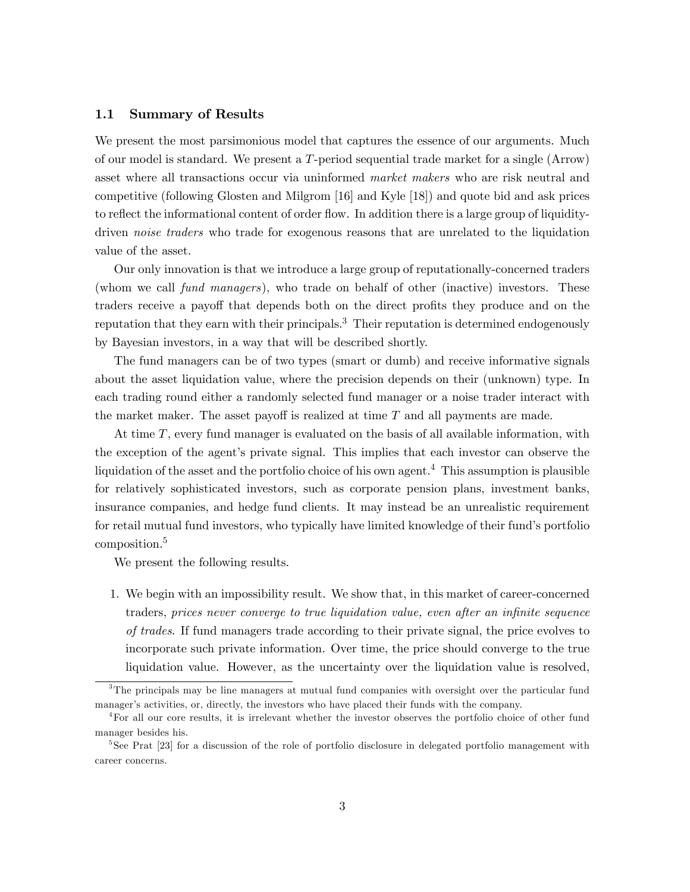### 1.1 Summary of Results

We present the most parsimonious model that captures the essence of our arguments. Much of our model is standard. We present a $T$-period sequential trade market for a single (Arrow) asset where all transactions occur via uninformed *market makers* who are risk neutral and competitive (following Glosten and Milgrom [16] and Kyle [18]) and quote bid and ask prices to reflect the informational content of order flow. In addition there is a large group of liquidity-driven *noise traders* who trade for exogenous reasons that are unrelated to the liquidation value of the asset.

Our only innovation is that we introduce a large group of reputationally-concerned traders (whom we call *fund managers*), who trade on behalf of other (inactive) investors. These traders receive a payoff that depends both on the direct profits they produce and on the reputation that they earn with their principals.[3] Their reputation is determined endogenously by Bayesian investors, in a way that will be described shortly.

The fund managers can be of two types (smart or dumb) and receive informative signals about the asset liquidation value, where the precision depends on their (unknown) type. In each trading round either a randomly selected fund manager or a noise trader interact with the market maker. The asset payoff is realized at time $T$ and all payments are made.

At time $T$, every fund manager is evaluated on the basis of all available information, with the exception of the agent's private signal. This implies that each investor can observe the liquidation of the asset and the portfolio choice of his own agent.[4] This assumption is plausible for relatively sophisticated investors, such as corporate pension plans, investment banks, insurance companies, and hedge fund clients. It may instead be an unrealistic requirement for retail mutual fund investors, who typically have limited knowledge of their fund's portfolio composition.[5]

We present the following results.

1. We begin with an impossibility result. We show that, in this market of career-concerned traders, *prices never converge to true liquidation value, even after an infinite sequence of trades.* If fund managers trade according to their private signal, the price evolves to incorporate such private information. Over time, the price should converge to the true liquidation value. However, as the uncertainty over the liquidation value is resolved,

[3] The principals may be line managers at mutual fund companies with oversight over the particular fund manager's activities, or, directly, the investors who have placed their funds with the company.

[4] For all our core results, it is irrelevant whether the investor observes the portfolio choice of other fund manager besides his.

[5] See Prat [23] for a discussion of the role of portfolio disclosure in delegated portfolio management with career concerns.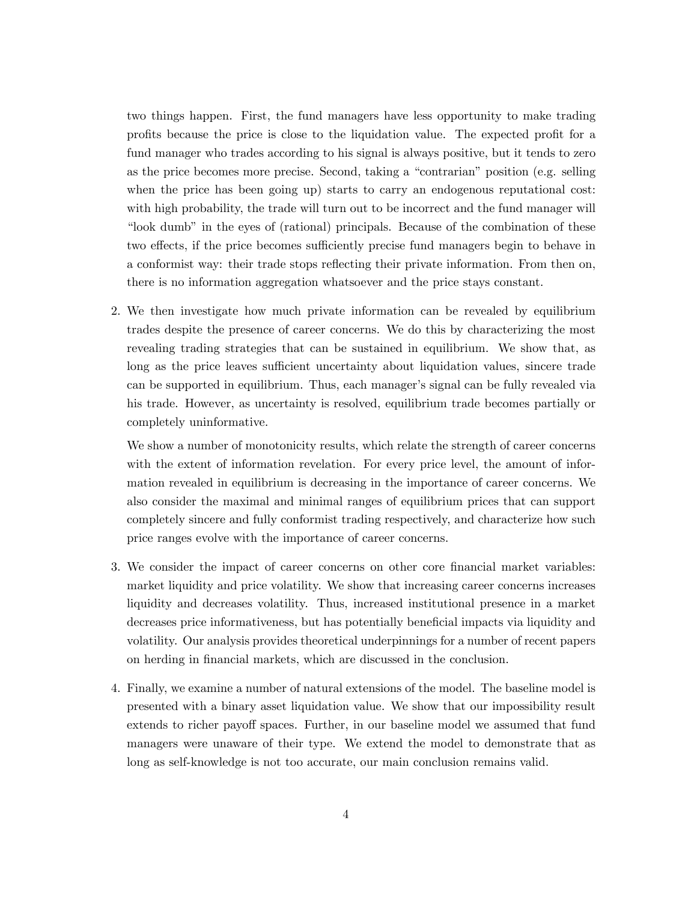two things happen. First, the fund managers have less opportunity to make trading profits because the price is close to the liquidation value. The expected profit for a fund manager who trades according to his signal is always positive, but it tends to zero as the price becomes more precise. Second, taking a "contrarian" position (e.g. selling when the price has been going up) starts to carry an endogenous reputational cost: with high probability, the trade will turn out to be incorrect and the fund manager will "look dumb" in the eyes of (rational) principals. Because of the combination of these two effects, if the price becomes sufficiently precise fund managers begin to behave in a conformist way: their trade stops reflecting their private information. From then on, there is no information aggregation whatsoever and the price stays constant.

2. We then investigate how much private information can be revealed by equilibrium trades despite the presence of career concerns. We do this by characterizing the most revealing trading strategies that can be sustained in equilibrium. We show that, as long as the price leaves sufficient uncertainty about liquidation values, sincere trade can be supported in equilibrium. Thus, each manager's signal can be fully revealed via his trade. However, as uncertainty is resolved, equilibrium trade becomes partially or completely uninformative.

   We show a number of monotonicity results, which relate the strength of career concerns with the extent of information revelation. For every price level, the amount of information revealed in equilibrium is decreasing in the importance of career concerns. We also consider the maximal and minimal ranges of equilibrium prices that can support completely sincere and fully conformist trading respectively, and characterize how such price ranges evolve with the importance of career concerns.

3. We consider the impact of career concerns on other core financial market variables: market liquidity and price volatility. We show that increasing career concerns increases liquidity and decreases volatility. Thus, increased institutional presence in a market decreases price informativeness, but has potentially beneficial impacts via liquidity and volatility. Our analysis provides theoretical underpinnings for a number of recent papers on herding in financial markets, which are discussed in the conclusion.

4. Finally, we examine a number of natural extensions of the model. The baseline model is presented with a binary asset liquidation value. We show that our impossibility result extends to richer payoff spaces. Further, in our baseline model we assumed that fund managers were unaware of their type. We extend the model to demonstrate that as long as self-knowledge is not too accurate, our main conclusion remains valid.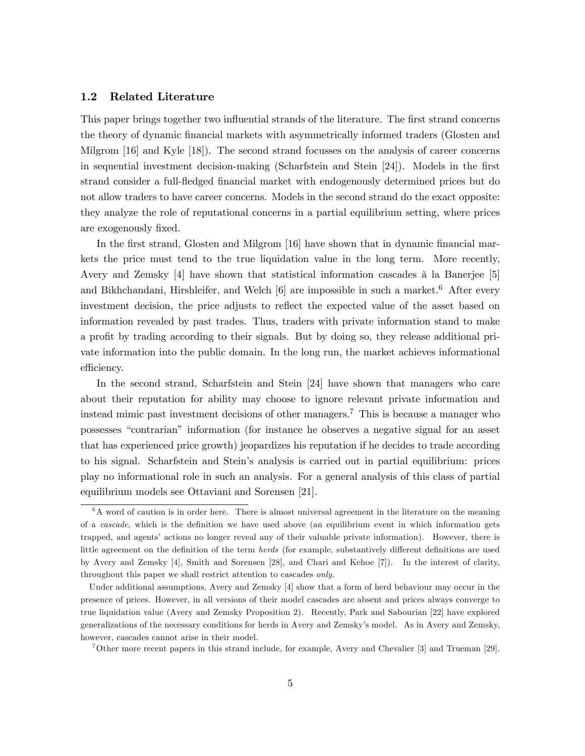### 1.2 Related Literature

This paper brings together two influential strands of the literature. The first strand concerns the theory of dynamic financial markets with asymmetrically informed traders (Glosten and Milgrom [16] and Kyle [18]). The second strand focusses on the analysis of career concerns in sequential investment decision-making (Scharfstein and Stein [24]). Models in the first strand consider a full-fledged financial market with endogenously determined prices but do not allow traders to have career concerns. Models in the second strand do the exact opposite: they analyze the role of reputational concerns in a partial equilibrium setting, where prices are exogenously fixed.

In the first strand, Glosten and Milgrom [16] have shown that in dynamic financial markets the price must tend to the true liquidation value in the long term. More recently, Avery and Zemsky [4] have shown that statistical information cascades à la Banerjee [5] and Bikhchandani, Hirshleifer, and Welch [6] are impossible in such a market.[6] After every investment decision, the price adjusts to reflect the expected value of the asset based on information revealed by past trades. Thus, traders with private information stand to make a profit by trading according to their signals. But by doing so, they release additional private information into the public domain. In the long run, the market achieves informational efficiency.

In the second strand, Scharfstein and Stein [24] have shown that managers who care about their reputation for ability may choose to ignore relevant private information and instead mimic past investment decisions of other managers.[7] This is because a manager who possesses "contrarian" information (for instance he observes a negative signal for an asset that has experienced price growth) jeopardizes his reputation if he decides to trade according to his signal. Scharfstein and Stein's analysis is carried out in partial equilibrium: prices play no informational role in such an analysis. For a general analysis of this class of partial equilibrium models see Ottaviani and Sorensen [21].

[6] A word of caution is in order here. There is almost universal agreement in the literature on the meaning of a *cascade*, which is the definition we have used above (an equilibrium event in which information gets trapped, and agents' actions no longer reveal any of their valuable private information). However, there is little agreement on the definition of the term *herds* (for example, substantively different definitions are used by Avery and Zemsky [4], Smith and Sorensen [28], and Chari and Kehoe [7]). In the interest of clarity, throughout this paper we shall restrict attention to cascades *only*.

Under additional assumptions, Avery and Zemsky [4] show that a form of herd behaviour may occur in the presence of prices. However, in all versions of their model cascades are absent and prices always converge to true liquidation value (Avery and Zemsky Proposition 2). Recently, Park and Sabourian [22] have explored generalizations of the necessary conditions for herds in Avery and Zemsky's model. As in Avery and Zemsky, however, cascades cannot arise in their model.

[7] Other more recent papers in this strand include, for example, Avery and Chevalier [3] and Trueman [29].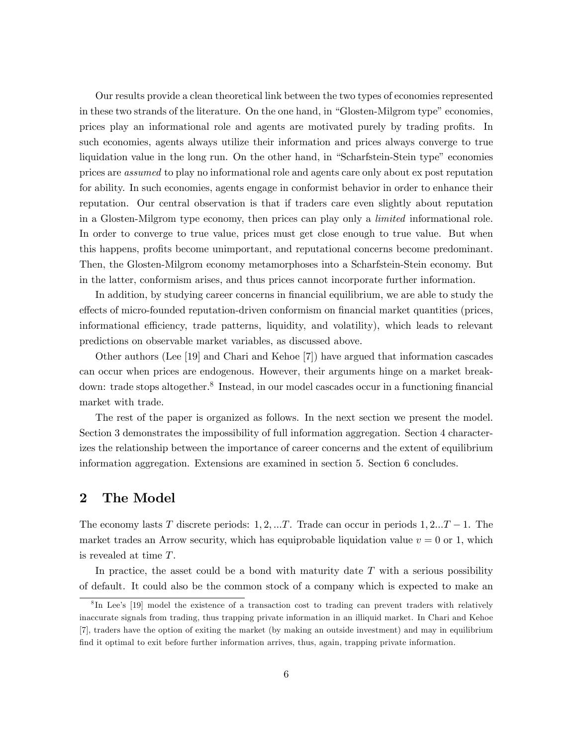Our results provide a clean theoretical link between the two types of economies represented in these two strands of the literature. On the one hand, in "Glosten-Milgrom type" economies, prices play an informational role and agents are motivated purely by trading profits. In such economies, agents always utilize their information and prices always converge to true liquidation value in the long run. On the other hand, in "Scharfstein-Stein type" economies prices are *assumed* to play no informational role and agents care only about ex post reputation for ability. In such economies, agents engage in conformist behavior in order to enhance their reputation. Our central observation is that if traders care even slightly about reputation in a Glosten-Milgrom type economy, then prices can play only a *limited* informational role. In order to converge to true value, prices must get close enough to true value. But when this happens, profits become unimportant, and reputational concerns become predominant. Then, the Glosten-Milgrom economy metamorphoses into a Scharfstein-Stein economy. But in the latter, conformism arises, and thus prices cannot incorporate further information.

In addition, by studying career concerns in financial equilibrium, we are able to study the effects of micro-founded reputation-driven conformism on financial market quantities (prices, informational efficiency, trade patterns, liquidity, and volatility), which leads to relevant predictions on observable market variables, as discussed above.

Other authors (Lee [19] and Chari and Kehoe [7]) have argued that information cascades can occur when prices are endogenous. However, their arguments hinge on a market breakdown: trade stops altogether.[8] Instead, in our model cascades occur in a functioning financial market with trade.

The rest of the paper is organized as follows. In the next section we present the model. Section 3 demonstrates the impossibility of full information aggregation. Section 4 characterizes the relationship between the importance of career concerns and the extent of equilibrium information aggregation. Extensions are examined in section 5. Section 6 concludes.

## 2 The Model

The economy lasts $T$ discrete periods: $1, 2, ...T$. Trade can occur in periods $1, 2...T-1$. The market trades an Arrow security, which has equiprobable liquidation value $v = 0$ or $1$, which is revealed at time $T$.

In practice, the asset could be a bond with maturity date $T$ with a serious possibility of default. It could also be the common stock of a company which is expected to make an

[8] In Lee's [19] model the existence of a transaction cost to trading can prevent traders with relatively inaccurate signals from trading, thus trapping private information in an illiquid market. In Chari and Kehoe [7], traders have the option of exiting the market (by making an outside investment) and may in equilibrium find it optimal to exit before further information arrives, thus, again, trapping private information.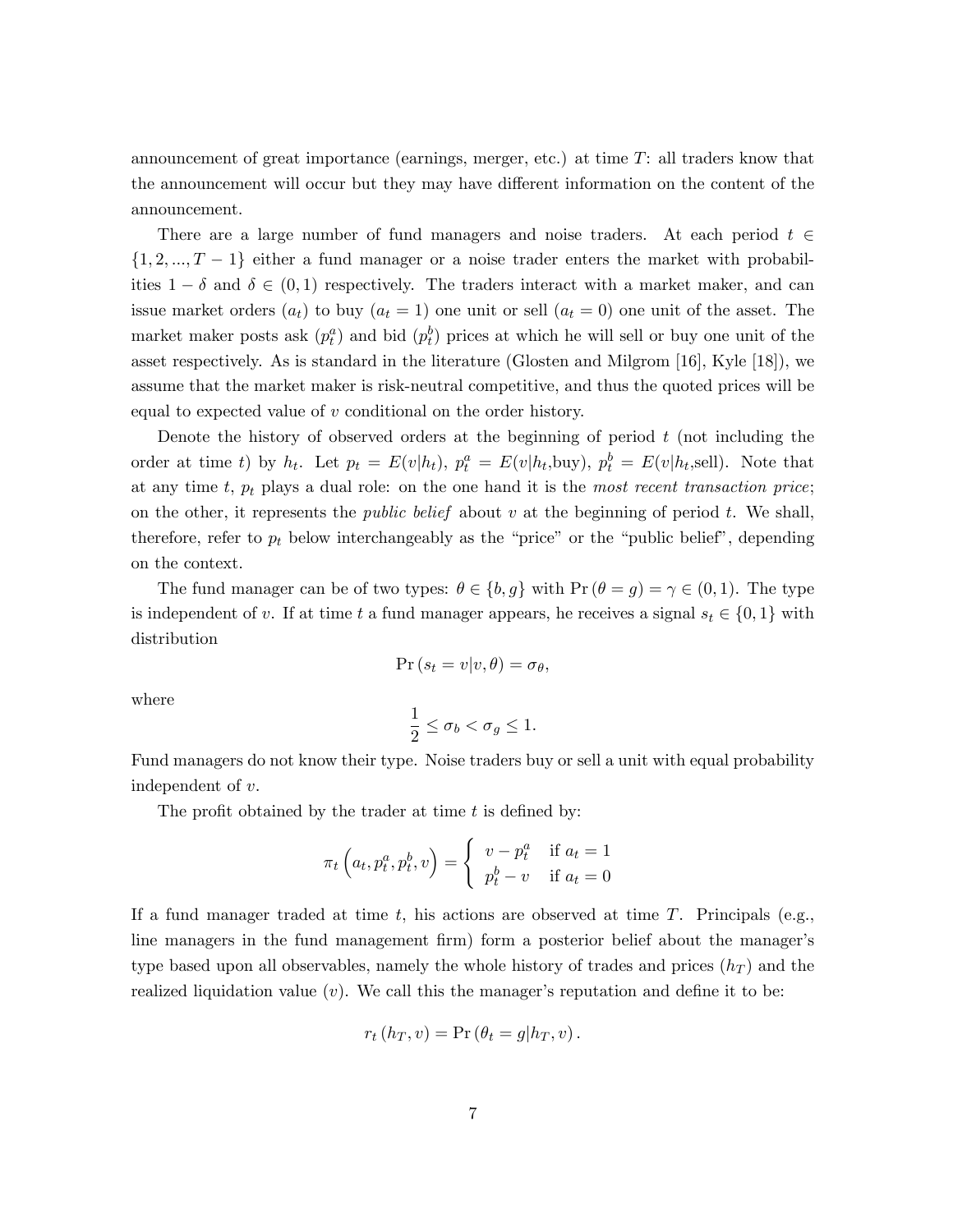announcement of great importance (earnings, merger, etc.) at time $T$: all traders know that the announcement will occur but they may have different information on the content of the announcement.

There are a large number of fund managers and noise traders. At each period $t \in \{1, 2, ..., T-1\}$ either a fund manager or a noise trader enters the market with probabilities $1-\delta$ and $\delta \in (0,1)$ respectively. The traders interact with a market maker, and can issue market orders ($a_t$) to buy ($a_t = 1$) one unit or sell ($a_t = 0$) one unit of the asset. The market maker posts ask ($p_t^a$) and bid ($p_t^b$) prices at which he will sell or buy one unit of the asset respectively. As is standard in the literature (Glosten and Milgrom [16], Kyle [18]), we assume that the market maker is risk-neutral competitive, and thus the quoted prices will be equal to expected value of $v$ conditional on the order history.

Denote the history of observed orders at the beginning of period $t$ (not including the order at time $t$) by $h_t$. Let $p_t = E(v|h_t)$, $p_t^a = E(v|h_t,\text{buy})$, $p_t^b = E(v|h_t,\text{sell})$. Note that at any time $t$, $p_t$ plays a dual role: on the one hand it is the *most recent transaction price*; on the other, it represents the *public belief* about $v$ at the beginning of period $t$. We shall, therefore, refer to $p_t$ below interchangeably as the "price" or the "public belief", depending on the context.

The fund manager can be of two types: $\theta \in \{b, g\}$ with $\Pr(\theta = g) = \gamma \in (0,1)$. The type is independent of $v$. If at time $t$ a fund manager appears, he receives a signal $s_t \in \{0, 1\}$ with distribution

$$\Pr(s_t = v|v, \theta) = \sigma_\theta,$$

where

$$\frac{1}{2} \leq \sigma_b < \sigma_g \leq 1.$$

Fund managers do not know their type. Noise traders buy or sell a unit with equal probability independent of $v$.

The profit obtained by the trader at time $t$ is defined by:

$$\pi_t\left(a_t, p_t^a, p_t^b, v\right) = \begin{cases} v - p_t^a & \text{if } a_t = 1 \\ p_t^b - v & \text{if } a_t = 0 \end{cases}$$

If a fund manager traded at time $t$, his actions are observed at time $T$. Principals (e.g., line managers in the fund management firm) form a posterior belief about the manager's type based upon all observables, namely the whole history of trades and prices ($h_T$) and the realized liquidation value ($v$). We call this the manager's reputation and define it to be:

$$r_t(h_T, v) = \Pr(\theta_t = g|h_T, v).$$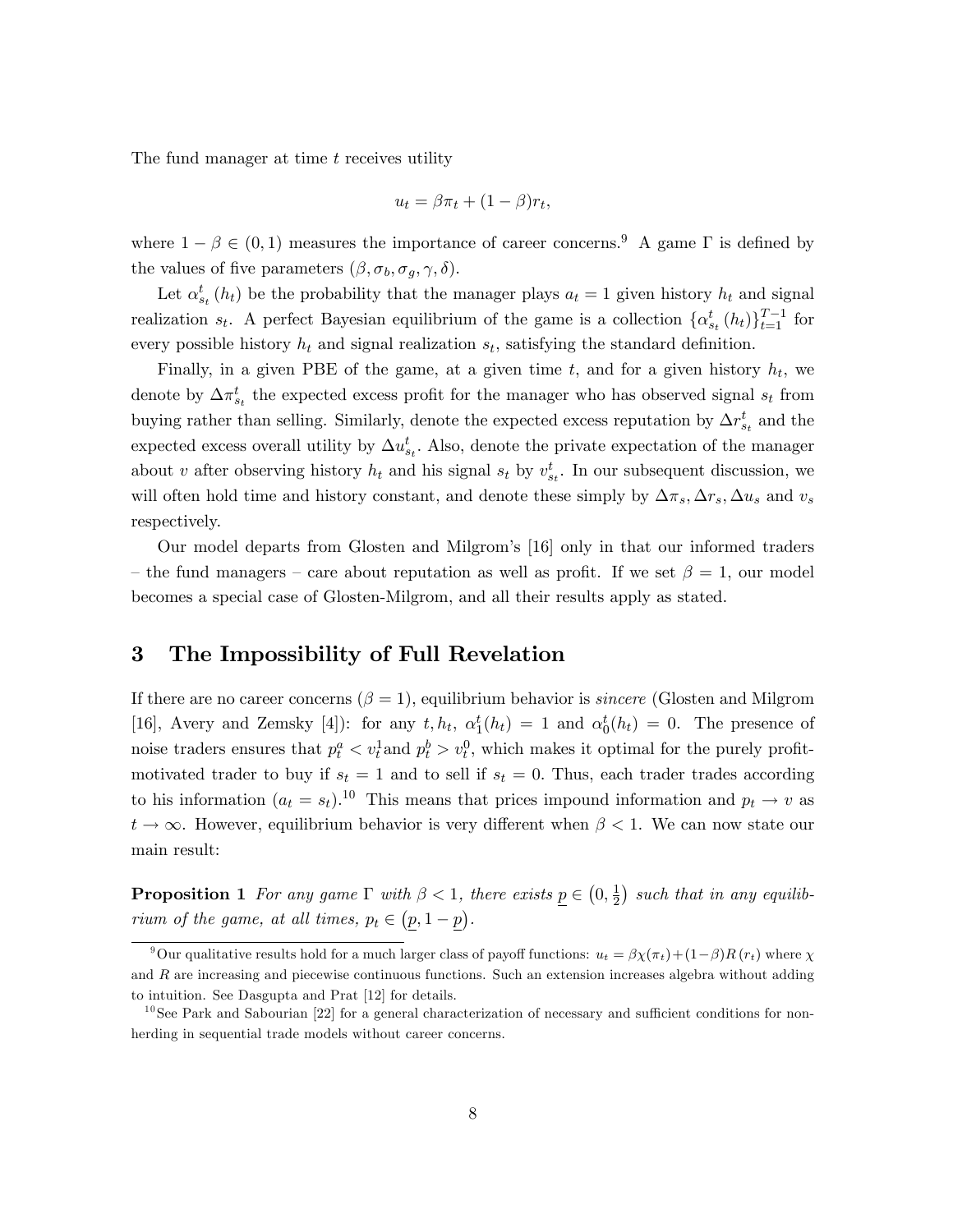The fund manager at time $t$ receives utility

$$u_t = \beta\pi_t + (1-\beta)r_t,$$

where $1-\beta \in (0,1)$ measures the importance of career concerns.[9] A game $\Gamma$ is defined by the values of five parameters $(\beta, \sigma_b, \sigma_g, \gamma, \delta)$.

Let $\alpha^t_{s_t}(h_t)$ be the probability that the manager plays $a_t = 1$ given history $h_t$ and signal realization $s_t$. A perfect Bayesian equilibrium of the game is a collection $\{\alpha^t_{s_t}(h_t)\}_{t=1}^{T-1}$ for every possible history $h_t$ and signal realization $s_t$, satisfying the standard definition.

Finally, in a given PBE of the game, at a given time $t$, and for a given history $h_t$, we denote by $\Delta\pi^t_{s_t}$ the expected excess profit for the manager who has observed signal $s_t$ from buying rather than selling. Similarly, denote the expected excess reputation by $\Delta r^t_{s_t}$ and the expected excess overall utility by $\Delta u^t_{s_t}$. Also, denote the private expectation of the manager about $v$ after observing history $h_t$ and his signal $s_t$ by $v^t_{s_t}$. In our subsequent discussion, we will often hold time and history constant, and denote these simply by $\Delta\pi_s, \Delta r_s, \Delta u_s$ and $v_s$ respectively.

Our model departs from Glosten and Milgrom's [16] only in that our informed traders – the fund managers – care about reputation as well as profit. If we set $\beta = 1$, our model becomes a special case of Glosten-Milgrom, and all their results apply as stated.

# 3 The Impossibility of Full Revelation

If there are no career concerns ($\beta = 1$), equilibrium behavior is *sincere* (Glosten and Milgrom [16], Avery and Zemsky [4]): for any $t, h_t$, $\alpha^t_1(h_t) = 1$ and $\alpha^t_0(h_t) = 0$. The presence of noise traders ensures that $p^a_t < v^1_t$ and $p^b_t > v^0_t$, which makes it optimal for the purely profit-motivated trader to buy if $s_t = 1$ and to sell if $s_t = 0$. Thus, each trader trades according to his information ($a_t = s_t$).[10] This means that prices impound information and $p_t \to v$ as $t \to \infty$. However, equilibrium behavior is very different when $\beta < 1$. We can now state our main result:

**Proposition 1** *For any game $\Gamma$ with $\beta < 1$, there exists $\underline{p} \in \left(0, \frac{1}{2}\right)$ such that in any equilibrium of the game, at all times, $p_t \in \left(\underline{p}, 1-\underline{p}\right)$.*

---

[9] Our qualitative results hold for a much larger class of payoff functions: $u_t = \beta\chi(\pi_t) + (1-\beta)R(r_t)$ where $\chi$ and $R$ are increasing and piecewise continuous functions. Such an extension increases algebra without adding to intuition. See Dasgupta and Prat [12] for details.

[10] See Park and Sabourian [22] for a general characterization of necessary and sufficient conditions for non-herding in sequential trade models without career concerns.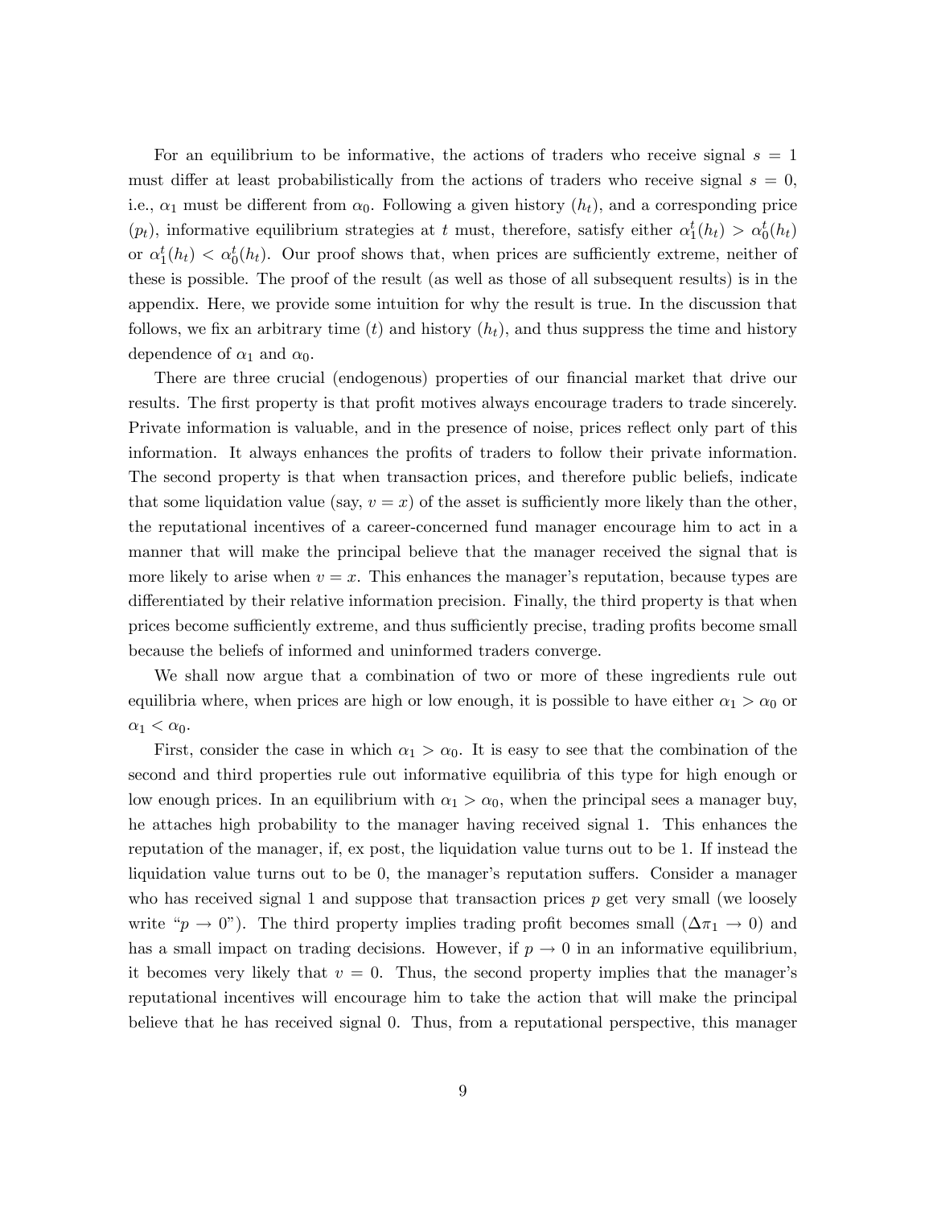For an equilibrium to be informative, the actions of traders who receive signal $s = 1$ must differ at least probabilistically from the actions of traders who receive signal $s = 0$, i.e., $\alpha_1$ must be different from $\alpha_0$. Following a given history ($h_t$), and a corresponding price ($p_t$), informative equilibrium strategies at $t$ must, therefore, satisfy either $\alpha_1^t(h_t) > \alpha_0^t(h_t)$ or $\alpha_1^t(h_t) < \alpha_0^t(h_t)$. Our proof shows that, when prices are sufficiently extreme, neither of these is possible. The proof of the result (as well as those of all subsequent results) is in the appendix. Here, we provide some intuition for why the result is true. In the discussion that follows, we fix an arbitrary time ($t$) and history ($h_t$), and thus suppress the time and history dependence of $\alpha_1$ and $\alpha_0$.

There are three crucial (endogenous) properties of our financial market that drive our results. The first property is that profit motives always encourage traders to trade sincerely. Private information is valuable, and in the presence of noise, prices reflect only part of this information. It always enhances the profits of traders to follow their private information. The second property is that when transaction prices, and therefore public beliefs, indicate that some liquidation value (say, $v = x$) of the asset is sufficiently more likely than the other, the reputational incentives of a career-concerned fund manager encourage him to act in a manner that will make the principal believe that the manager received the signal that is more likely to arise when $v = x$. This enhances the manager's reputation, because types are differentiated by their relative information precision. Finally, the third property is that when prices become sufficiently extreme, and thus sufficiently precise, trading profits become small because the beliefs of informed and uninformed traders converge.

We shall now argue that a combination of two or more of these ingredients rule out equilibria where, when prices are high or low enough, it is possible to have either $\alpha_1 > \alpha_0$ or $\alpha_1 < \alpha_0$.

First, consider the case in which $\alpha_1 > \alpha_0$. It is easy to see that the combination of the second and third properties rule out informative equilibria of this type for high enough or low enough prices. In an equilibrium with $\alpha_1 > \alpha_0$, when the principal sees a manager buy, he attaches high probability to the manager having received signal 1. This enhances the reputation of the manager, if, ex post, the liquidation value turns out to be 1. If instead the liquidation value turns out to be 0, the manager's reputation suffers. Consider a manager who has received signal 1 and suppose that transaction prices $p$ get very small (we loosely write "$p \to 0$"). The third property implies trading profit becomes small ($\Delta\pi_1 \to 0$) and has a small impact on trading decisions. However, if $p \to 0$ in an informative equilibrium, it becomes very likely that $v = 0$. Thus, the second property implies that the manager's reputational incentives will encourage him to take the action that will make the principal believe that he has received signal 0. Thus, from a reputational perspective, this manager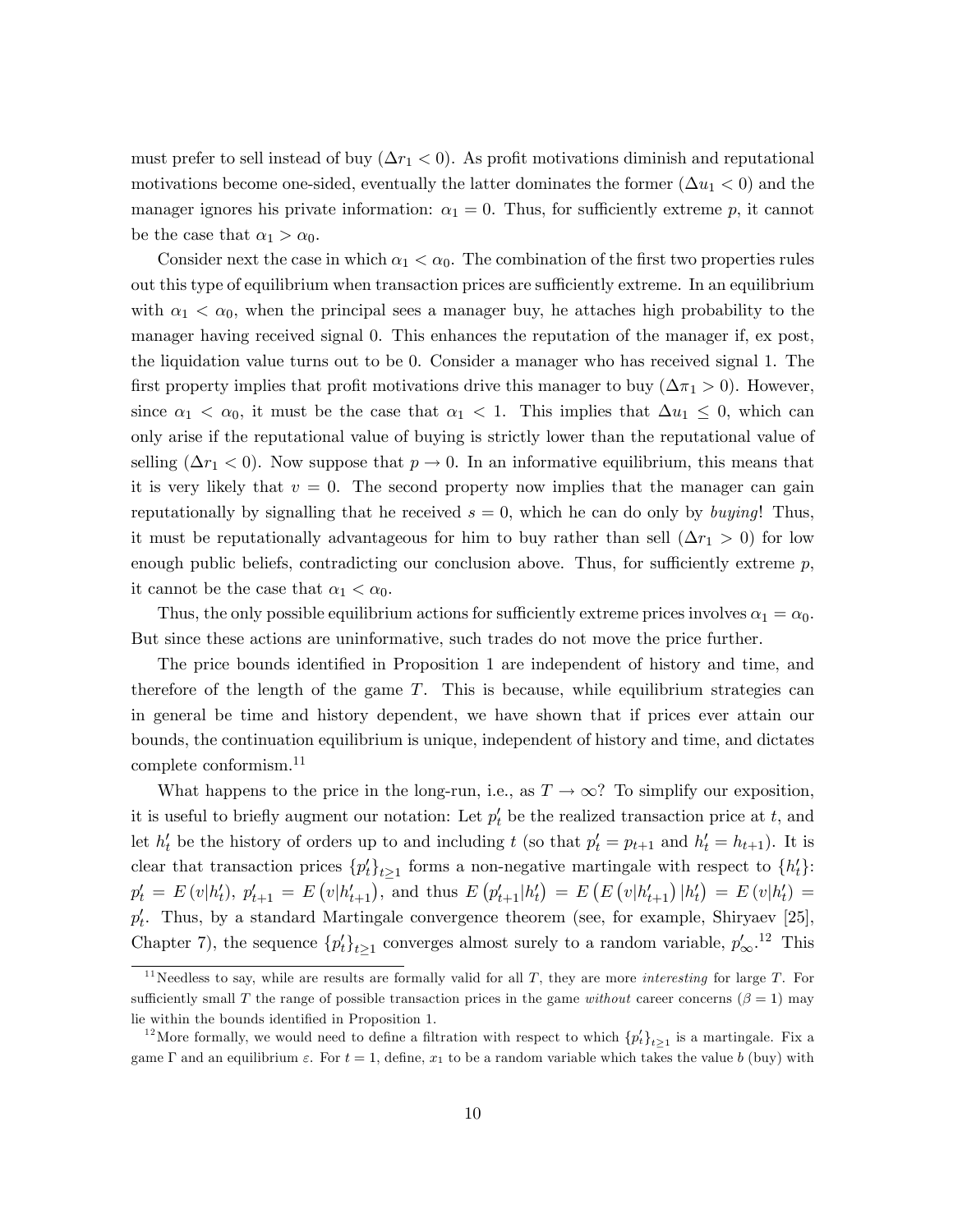must prefer to sell instead of buy ($\Delta r_1 < 0$). As profit motivations diminish and reputational motivations become one-sided, eventually the latter dominates the former ($\Delta u_1 < 0$) and the manager ignores his private information: $\alpha_1 = 0$. Thus, for sufficiently extreme $p$, it cannot be the case that $\alpha_1 > \alpha_0$.

Consider next the case in which $\alpha_1 < \alpha_0$. The combination of the first two properties rules out this type of equilibrium when transaction prices are sufficiently extreme. In an equilibrium with $\alpha_1 < \alpha_0$, when the principal sees a manager buy, he attaches high probability to the manager having received signal 0. This enhances the reputation of the manager if, ex post, the liquidation value turns out to be 0. Consider a manager who has received signal 1. The first property implies that profit motivations drive this manager to buy ($\Delta \pi_1 > 0$). However, since $\alpha_1 < \alpha_0$, it must be the case that $\alpha_1 < 1$. This implies that $\Delta u_1 \leq 0$, which can only arise if the reputational value of buying is strictly lower than the reputational value of selling ($\Delta r_1 < 0$). Now suppose that $p \to 0$. In an informative equilibrium, this means that it is very likely that $v = 0$. The second property now implies that the manager can gain reputationally by signalling that he received $s = 0$, which he can do only by *buying*! Thus, it must be reputationally advantageous for him to buy rather than sell ($\Delta r_1 > 0$) for low enough public beliefs, contradicting our conclusion above. Thus, for sufficiently extreme $p$, it cannot be the case that $\alpha_1 < \alpha_0$.

Thus, the only possible equilibrium actions for sufficiently extreme prices involves $\alpha_1 = \alpha_0$. But since these actions are uninformative, such trades do not move the price further.

The price bounds identified in Proposition 1 are independent of history and time, and therefore of the length of the game $T$. This is because, while equilibrium strategies can in general be time and history dependent, we have shown that if prices ever attain our bounds, the continuation equilibrium is unique, independent of history and time, and dictates complete conformism.[11]

What happens to the price in the long-run, i.e., as $T \to \infty$? To simplify our exposition, it is useful to briefly augment our notation: Let $p'_t$ be the realized transaction price at $t$, and let $h'_t$ be the history of orders up to and including $t$ (so that $p'_t = p_{t+1}$ and $h'_t = h_{t+1}$). It is clear that transaction prices $\{p'_t\}_{t \geq 1}$ forms a non-negative martingale with respect to $\{h'_t\}$: $p'_t = E(v|h'_t)$, $p'_{t+1} = E(v|h'_{t+1})$, and thus $E(p'_{t+1}|h'_t) = E(E(v|h'_{t+1})|h'_t) = E(v|h'_t) = p'_t$. Thus, by a standard Martingale convergence theorem (see, for example, Shiryaev [25], Chapter 7), the sequence $\{p'_t\}_{t \geq 1}$ converges almost surely to a random variable, $p'_\infty$.[12] This

[11] Needless to say, while are results are formally valid for all $T$, they are more *interesting* for large $T$. For sufficiently small $T$ the range of possible transaction prices in the game *without* career concerns ($\beta = 1$) may lie within the bounds identified in Proposition 1.

[12] More formally, we would need to define a filtration with respect to which $\{p'_t\}_{t \geq 1}$ is a martingale. Fix a game $\Gamma$ and an equilibrium $\varepsilon$. For $t = 1$, define, $x_1$ to be a random variable which takes the value $b$ (buy) with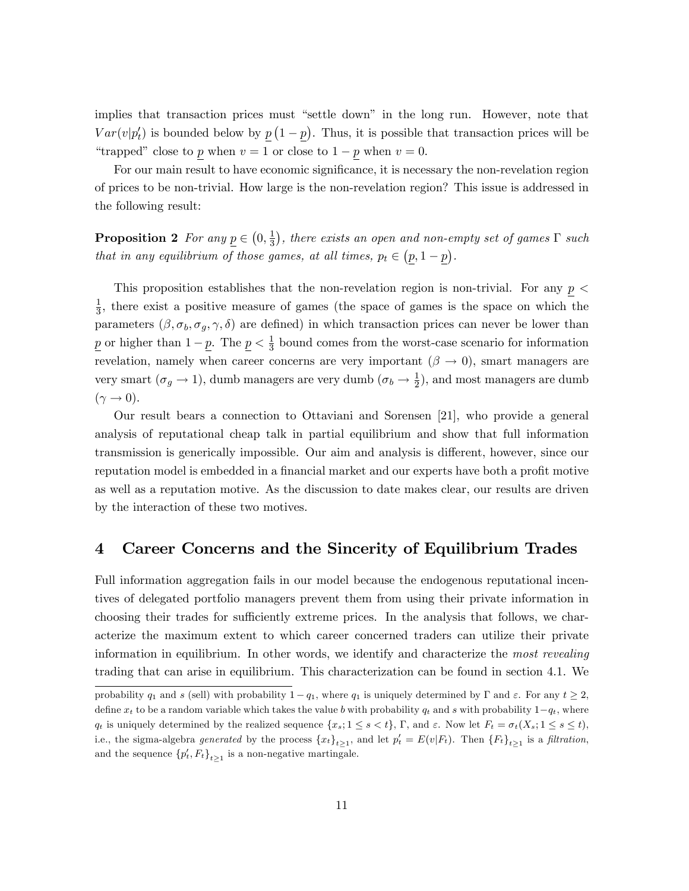implies that transaction prices must "settle down" in the long run. However, note that $Var(v|p_t')$ is bounded below by $\underline{p}\left(1-\underline{p}\right)$. Thus, it is possible that transaction prices will be "trapped" close to $\underline{p}$ when $v=1$ or close to $1-\underline{p}$ when $v=0$.

For our main result to have economic significance, it is necessary the non-revelation region of prices to be non-trivial. How large is the non-revelation region? This issue is addressed in the following result:

**Proposition 2** *For any $\underline{p}\in\left(0,\frac{1}{3}\right)$, there exists an open and non-empty set of games $\Gamma$ such that in any equilibrium of those games, at all times, $p_t\in\left(\underline{p},1-\underline{p}\right)$.*

This proposition establishes that the non-revelation region is non-trivial. For any $\underline{p}<\frac{1}{3}$, there exist a positive measure of games (the space of games is the space on which the parameters $(\beta,\sigma_b,\sigma_g,\gamma,\delta)$ are defined) in which transaction prices can never be lower than $\underline{p}$ or higher than $1-\underline{p}$. The $\underline{p}<\frac{1}{3}$ bound comes from the worst-case scenario for information revelation, namely when career concerns are very important ($\beta\to 0$), smart managers are very smart ($\sigma_g\to 1$), dumb managers are very dumb ($\sigma_b\to\frac{1}{2}$), and most managers are dumb ($\gamma\to 0$).

Our result bears a connection to Ottaviani and Sorensen [21], who provide a general analysis of reputational cheap talk in partial equilibrium and show that full information transmission is generically impossible. Our aim and analysis is different, however, since our reputation model is embedded in a financial market and our experts have both a profit motive as well as a reputation motive. As the discussion to date makes clear, our results are driven by the interaction of these two motives.

# 4 Career Concerns and the Sincerity of Equilibrium Trades

Full information aggregation fails in our model because the endogenous reputational incentives of delegated portfolio managers prevent them from using their private information in choosing their trades for sufficiently extreme prices. In the analysis that follows, we characterize the maximum extent to which career concerned traders can utilize their private information in equilibrium. In other words, we identify and characterize the *most revealing* trading that can arise in equilibrium. This characterization can be found in section 4.1. We

---

probability $q_1$ and $s$ (sell) with probability $1-q_1$, where $q_1$ is uniquely determined by $\Gamma$ and $\varepsilon$. For any $t\geq 2$, define $x_t$ to be a random variable which takes the value $b$ with probability $q_t$ and $s$ with probability $1-q_t$, where $q_t$ is uniquely determined by the realized sequence $\{x_s;1\leq s<t\}$, $\Gamma$, and $\varepsilon$. Now let $F_t=\sigma_t(X_s;1\leq s\leq t)$, i.e., the sigma-algebra *generated* by the process $\{x_t\}_{t\geq 1}$, and let $p_t'=E(v|F_t)$. Then $\{F_t\}_{t\geq 1}$ is a *filtration*, and the sequence $\{p_t',F_t\}_{t\geq 1}$ is a non-negative martingale.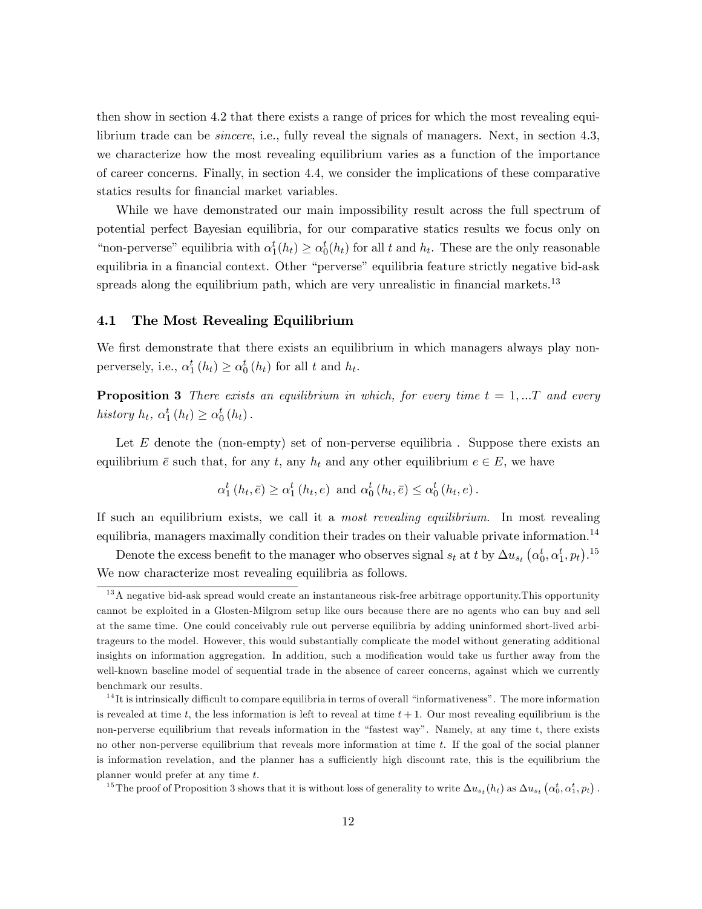then show in section 4.2 that there exists a range of prices for which the most revealing equilibrium trade can be *sincere*, i.e., fully reveal the signals of managers. Next, in section 4.3, we characterize how the most revealing equilibrium varies as a function of the importance of career concerns. Finally, in section 4.4, we consider the implications of these comparative statics results for financial market variables.

While we have demonstrated our main impossibility result across the full spectrum of potential perfect Bayesian equilibria, for our comparative statics results we focus only on "non-perverse" equilibria with $\alpha_1^t(h_t) \geq \alpha_0^t(h_t)$ for all $t$ and $h_t$. These are the only reasonable equilibria in a financial context. Other "perverse" equilibria feature strictly negative bid-ask spreads along the equilibrium path, which are very unrealistic in financial markets.[13]

## 4.1 The Most Revealing Equilibrium

We first demonstrate that there exists an equilibrium in which managers always play non-perversely, i.e., $\alpha_1^t(h_t) \geq \alpha_0^t(h_t)$ for all $t$ and $h_t$.

**Proposition 3** *There exists an equilibrium in which, for every time $t = 1, ...T$ and every history $h_t$, $\alpha_1^t(h_t) \geq \alpha_0^t(h_t)$.*

Let $E$ denote the (non-empty) set of non-perverse equilibria . Suppose there exists an equilibrium $\bar{e}$ such that, for any $t$, any $h_t$ and any other equilibrium $e \in E$, we have

$$\alpha_1^t(h_t, \bar{e}) \geq \alpha_1^t(h_t, e) \text{ and } \alpha_0^t(h_t, \bar{e}) \leq \alpha_0^t(h_t, e).$$

If such an equilibrium exists, we call it a *most revealing equilibrium*. In most revealing equilibria, managers maximally condition their trades on their valuable private information.[14]

Denote the excess benefit to the manager who observes signal $s_t$ at $t$ by $\Delta u_{s_t}(\alpha_0^t, \alpha_1^t, p_t)$.[15] We now characterize most revealing equilibria as follows.

---

[13] A negative bid-ask spread would create an instantaneous risk-free arbitrage opportunity.This opportunity cannot be exploited in a Glosten-Milgrom setup like ours because there are no agents who can buy and sell at the same time. One could conceivably rule out perverse equilibria by adding uninformed short-lived arbitrageurs to the model. However, this would substantially complicate the model without generating additional insights on information aggregation. In addition, such a modification would take us further away from the well-known baseline model of sequential trade in the absence of career concerns, against which we currently benchmark our results.

[14] It is intrinsically difficult to compare equilibria in terms of overall "informativeness". The more information is revealed at time $t$, the less information is left to reveal at time $t+1$. Our most revealing equilibrium is the non-perverse equilibrium that reveals information in the "fastest way". Namely, at any time t, there exists no other non-perverse equilibrium that reveals more information at time $t$. If the goal of the social planner is information revelation, and the planner has a sufficiently high discount rate, this is the equilibrium the planner would prefer at any time $t$.

[15] The proof of Proposition 3 shows that it is without loss of generality to write $\Delta u_{s_t}(h_t)$ as $\Delta u_{s_t}(\alpha_0^t, \alpha_1^t, p_t)$.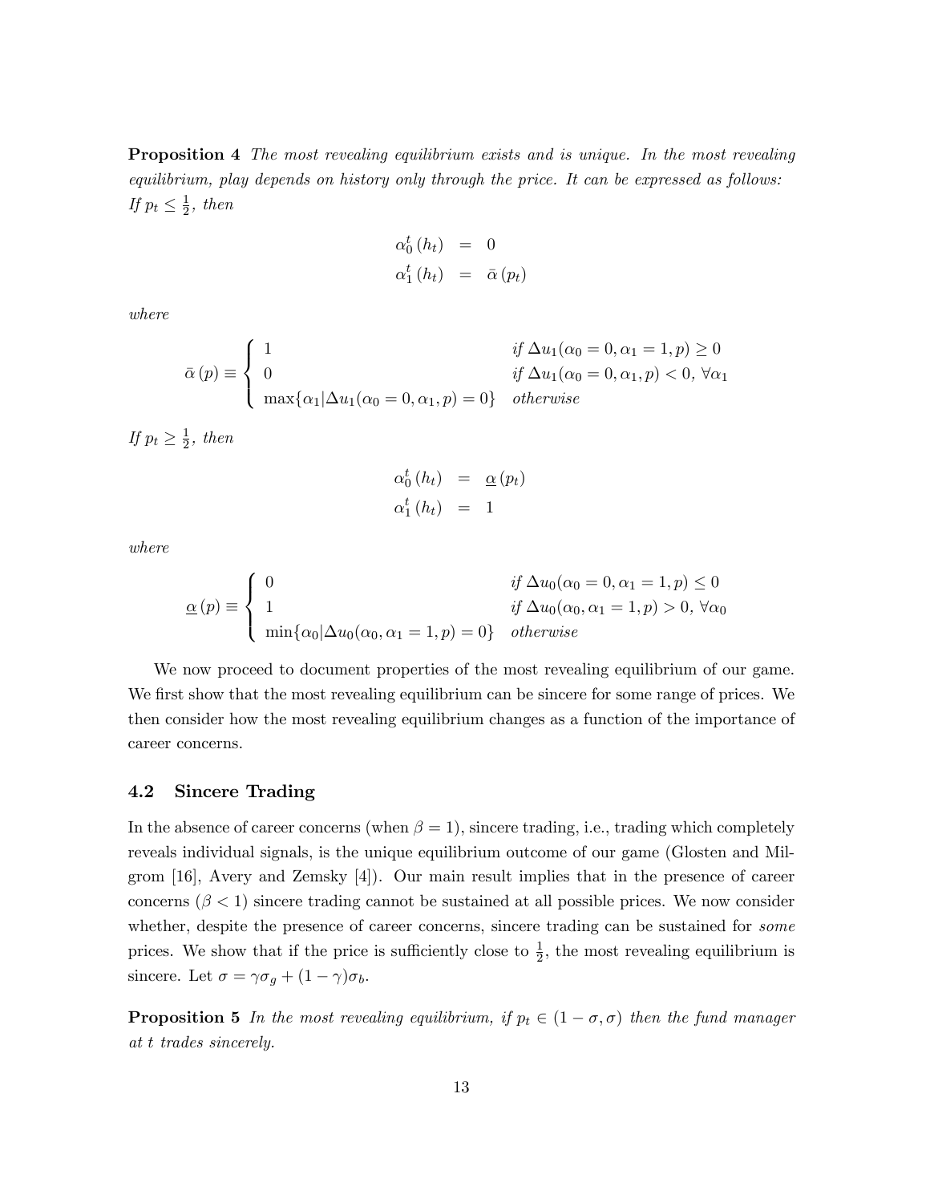**Proposition 4** *The most revealing equilibrium exists and is unique. In the most revealing equilibrium, play depends on history only through the price. It can be expressed as follows: If $p_t \leq \frac{1}{2}$, then*

$$\begin{aligned} \alpha_0^t(h_t) &= 0 \\ \alpha_1^t(h_t) &= \bar{\alpha}(p_t) \end{aligned}$$

*where*

$$\bar{\alpha}(p) \equiv \begin{cases} 1 & \text{if } \Delta u_1(\alpha_0 = 0, \alpha_1 = 1, p) \geq 0 \\ 0 & \text{if } \Delta u_1(\alpha_0 = 0, \alpha_1, p) < 0, \ \forall \alpha_1 \\ \max\{\alpha_1 | \Delta u_1(\alpha_0 = 0, \alpha_1, p) = 0\} & \text{otherwise} \end{cases}$$

*If $p_t \geq \frac{1}{2}$, then*

$$\begin{aligned} \alpha_0^t(h_t) &= \underline{\alpha}(p_t) \\ \alpha_1^t(h_t) &= 1 \end{aligned}$$

*where*

$$\underline{\alpha}(p) \equiv \begin{cases} 0 & \text{if } \Delta u_0(\alpha_0 = 0, \alpha_1 = 1, p) \leq 0 \\ 1 & \text{if } \Delta u_0(\alpha_0, \alpha_1 = 1, p) > 0, \ \forall \alpha_0 \\ \min\{\alpha_0 | \Delta u_0(\alpha_0, \alpha_1 = 1, p) = 0\} & \text{otherwise} \end{cases}$$

We now proceed to document properties of the most revealing equilibrium of our game. We first show that the most revealing equilibrium can be sincere for some range of prices. We then consider how the most revealing equilibrium changes as a function of the importance of career concerns.

### 4.2 Sincere Trading

In the absence of career concerns (when $\beta = 1$), sincere trading, i.e., trading which completely reveals individual signals, is the unique equilibrium outcome of our game (Glosten and Milgrom [16], Avery and Zemsky [4]). Our main result implies that in the presence of career concerns ($\beta < 1$) sincere trading cannot be sustained at all possible prices. We now consider whether, despite the presence of career concerns, sincere trading can be sustained for *some* prices. We show that if the price is sufficiently close to $\frac{1}{2}$, the most revealing equilibrium is sincere. Let $\sigma = \gamma\sigma_g + (1-\gamma)\sigma_b$.

**Proposition 5** *In the most revealing equilibrium, if $p_t \in (1-\sigma, \sigma)$ then the fund manager at $t$ trades sincerely.*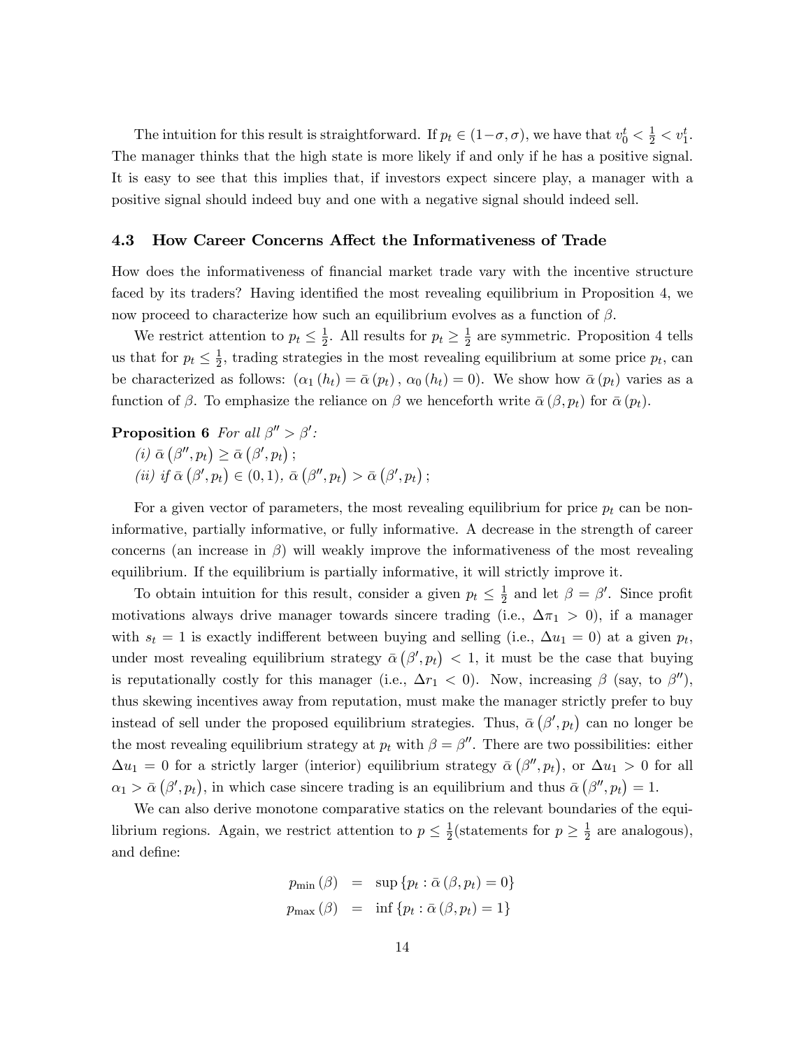The intuition for this result is straightforward. If $p_t \in (1-\sigma, \sigma)$, we have that $v_0^t < \frac{1}{2} < v_1^t$. The manager thinks that the high state is more likely if and only if he has a positive signal. It is easy to see that this implies that, if investors expect sincere play, a manager with a positive signal should indeed buy and one with a negative signal should indeed sell.

### 4.3 How Career Concerns Affect the Informativeness of Trade

How does the informativeness of financial market trade vary with the incentive structure faced by its traders? Having identified the most revealing equilibrium in Proposition 4, we now proceed to characterize how such an equilibrium evolves as a function of $\beta$.

We restrict attention to $p_t \leq \frac{1}{2}$. All results for $p_t \geq \frac{1}{2}$ are symmetric. Proposition 4 tells us that for $p_t \leq \frac{1}{2}$, trading strategies in the most revealing equilibrium at some price $p_t$, can be characterized as follows: $(\alpha_1(h_t) = \bar{\alpha}(p_t), \alpha_0(h_t) = 0)$. We show how $\bar{\alpha}(p_t)$ varies as a function of $\beta$. To emphasize the reliance on $\beta$ we henceforth write $\bar{\alpha}(\beta, p_t)$ for $\bar{\alpha}(p_t)$.

**Proposition 6** *For all $\beta'' > \beta'$:*

*(i) $\bar{\alpha}(\beta'', p_t) \geq \bar{\alpha}(\beta', p_t)$;*

*(ii) if $\bar{\alpha}(\beta', p_t) \in (0,1)$, $\bar{\alpha}(\beta'', p_t) > \bar{\alpha}(\beta', p_t)$;*

For a given vector of parameters, the most revealing equilibrium for price $p_t$ can be non-informative, partially informative, or fully informative. A decrease in the strength of career concerns (an increase in $\beta$) will weakly improve the informativeness of the most revealing equilibrium. If the equilibrium is partially informative, it will strictly improve it.

To obtain intuition for this result, consider a given $p_t \leq \frac{1}{2}$ and let $\beta = \beta'$. Since profit motivations always drive manager towards sincere trading (i.e., $\Delta\pi_1 > 0$), if a manager with $s_t = 1$ is exactly indifferent between buying and selling (i.e., $\Delta u_1 = 0$) at a given $p_t$, under most revealing equilibrium strategy $\bar{\alpha}(\beta', p_t) < 1$, it must be the case that buying is reputationally costly for this manager (i.e., $\Delta r_1 < 0$). Now, increasing $\beta$ (say, to $\beta''$), thus skewing incentives away from reputation, must make the manager strictly prefer to buy instead of sell under the proposed equilibrium strategies. Thus, $\bar{\alpha}(\beta', p_t)$ can no longer be the most revealing equilibrium strategy at $p_t$ with $\beta = \beta''$. There are two possibilities: either $\Delta u_1 = 0$ for a strictly larger (interior) equilibrium strategy $\bar{\alpha}(\beta'', p_t)$, or $\Delta u_1 > 0$ for all $\alpha_1 > \bar{\alpha}(\beta', p_t)$, in which case sincere trading is an equilibrium and thus $\bar{\alpha}(\beta'', p_t) = 1$.

We can also derive monotone comparative statics on the relevant boundaries of the equilibrium regions. Again, we restrict attention to $p \leq \frac{1}{2}$(statements for $p \geq \frac{1}{2}$ are analogous), and define:

$$
\begin{aligned}
p_{\min}(\beta) &= \sup\{p_t : \bar{\alpha}(\beta, p_t) = 0\} \\
p_{\max}(\beta) &= \inf\{p_t : \bar{\alpha}(\beta, p_t) = 1\}
\end{aligned}
$$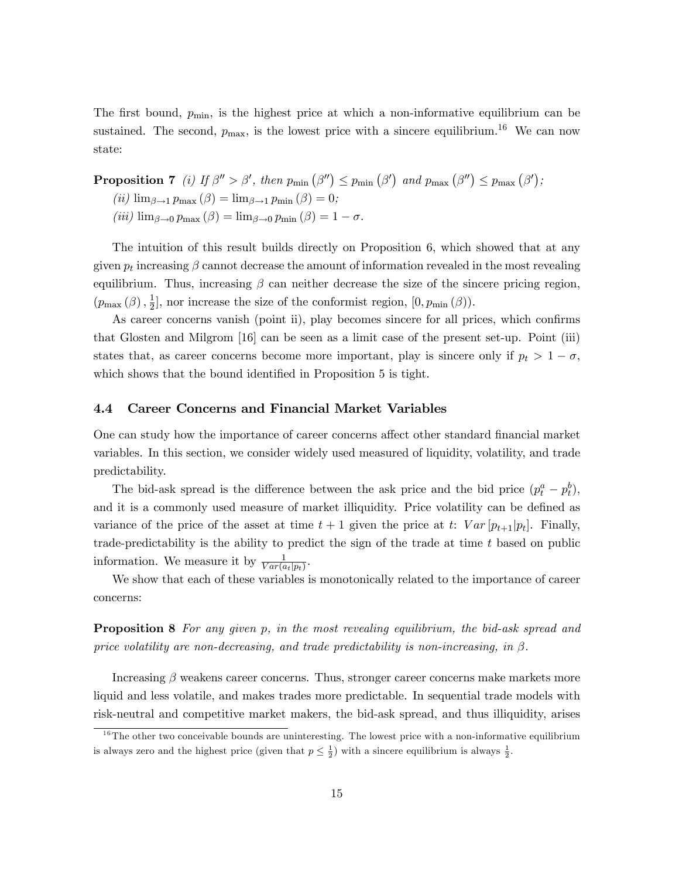The first bound, $p_{\min}$, is the highest price at which a non-informative equilibrium can be sustained. The second, $p_{\max}$, is the lowest price with a sincere equilibrium.[16] We can now state:

**Proposition 7** *(i) If $\beta'' > \beta'$, then $p_{\min}(\beta'') \leq p_{\min}(\beta')$ and $p_{\max}(\beta'') \leq p_{\max}(\beta')$;*
*(ii) $\lim_{\beta \to 1} p_{\max}(\beta) = \lim_{\beta \to 1} p_{\min}(\beta) = 0$;*
*(iii) $\lim_{\beta \to 0} p_{\max}(\beta) = \lim_{\beta \to 0} p_{\min}(\beta) = 1 - \sigma$.*

The intuition of this result builds directly on Proposition 6, which showed that at any given $p_t$ increasing $\beta$ cannot decrease the amount of information revealed in the most revealing equilibrium. Thus, increasing $\beta$ can neither decrease the size of the sincere pricing region, $(p_{\max}(\beta), \frac{1}{2}]$, nor increase the size of the conformist region, $[0, p_{\min}(\beta))$.

As career concerns vanish (point ii), play becomes sincere for all prices, which confirms that Glosten and Milgrom [16] can be seen as a limit case of the present set-up. Point (iii) states that, as career concerns become more important, play is sincere only if $p_t > 1 - \sigma$, which shows that the bound identified in Proposition 5 is tight.

### 4.4 Career Concerns and Financial Market Variables

One can study how the importance of career concerns affect other standard financial market variables. In this section, we consider widely used measured of liquidity, volatility, and trade predictability.

The bid-ask spread is the difference between the ask price and the bid price $(p_t^a - p_t^b)$, and it is a commonly used measure of market illiquidity. Price volatility can be defined as variance of the price of the asset at time $t+1$ given the price at $t$: $Var[p_{t+1}|p_t]$. Finally, trade-predictability is the ability to predict the sign of the trade at time $t$ based on public information. We measure it by $\frac{1}{Var(a_t|p_t)}$.

We show that each of these variables is monotonically related to the importance of career concerns:

**Proposition 8** *For any given $p$, in the most revealing equilibrium, the bid-ask spread and price volatility are non-decreasing, and trade predictability is non-increasing, in $\beta$.*

Increasing $\beta$ weakens career concerns. Thus, stronger career concerns make markets more liquid and less volatile, and makes trades more predictable. In sequential trade models with risk-neutral and competitive market makers, the bid-ask spread, and thus illiquidity, arises

[16] The other two conceivable bounds are uninteresting. The lowest price with a non-informative equilibrium is always zero and the highest price (given that $p \leq \frac{1}{2}$) with a sincere equilibrium is always $\frac{1}{2}$.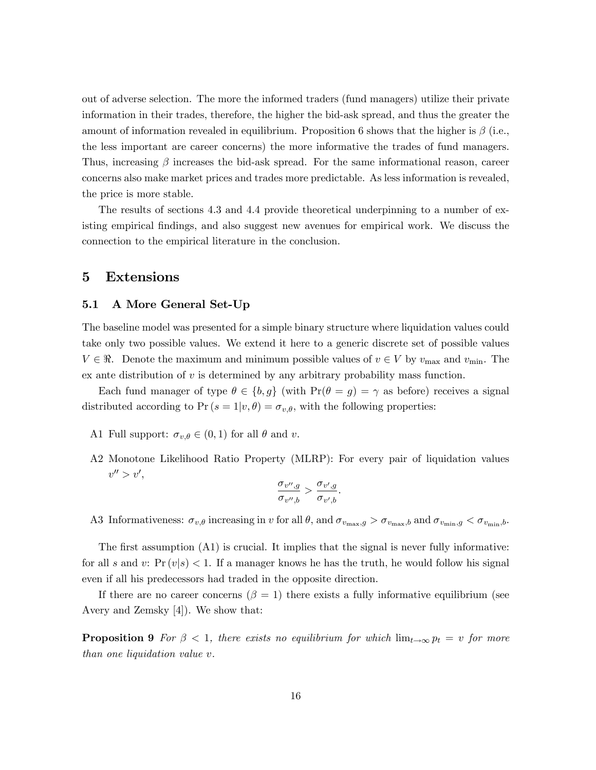out of adverse selection. The more the informed traders (fund managers) utilize their private information in their trades, therefore, the higher the bid-ask spread, and thus the greater the amount of information revealed in equilibrium. Proposition 6 shows that the higher is $\beta$ (i.e., the less important are career concerns) the more informative the trades of fund managers. Thus, increasing $\beta$ increases the bid-ask spread. For the same informational reason, career concerns also make market prices and trades more predictable. As less information is revealed, the price is more stable.

The results of sections 4.3 and 4.4 provide theoretical underpinning to a number of existing empirical findings, and also suggest new avenues for empirical work. We discuss the connection to the empirical literature in the conclusion.

# 5 Extensions

## 5.1 A More General Set-Up

The baseline model was presented for a simple binary structure where liquidation values could take only two possible values. We extend it here to a generic discrete set of possible values $V \in \Re$. Denote the maximum and minimum possible values of $v \in V$ by $v_{\max}$ and $v_{\min}$. The ex ante distribution of $v$ is determined by any arbitrary probability mass function.

Each fund manager of type $\theta \in \{b, g\}$ (with $\Pr(\theta = g) = \gamma$ as before) receives a signal distributed according to $\Pr(s = 1|v, \theta) = \sigma_{v,\theta}$, with the following properties:

A1 Full support: $\sigma_{v,\theta} \in (0, 1)$ for all $\theta$ and $v$.

A2 Monotone Likelihood Ratio Property (MLRP): For every pair of liquidation values $v'' > v'$,

$$\frac{\sigma_{v'',g}}{\sigma_{v'',b}} > \frac{\sigma_{v',g}}{\sigma_{v',b}}.$$

A3 Informativeness: $\sigma_{v,\theta}$ increasing in $v$ for all $\theta$, and $\sigma_{v_{\max},g} > \sigma_{v_{\max},b}$ and $\sigma_{v_{\min},g} < \sigma_{v_{\min},b}$.

The first assumption (A1) is crucial. It implies that the signal is never fully informative: for all $s$ and $v$: $\Pr(v|s) < 1$. If a manager knows he has the truth, he would follow his signal even if all his predecessors had traded in the opposite direction.

If there are no career concerns ($\beta = 1$) there exists a fully informative equilibrium (see Avery and Zemsky [4]). We show that:

**Proposition 9** *For $\beta < 1$, there exists no equilibrium for which $\lim_{t \to \infty} p_t = v$ for more than one liquidation value $v$.*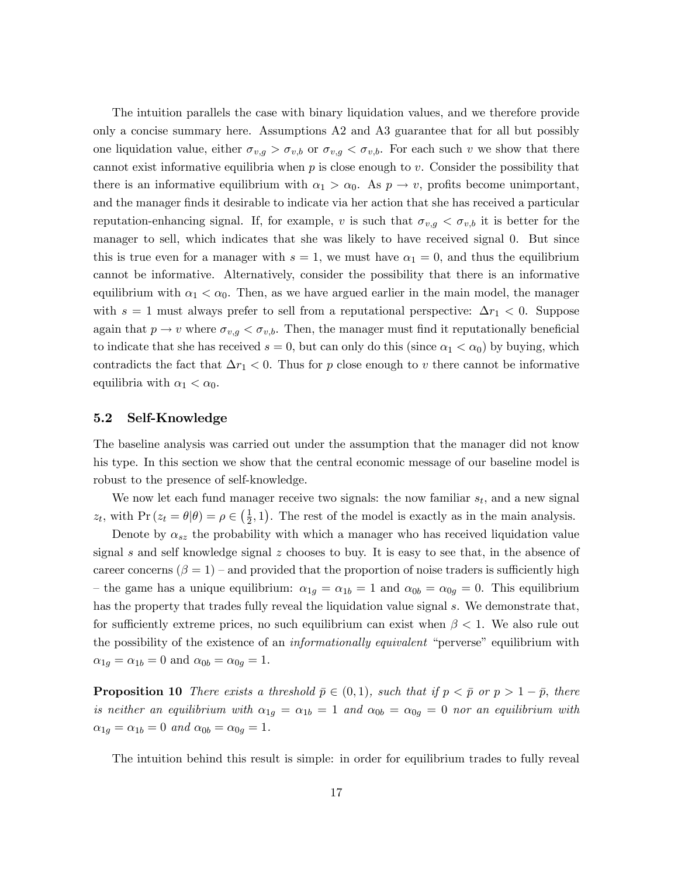The intuition parallels the case with binary liquidation values, and we therefore provide only a concise summary here. Assumptions A2 and A3 guarantee that for all but possibly one liquidation value, either $\sigma_{v,g} > \sigma_{v,b}$ or $\sigma_{v,g} < \sigma_{v,b}$. For each such $v$ we show that there cannot exist informative equilibria when $p$ is close enough to $v$. Consider the possibility that there is an informative equilibrium with $\alpha_1 > \alpha_0$. As $p \to v$, profits become unimportant, and the manager finds it desirable to indicate via her action that she has received a particular reputation-enhancing signal. If, for example, $v$ is such that $\sigma_{v,g} < \sigma_{v,b}$ it is better for the manager to sell, which indicates that she was likely to have received signal 0. But since this is true even for a manager with $s = 1$, we must have $\alpha_1 = 0$, and thus the equilibrium cannot be informative. Alternatively, consider the possibility that there is an informative equilibrium with $\alpha_1 < \alpha_0$. Then, as we have argued earlier in the main model, the manager with $s = 1$ must always prefer to sell from a reputational perspective: $\Delta r_1 < 0$. Suppose again that $p \to v$ where $\sigma_{v,g} < \sigma_{v,b}$. Then, the manager must find it reputationally beneficial to indicate that she has received $s = 0$, but can only do this (since $\alpha_1 < \alpha_0$) by buying, which contradicts the fact that $\Delta r_1 < 0$. Thus for $p$ close enough to $v$ there cannot be informative equilibria with $\alpha_1 < \alpha_0$.

## 5.2 Self-Knowledge

The baseline analysis was carried out under the assumption that the manager did not know his type. In this section we show that the central economic message of our baseline model is robust to the presence of self-knowledge.

We now let each fund manager receive two signals: the now familiar $s_t$, and a new signal $z_t$, with $\Pr(z_t = \theta|\theta) = \rho \in \left(\frac{1}{2}, 1\right)$. The rest of the model is exactly as in the main analysis.

Denote by $\alpha_{sz}$ the probability with which a manager who has received liquidation value signal $s$ and self knowledge signal $z$ chooses to buy. It is easy to see that, in the absence of career concerns ($\beta = 1$) – and provided that the proportion of noise traders is sufficiently high – the game has a unique equilibrium: $\alpha_{1g} = \alpha_{1b} = 1$ and $\alpha_{0b} = \alpha_{0g} = 0$. This equilibrium has the property that trades fully reveal the liquidation value signal $s$. We demonstrate that, for sufficiently extreme prices, no such equilibrium can exist when $\beta < 1$. We also rule out the possibility of the existence of an *informationally equivalent* "perverse" equilibrium with $\alpha_{1g} = \alpha_{1b} = 0$ and $\alpha_{0b} = \alpha_{0g} = 1$.

**Proposition 10** *There exists a threshold $\bar{p} \in (0, 1)$, such that if $p < \bar{p}$ or $p > 1 - \bar{p}$, there is neither an equilibrium with $\alpha_{1g} = \alpha_{1b} = 1$ and $\alpha_{0b} = \alpha_{0g} = 0$ nor an equilibrium with $\alpha_{1g} = \alpha_{1b} = 0$ and $\alpha_{0b} = \alpha_{0g} = 1$.*

The intuition behind this result is simple: in order for equilibrium trades to fully reveal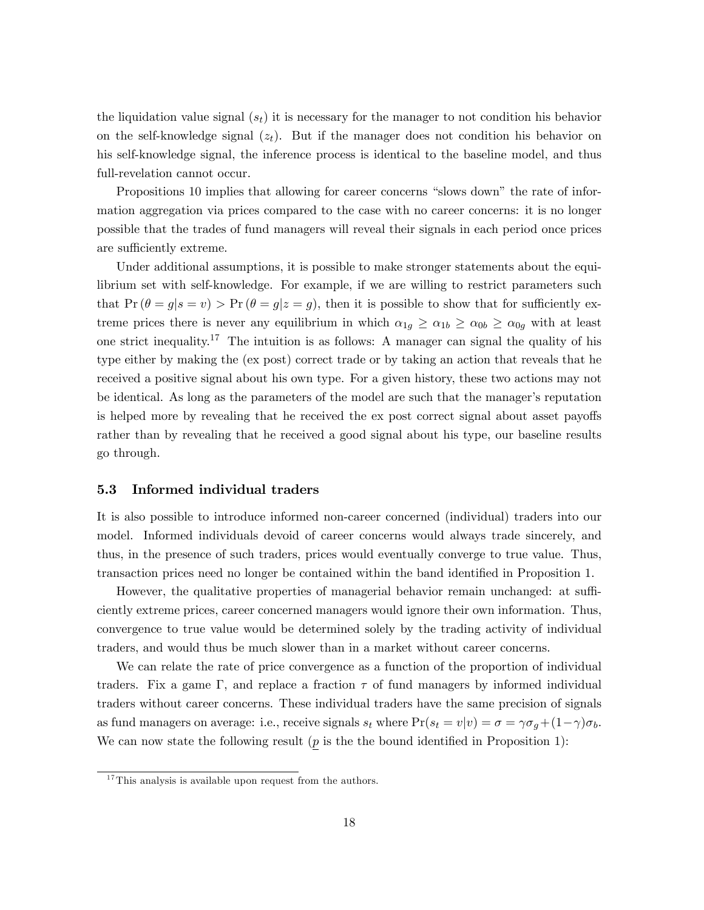the liquidation value signal ($s_t$) it is necessary for the manager to not condition his behavior on the self-knowledge signal ($z_t$). But if the manager does not condition his behavior on his self-knowledge signal, the inference process is identical to the baseline model, and thus full-revelation cannot occur.

Propositions 10 implies that allowing for career concerns "slows down" the rate of information aggregation via prices compared to the case with no career concerns: it is no longer possible that the trades of fund managers will reveal their signals in each period once prices are sufficiently extreme.

Under additional assumptions, it is possible to make stronger statements about the equilibrium set with self-knowledge. For example, if we are willing to restrict parameters such that $\Pr(\theta = g|s = v) > \Pr(\theta = g|z = g)$, then it is possible to show that for sufficiently extreme prices there is never any equilibrium in which $\alpha_{1g} \geq \alpha_{1b} \geq \alpha_{0b} \geq \alpha_{0g}$ with at least one strict inequality.[17] The intuition is as follows: A manager can signal the quality of his type either by making the (ex post) correct trade or by taking an action that reveals that he received a positive signal about his own type. For a given history, these two actions may not be identical. As long as the parameters of the model are such that the manager's reputation is helped more by revealing that he received the ex post correct signal about asset payoffs rather than by revealing that he received a good signal about his type, our baseline results go through.

### 5.3 Informed individual traders

It is also possible to introduce informed non-career concerned (individual) traders into our model. Informed individuals devoid of career concerns would always trade sincerely, and thus, in the presence of such traders, prices would eventually converge to true value. Thus, transaction prices need no longer be contained within the band identified in Proposition 1.

However, the qualitative properties of managerial behavior remain unchanged: at sufficiently extreme prices, career concerned managers would ignore their own information. Thus, convergence to true value would be determined solely by the trading activity of individual traders, and would thus be much slower than in a market without career concerns.

We can relate the rate of price convergence as a function of the proportion of individual traders. Fix a game $\Gamma$, and replace a fraction $\tau$ of fund managers by informed individual traders without career concerns. These individual traders have the same precision of signals as fund managers on average: i.e., receive signals $s_t$ where $\Pr(s_t = v|v) = \sigma = \gamma\sigma_g + (1-\gamma)\sigma_b$. We can now state the following result ($\underline{p}$ is the the bound identified in Proposition 1):

[17] This analysis is available upon request from the authors.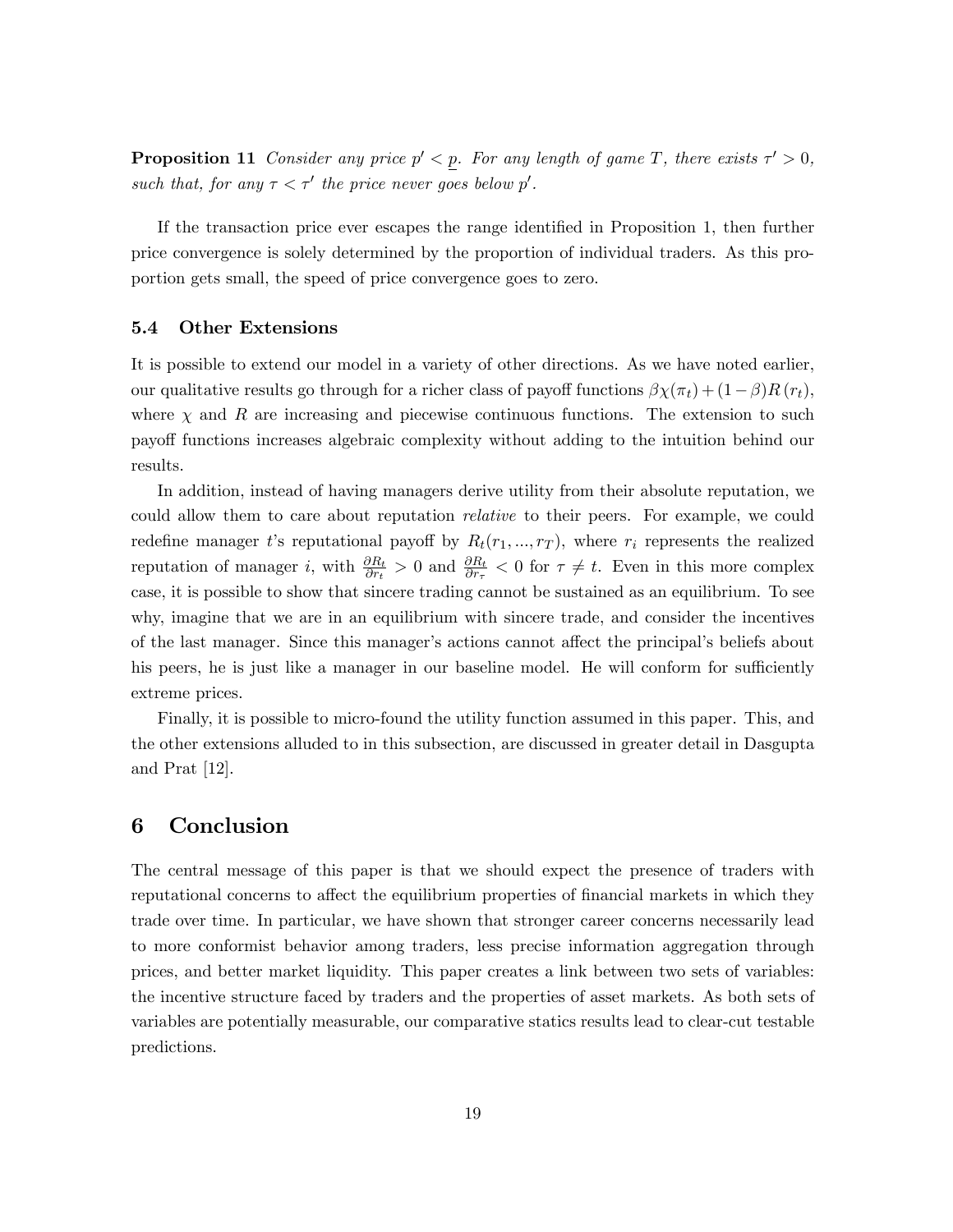**Proposition 11** *Consider any price $p' < \underline{p}$. For any length of game $T$, there exists $\tau' > 0$, such that, for any $\tau < \tau'$ the price never goes below $p'$.*

If the transaction price ever escapes the range identified in Proposition 1, then further price convergence is solely determined by the proportion of individual traders. As this proportion gets small, the speed of price convergence goes to zero.

### 5.4 Other Extensions

It is possible to extend our model in a variety of other directions. As we have noted earlier, our qualitative results go through for a richer class of payoff functions $\beta\chi(\pi_t) + (1-\beta)R(r_t)$, where $\chi$ and $R$ are increasing and piecewise continuous functions. The extension to such payoff functions increases algebraic complexity without adding to the intuition behind our results.

In addition, instead of having managers derive utility from their absolute reputation, we could allow them to care about reputation *relative* to their peers. For example, we could redefine manager $t$'s reputational payoff by $R_t(r_1, ..., r_T)$, where $r_i$ represents the realized reputation of manager $i$, with $\frac{\partial R_t}{\partial r_t} > 0$ and $\frac{\partial R_t}{\partial r_\tau} < 0$ for $\tau \neq t$. Even in this more complex case, it is possible to show that sincere trading cannot be sustained as an equilibrium. To see why, imagine that we are in an equilibrium with sincere trade, and consider the incentives of the last manager. Since this manager's actions cannot affect the principal's beliefs about his peers, he is just like a manager in our baseline model. He will conform for sufficiently extreme prices.

Finally, it is possible to micro-found the utility function assumed in this paper. This, and the other extensions alluded to in this subsection, are discussed in greater detail in Dasgupta and Prat [12].

## 6 Conclusion

The central message of this paper is that we should expect the presence of traders with reputational concerns to affect the equilibrium properties of financial markets in which they trade over time. In particular, we have shown that stronger career concerns necessarily lead to more conformist behavior among traders, less precise information aggregation through prices, and better market liquidity. This paper creates a link between two sets of variables: the incentive structure faced by traders and the properties of asset markets. As both sets of variables are potentially measurable, our comparative statics results lead to clear-cut testable predictions.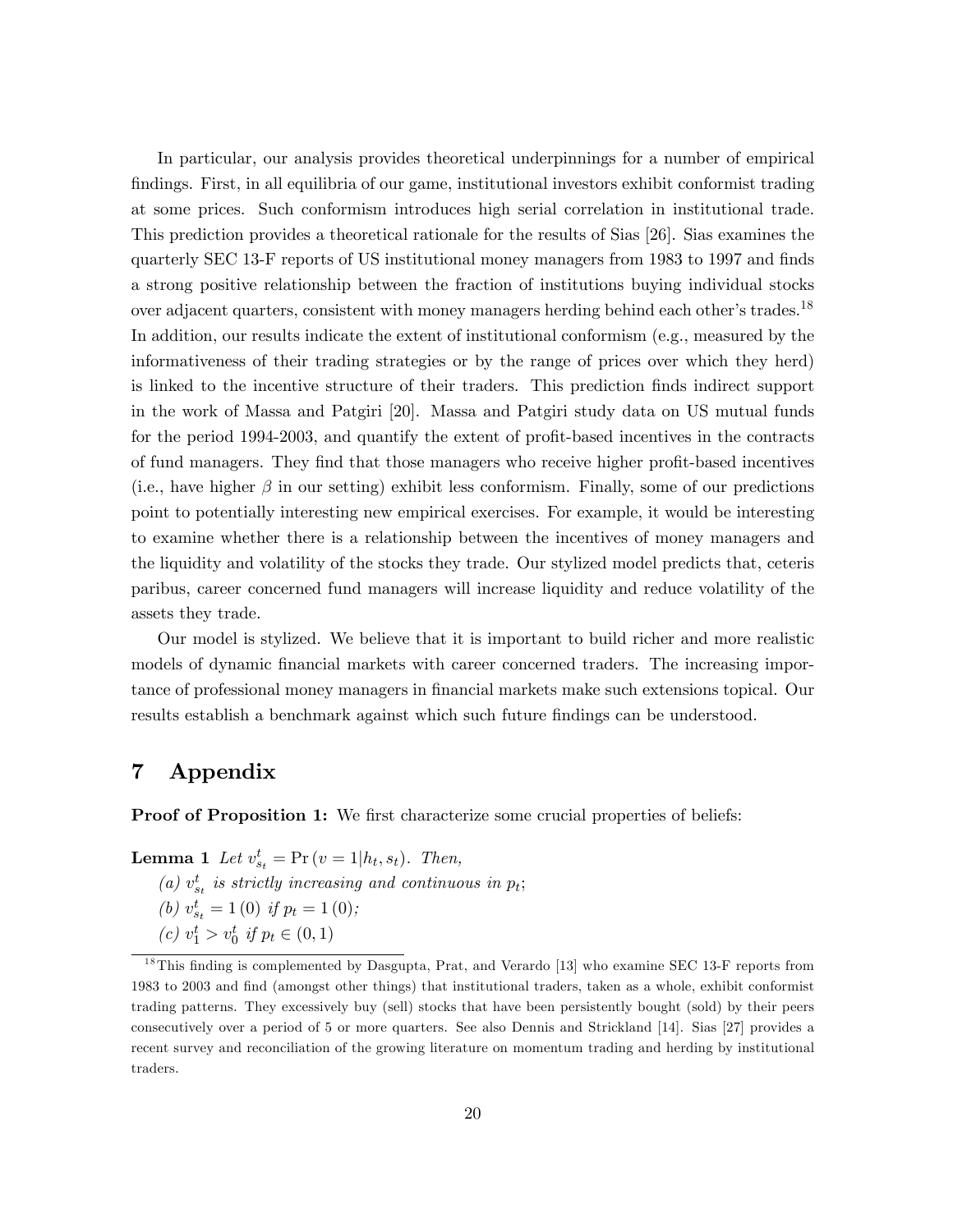In particular, our analysis provides theoretical underpinnings for a number of empirical findings. First, in all equilibria of our game, institutional investors exhibit conformist trading at some prices. Such conformism introduces high serial correlation in institutional trade. This prediction provides a theoretical rationale for the results of Sias [26]. Sias examines the quarterly SEC 13-F reports of US institutional money managers from 1983 to 1997 and finds a strong positive relationship between the fraction of institutions buying individual stocks over adjacent quarters, consistent with money managers herding behind each other's trades.[18] In addition, our results indicate the extent of institutional conformism (e.g., measured by the informativeness of their trading strategies or by the range of prices over which they herd) is linked to the incentive structure of their traders. This prediction finds indirect support in the work of Massa and Patgiri [20]. Massa and Patgiri study data on US mutual funds for the period 1994-2003, and quantify the extent of profit-based incentives in the contracts of fund managers. They find that those managers who receive higher profit-based incentives (i.e., have higher $\beta$ in our setting) exhibit less conformism. Finally, some of our predictions point to potentially interesting new empirical exercises. For example, it would be interesting to examine whether there is a relationship between the incentives of money managers and the liquidity and volatility of the stocks they trade. Our stylized model predicts that, ceteris paribus, career concerned fund managers will increase liquidity and reduce volatility of the assets they trade.

Our model is stylized. We believe that it is important to build richer and more realistic models of dynamic financial markets with career concerned traders. The increasing importance of professional money managers in financial markets make such extensions topical. Our results establish a benchmark against which such future findings can be understood.

# 7 Appendix

**Proof of Proposition 1:** We first characterize some crucial properties of beliefs:

**Lemma 1** *Let* $v_{s_t}^t = \Pr(v = 1 | h_t, s_t)$. *Then,*

*(a)* $v_{s_t}^t$ *is strictly increasing and continuous in* $p_t$*;*

*(b)* $v_{s_t}^t = 1\,(0)$ *if* $p_t = 1\,(0)$*;*

*(c)* $v_1^t > v_0^t$ *if* $p_t \in (0, 1)$

[18] This finding is complemented by Dasgupta, Prat, and Verardo [13] who examine SEC 13-F reports from 1983 to 2003 and find (amongst other things) that institutional traders, taken as a whole, exhibit conformist trading patterns. They excessively buy (sell) stocks that have been persistently bought (sold) by their peers consecutively over a period of 5 or more quarters. See also Dennis and Strickland [14]. Sias [27] provides a recent survey and reconciliation of the growing literature on momentum trading and herding by institutional traders.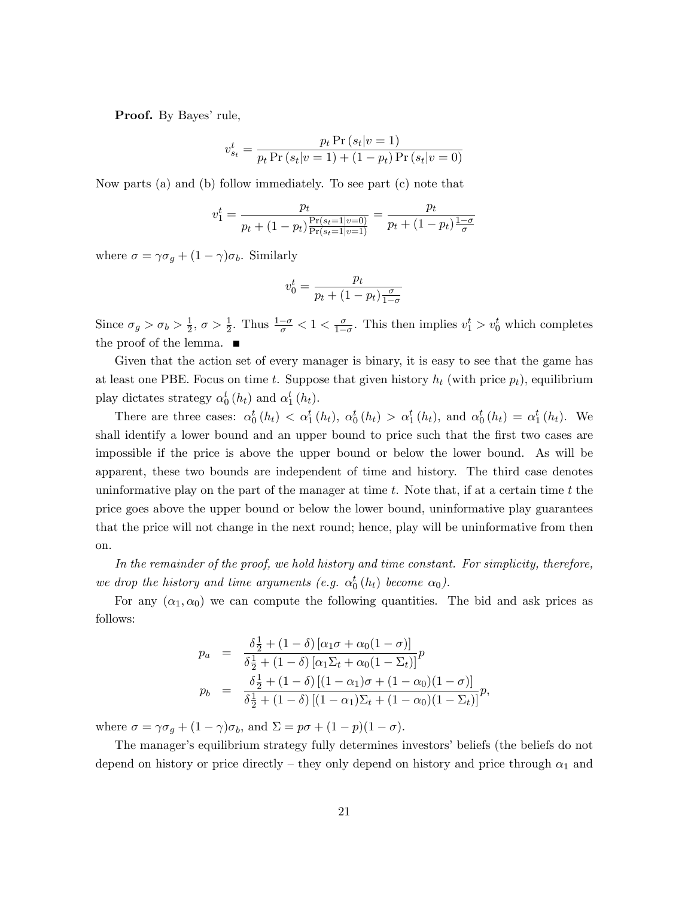**Proof.** By Bayes' rule,

$$v_{s_t}^t = \frac{p_t \Pr(s_t|v=1)}{p_t \Pr(s_t|v=1) + (1-p_t)\Pr(s_t|v=0)}$$

Now parts (a) and (b) follow immediately. To see part (c) note that

$$v_1^t = \frac{p_t}{p_t + (1-p_t)\frac{\Pr(s_t=1|v=0)}{\Pr(s_t=1|v=1)}} = \frac{p_t}{p_t + (1-p_t)\frac{1-\sigma}{\sigma}}$$

where $\sigma = \gamma\sigma_g + (1-\gamma)\sigma_b$. Similarly

$$v_0^t = \frac{p_t}{p_t + (1-p_t)\frac{\sigma}{1-\sigma}}$$

Since $\sigma_g > \sigma_b > \frac{1}{2}$, $\sigma > \frac{1}{2}$. Thus $\frac{1-\sigma}{\sigma} < 1 < \frac{\sigma}{1-\sigma}$. This then implies $v_1^t > v_0^t$ which completes the proof of the lemma. ■

Given that the action set of every manager is binary, it is easy to see that the game has at least one PBE. Focus on time $t$. Suppose that given history $h_t$ (with price $p_t$), equilibrium play dictates strategy $\alpha_0^t(h_t)$ and $\alpha_1^t(h_t)$.

There are three cases: $\alpha_0^t(h_t) < \alpha_1^t(h_t)$, $\alpha_0^t(h_t) > \alpha_1^t(h_t)$, and $\alpha_0^t(h_t) = \alpha_1^t(h_t)$. We shall identify a lower bound and an upper bound to price such that the first two cases are impossible if the price is above the upper bound or below the lower bound. As will be apparent, these two bounds are independent of time and history. The third case denotes uninformative play on the part of the manager at time $t$. Note that, if at a certain time $t$ the price goes above the upper bound or below the lower bound, uninformative play guarantees that the price will not change in the next round; hence, play will be uninformative from then on.

*In the remainder of the proof, we hold history and time constant. For simplicity, therefore, we drop the history and time arguments (e.g. $\alpha_0^t(h_t)$ become $\alpha_0$).*

For any $(\alpha_1, \alpha_0)$ we can compute the following quantities. The bid and ask prices as follows:

$$\begin{aligned}
p_a &= \frac{\delta\frac{1}{2} + (1-\delta)\left[\alpha_1\sigma + \alpha_0(1-\sigma)\right]}{\delta\frac{1}{2} + (1-\delta)\left[\alpha_1\Sigma_t + \alpha_0(1-\Sigma_t)\right]}p \\
p_b &= \frac{\delta\frac{1}{2} + (1-\delta)\left[(1-\alpha_1)\sigma + (1-\alpha_0)(1-\sigma)\right]}{\delta\frac{1}{2} + (1-\delta)\left[(1-\alpha_1)\Sigma_t + (1-\alpha_0)(1-\Sigma_t)\right]}p,
\end{aligned}$$

where $\sigma = \gamma\sigma_g + (1-\gamma)\sigma_b$, and $\Sigma = p\sigma + (1-p)(1-\sigma)$.

The manager's equilibrium strategy fully determines investors' beliefs (the beliefs do not depend on history or price directly – they only depend on history and price through $\alpha_1$ and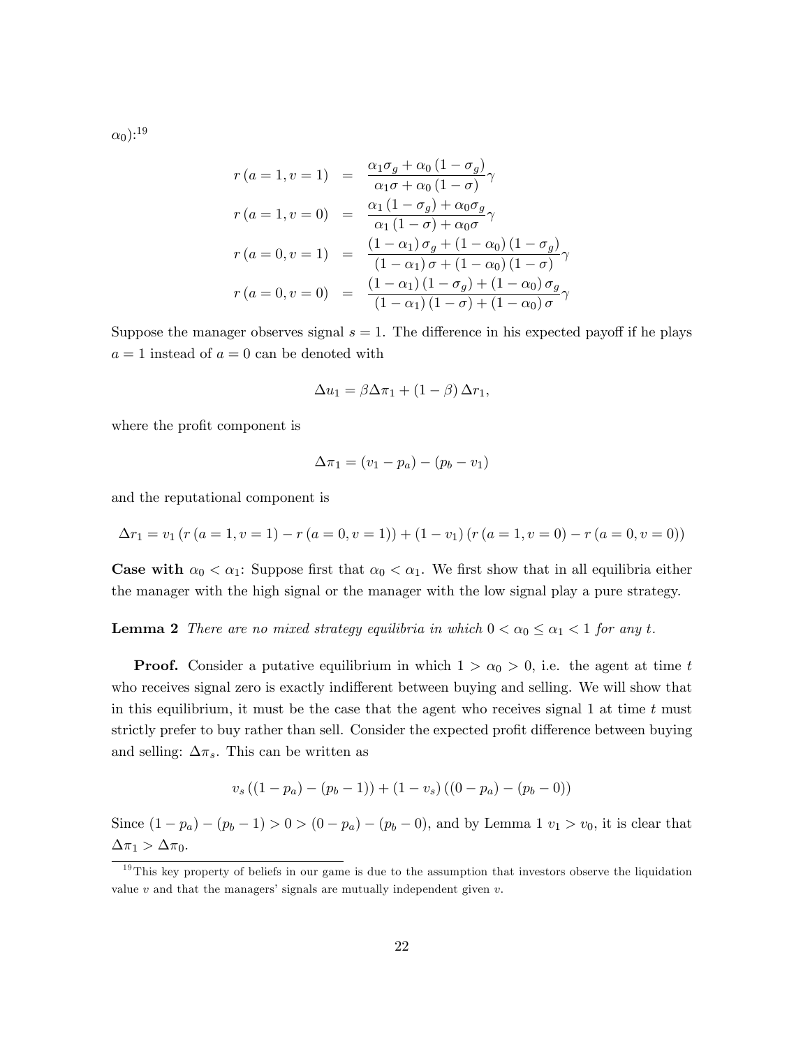$\alpha_0$):[19]

$$
\begin{aligned}
r(a=1,v=1) &= \frac{\alpha_1\sigma_g+\alpha_0(1-\sigma_g)}{\alpha_1\sigma+\alpha_0(1-\sigma)}\gamma \\
r(a=1,v=0) &= \frac{\alpha_1(1-\sigma_g)+\alpha_0\sigma_g}{\alpha_1(1-\sigma)+\alpha_0\sigma}\gamma \\
r(a=0,v=1) &= \frac{(1-\alpha_1)\sigma_g+(1-\alpha_0)(1-\sigma_g)}{(1-\alpha_1)\sigma+(1-\alpha_0)(1-\sigma)}\gamma \\
r(a=0,v=0) &= \frac{(1-\alpha_1)(1-\sigma_g)+(1-\alpha_0)\sigma_g}{(1-\alpha_1)(1-\sigma)+(1-\alpha_0)\sigma}\gamma
\end{aligned}
$$

Suppose the manager observes signal $s=1$. The difference in his expected payoff if he plays $a=1$ instead of $a=0$ can be denoted with

$$\Delta u_1 = \beta\Delta\pi_1 + (1-\beta)\Delta r_1,$$

where the profit component is

$$\Delta\pi_1 = (v_1 - p_a) - (p_b - v_1)$$

and the reputational component is

$$\Delta r_1 = v_1\left(r(a=1,v=1) - r(a=0,v=1)\right) + (1-v_1)\left(r(a=1,v=0) - r(a=0,v=0)\right)$$

**Case with $\alpha_0 < \alpha_1$:** Suppose first that $\alpha_0 < \alpha_1$. We first show that in all equilibria either the manager with the high signal or the manager with the low signal play a pure strategy.

**Lemma 2** *There are no mixed strategy equilibria in which $0 < \alpha_0 \leq \alpha_1 < 1$ for any $t$.*

**Proof.** Consider a putative equilibrium in which $1 > \alpha_0 > 0$, i.e. the agent at time $t$ who receives signal zero is exactly indifferent between buying and selling. We will show that in this equilibrium, it must be the case that the agent who receives signal 1 at time $t$ must strictly prefer to buy rather than sell. Consider the expected profit difference between buying and selling: $\Delta\pi_s$. This can be written as

$$v_s\left((1-p_a)-(p_b-1)\right) + (1-v_s)\left((0-p_a)-(p_b-0)\right)$$

Since $(1-p_a)-(p_b-1) > 0 > (0-p_a)-(p_b-0)$, and by Lemma 1 $v_1 > v_0$, it is clear that $\Delta\pi_1 > \Delta\pi_0$.

[19] This key property of beliefs in our game is due to the assumption that investors observe the liquidation value $v$ and that the managers' signals are mutually independent given $v$.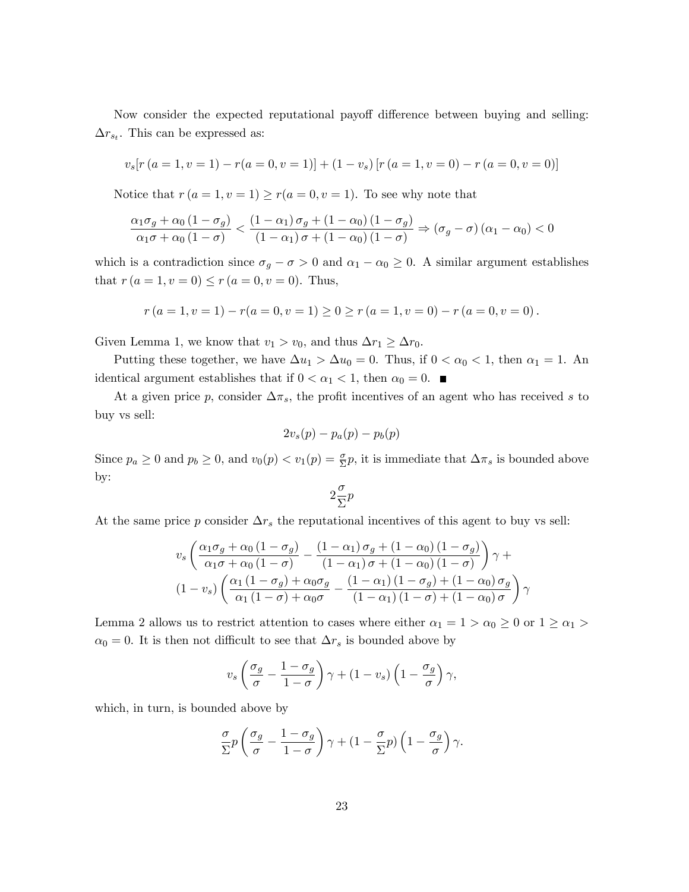Now consider the expected reputational payoff difference between buying and selling: $\Delta r_{s_t}$. This can be expressed as:

$$v_s[r(a=1, v=1) - r(a=0, v=1)] + (1 - v_s)[r(a=1, v=0) - r(a=0, v=0)]$$

Notice that $r(a=1, v=1) \geq r(a=0, v=1)$. To see why note that

$$\frac{\alpha_1 \sigma_g + \alpha_0 (1 - \sigma_g)}{\alpha_1 \sigma + \alpha_0 (1 - \sigma)} < \frac{(1 - \alpha_1) \sigma_g + (1 - \alpha_0)(1 - \sigma_g)}{(1 - \alpha_1) \sigma + (1 - \alpha_0)(1 - \sigma)} \Rightarrow (\sigma_g - \sigma)(\alpha_1 - \alpha_0) < 0$$

which is a contradiction since $\sigma_g - \sigma > 0$ and $\alpha_1 - \alpha_0 \geq 0$. A similar argument establishes that $r(a=1, v=0) \leq r(a=0, v=0)$. Thus,

$$r(a=1, v=1) - r(a=0, v=1) \geq 0 \geq r(a=1, v=0) - r(a=0, v=0).$$

Given Lemma 1, we know that $v_1 > v_0$, and thus $\Delta r_1 \geq \Delta r_0$.

Putting these together, we have $\Delta u_1 > \Delta u_0 = 0$. Thus, if $0 < \alpha_0 < 1$, then $\alpha_1 = 1$. An identical argument establishes that if $0 < \alpha_1 < 1$, then $\alpha_0 = 0$. ■

At a given price $p$, consider $\Delta \pi_s$, the profit incentives of an agent who has received $s$ to buy vs sell:

$$2v_s(p) - p_a(p) - p_b(p)$$

Since $p_a \geq 0$ and $p_b \geq 0$, and $v_0(p) < v_1(p) = \frac{\sigma}{\Sigma} p$, it is immediate that $\Delta \pi_s$ is bounded above by:

$$2 \frac{\sigma}{\Sigma} p$$

At the same price $p$ consider $\Delta r_s$ the reputational incentives of this agent to buy vs sell:

$$v_s \left( \frac{\alpha_1 \sigma_g + \alpha_0 (1 - \sigma_g)}{\alpha_1 \sigma + \alpha_0 (1 - \sigma)} - \frac{(1 - \alpha_1) \sigma_g + (1 - \alpha_0)(1 - \sigma_g)}{(1 - \alpha_1) \sigma + (1 - \alpha_0)(1 - \sigma)} \right) \gamma +$$
$$(1 - v_s) \left( \frac{\alpha_1 (1 - \sigma_g) + \alpha_0 \sigma_g}{\alpha_1 (1 - \sigma) + \alpha_0 \sigma} - \frac{(1 - \alpha_1)(1 - \sigma_g) + (1 - \alpha_0) \sigma_g}{(1 - \alpha_1)(1 - \sigma) + (1 - \alpha_0) \sigma} \right) \gamma$$

Lemma 2 allows us to restrict attention to cases where either $\alpha_1 = 1 > \alpha_0 \geq 0$ or $1 \geq \alpha_1 > \alpha_0 = 0$. It is then not difficult to see that $\Delta r_s$ is bounded above by

$$v_s \left( \frac{\sigma_g}{\sigma} - \frac{1 - \sigma_g}{1 - \sigma} \right) \gamma + (1 - v_s) \left( 1 - \frac{\sigma_g}{\sigma} \right) \gamma,$$

which, in turn, is bounded above by

$$\frac{\sigma}{\Sigma} p \left( \frac{\sigma_g}{\sigma} - \frac{1 - \sigma_g}{1 - \sigma} \right) \gamma + (1 - \frac{\sigma}{\Sigma} p) \left( 1 - \frac{\sigma_g}{\sigma} \right) \gamma.$$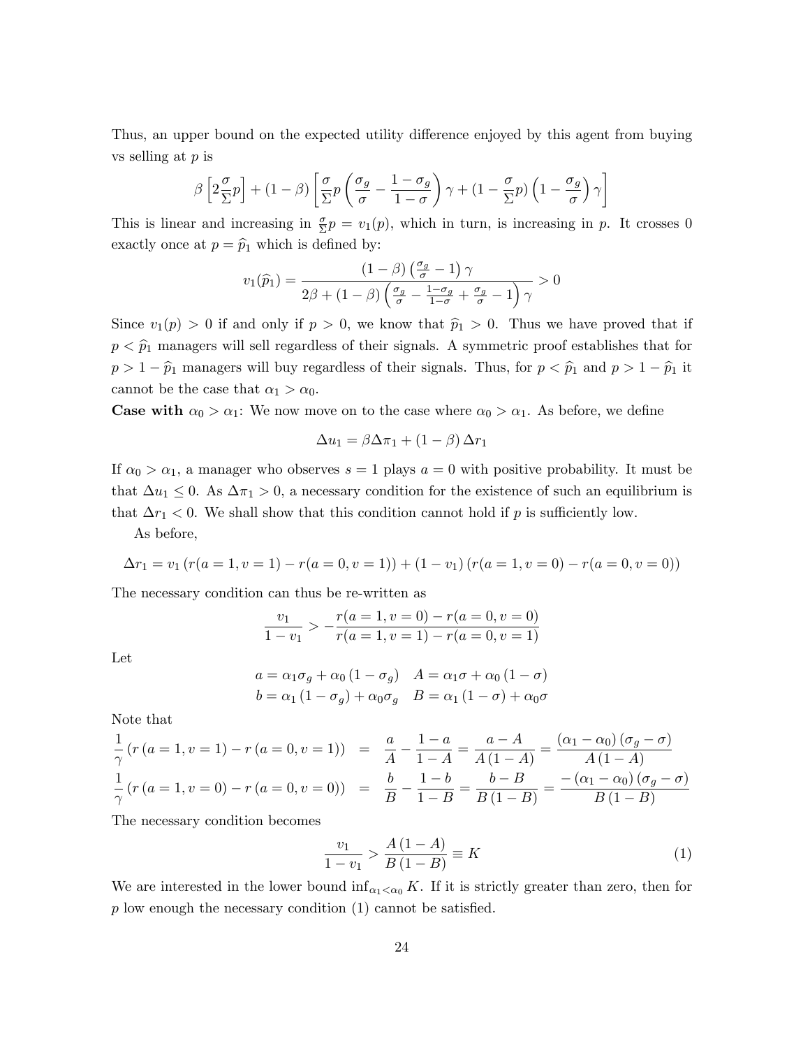Thus, an upper bound on the expected utility difference enjoyed by this agent from buying vs selling at $p$ is

$$\beta\left[2\frac{\sigma}{\Sigma}p\right]+(1-\beta)\left[\frac{\sigma}{\Sigma}p\left(\frac{\sigma_g}{\sigma}-\frac{1-\sigma_g}{1-\sigma}\right)\gamma+(1-\frac{\sigma}{\Sigma}p)\left(1-\frac{\sigma_g}{\sigma}\right)\gamma\right]$$

This is linear and increasing in $\frac{\sigma}{\Sigma}p = v_1(p)$, which in turn, is increasing in $p$. It crosses 0 exactly once at $p = \widehat{p}_1$ which is defined by:

$$v_1(\widehat{p}_1) = \frac{(1-\beta)\left(\frac{\sigma_g}{\sigma}-1\right)\gamma}{2\beta+(1-\beta)\left(\frac{\sigma_g}{\sigma}-\frac{1-\sigma_g}{1-\sigma}+\frac{\sigma_g}{\sigma}-1\right)\gamma} > 0$$

Since $v_1(p) > 0$ if and only if $p > 0$, we know that $\widehat{p}_1 > 0$. Thus we have proved that if $p < \widehat{p}_1$ managers will sell regardless of their signals. A symmetric proof establishes that for $p > 1-\widehat{p}_1$ managers will buy regardless of their signals. Thus, for $p < \widehat{p}_1$ and $p > 1-\widehat{p}_1$ it cannot be the case that $\alpha_1 > \alpha_0$.

**Case with $\alpha_0 > \alpha_1$:** We now move on to the case where $\alpha_0 > \alpha_1$. As before, we define

$$\Delta u_1 = \beta\Delta\pi_1 + (1-\beta)\Delta r_1$$

If $\alpha_0 > \alpha_1$, a manager who observes $s = 1$ plays $a = 0$ with positive probability. It must be that $\Delta u_1 \leq 0$. As $\Delta\pi_1 > 0$, a necessary condition for the existence of such an equilibrium is that $\Delta r_1 < 0$. We shall show that this condition cannot hold if $p$ is sufficiently low.

As before,

$$\Delta r_1 = v_1\left(r(a=1,v=1)-r(a=0,v=1)\right)+(1-v_1)\left(r(a=1,v=0)-r(a=0,v=0)\right)$$

The necessary condition can thus be re-written as

$$\frac{v_1}{1-v_1} > -\frac{r(a=1,v=0)-r(a=0,v=0)}{r(a=1,v=1)-r(a=0,v=1)}$$

Let

$$a = \alpha_1\sigma_g+\alpha_0(1-\sigma_g) \quad A = \alpha_1\sigma+\alpha_0(1-\sigma)$$
$$b = \alpha_1(1-\sigma_g)+\alpha_0\sigma_g \quad B = \alpha_1(1-\sigma)+\alpha_0\sigma$$

Note that

$$\frac{1}{\gamma}\left(r\left(a=1,v=1\right)-r\left(a=0,v=1\right)\right) = \frac{a}{A}-\frac{1-a}{1-A} = \frac{a-A}{A(1-A)} = \frac{(\alpha_1-\alpha_0)(\sigma_g-\sigma)}{A(1-A)}$$

$$\frac{1}{\gamma}\left(r\left(a=1,v=0\right)-r\left(a=0,v=0\right)\right) = \frac{b}{B}-\frac{1-b}{1-B} = \frac{b-B}{B(1-B)} = \frac{-(\alpha_1-\alpha_0)(\sigma_g-\sigma)}{B(1-B)}$$

The necessary condition becomes

$$\frac{v_1}{1-v_1} > \frac{A(1-A)}{B(1-B)} \equiv K \tag{1}$$

We are interested in the lower bound $\inf_{\alpha_1<\alpha_0} K$. If it is strictly greater than zero, then for $p$ low enough the necessary condition (1) cannot be satisfied.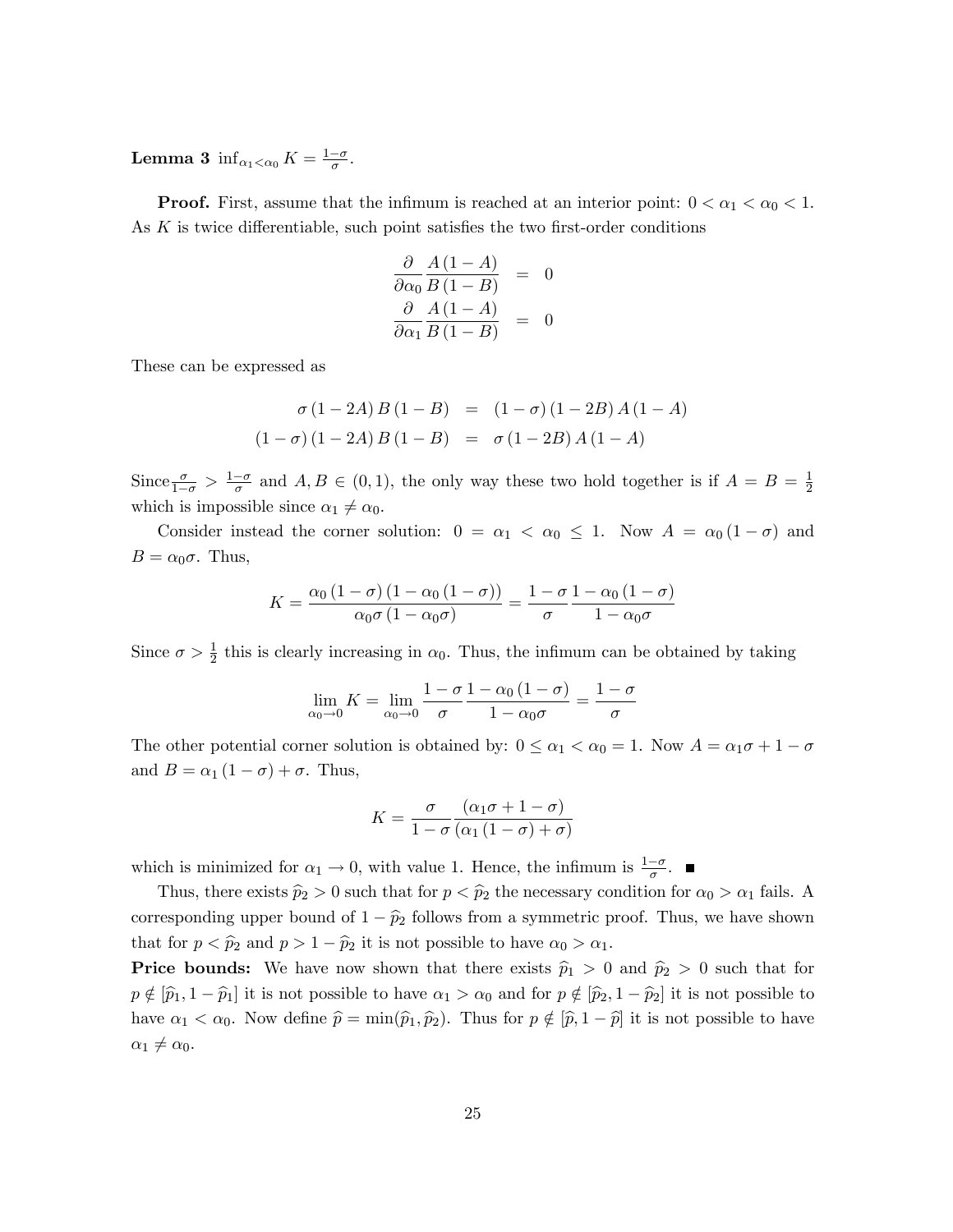**Lemma 3** $\inf_{\alpha_1 < \alpha_0} K = \frac{1-\sigma}{\sigma}$.

**Proof.** First, assume that the infimum is reached at an interior point: $0 < \alpha_1 < \alpha_0 < 1$. As $K$ is twice differentiable, such point satisfies the two first-order conditions

$$
\begin{aligned}
\frac{\partial}{\partial \alpha_0} \frac{A(1-A)}{B(1-B)} &= 0 \\
\frac{\partial}{\partial \alpha_1} \frac{A(1-A)}{B(1-B)} &= 0
\end{aligned}
$$

These can be expressed as

$$
\begin{aligned}
\sigma(1-2A) B(1-B) &= (1-\sigma)(1-2B) A(1-A) \\
(1-\sigma)(1-2A) B(1-B) &= \sigma(1-2B) A(1-A)
\end{aligned}
$$

Since $\frac{\sigma}{1-\sigma} > \frac{1-\sigma}{\sigma}$ and $A, B \in (0,1)$, the only way these two hold together is if $A = B = \frac{1}{2}$ which is impossible since $\alpha_1 \neq \alpha_0$.

Consider instead the corner solution: $0 = \alpha_1 < \alpha_0 \leq 1$. Now $A = \alpha_0(1-\sigma)$ and $B = \alpha_0 \sigma$. Thus,

$$
K = \frac{\alpha_0(1-\sigma)(1-\alpha_0(1-\sigma))}{\alpha_0 \sigma (1-\alpha_0 \sigma)} = \frac{1-\sigma}{\sigma} \frac{1-\alpha_0(1-\sigma)}{1-\alpha_0 \sigma}
$$

Since $\sigma > \frac{1}{2}$ this is clearly increasing in $\alpha_0$. Thus, the infimum can be obtained by taking

$$
\lim_{\alpha_0 \to 0} K = \lim_{\alpha_0 \to 0} \frac{1-\sigma}{\sigma} \frac{1-\alpha_0(1-\sigma)}{1-\alpha_0 \sigma} = \frac{1-\sigma}{\sigma}
$$

The other potential corner solution is obtained by: $0 \leq \alpha_1 < \alpha_0 = 1$. Now $A = \alpha_1 \sigma + 1 - \sigma$ and $B = \alpha_1(1-\sigma) + \sigma$. Thus,

$$
K = \frac{\sigma}{1-\sigma} \frac{(\alpha_1 \sigma + 1 - \sigma)}{(\alpha_1(1-\sigma) + \sigma)}
$$

which is minimized for $\alpha_1 \to 0$, with value 1. Hence, the infimum is $\frac{1-\sigma}{\sigma}$. ■

Thus, there exists $\widehat{p}_2 > 0$ such that for $p < \widehat{p}_2$ the necessary condition for $\alpha_0 > \alpha_1$ fails. A corresponding upper bound of $1 - \widehat{p}_2$ follows from a symmetric proof. Thus, we have shown that for $p < \widehat{p}_2$ and $p > 1 - \widehat{p}_2$ it is not possible to have $\alpha_0 > \alpha_1$.

**Price bounds:** We have now shown that there exists $\widehat{p}_1 > 0$ and $\widehat{p}_2 > 0$ such that for $p \notin [\widehat{p}_1, 1 - \widehat{p}_1]$ it is not possible to have $\alpha_1 > \alpha_0$ and for $p \notin [\widehat{p}_2, 1 - \widehat{p}_2]$ it is not possible to have $\alpha_1 < \alpha_0$. Now define $\widehat{p} = \min(\widehat{p}_1, \widehat{p}_2)$. Thus for $p \notin [\widehat{p}, 1 - \widehat{p}]$ it is not possible to have $\alpha_1 \neq \alpha_0$.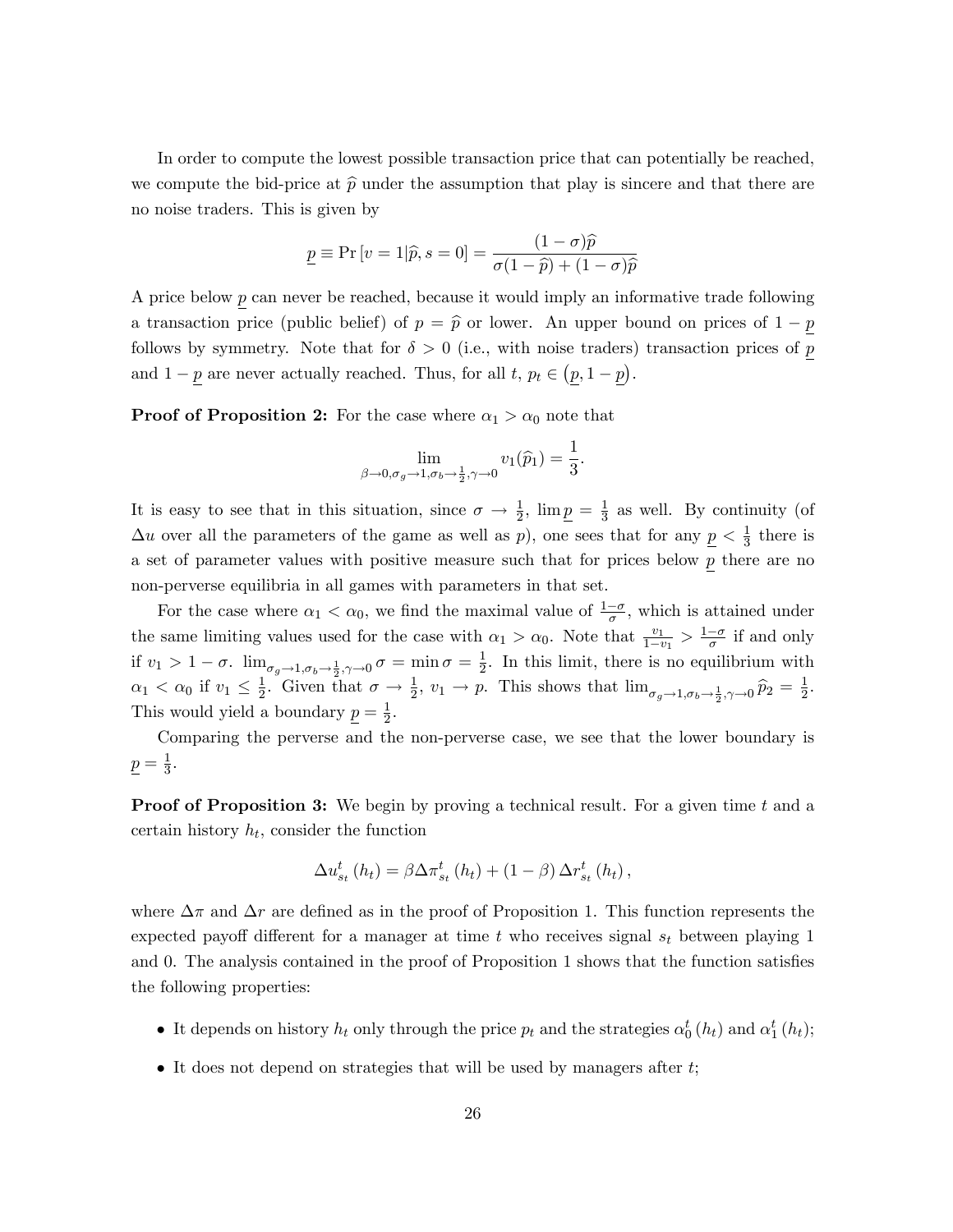In order to compute the lowest possible transaction price that can potentially be reached, we compute the bid-price at $\widehat{p}$ under the assumption that play is sincere and that there are no noise traders. This is given by

$$\underline{p} \equiv \Pr\left[v=1|\widehat{p}, s=0\right] = \frac{(1-\sigma)\widehat{p}}{\sigma(1-\widehat{p})+(1-\sigma)\widehat{p}}$$

A price below $\underline{p}$ can never be reached, because it would imply an informative trade following a transaction price (public belief) of $p=\widehat{p}$ or lower. An upper bound on prices of $1-\underline{p}$ follows by symmetry. Note that for $\delta>0$ (i.e., with noise traders) transaction prices of $\underline{p}$ and $1-\underline{p}$ are never actually reached. Thus, for all $t$, $p_t \in \left(\underline{p}, 1-\underline{p}\right)$.

**Proof of Proposition 2:** For the case where $\alpha_1 > \alpha_0$ note that

$$\lim_{\beta\to 0, \sigma_g \to 1, \sigma_b \to \frac{1}{2}, \gamma\to 0} v_1(\widehat{p}_1) = \frac{1}{3}.$$

It is easy to see that in this situation, since $\sigma \to \frac{1}{2}$, $\lim \underline{p} = \frac{1}{3}$ as well. By continuity (of $\Delta u$ over all the parameters of the game as well as $p$), one sees that for any $\underline{p} < \frac{1}{3}$ there is a set of parameter values with positive measure such that for prices below $\underline{p}$ there are no non-perverse equilibria in all games with parameters in that set.

For the case where $\alpha_1 < \alpha_0$, we find the maximal value of $\frac{1-\sigma}{\sigma}$, which is attained under the same limiting values used for the case with $\alpha_1 > \alpha_0$. Note that $\frac{v_1}{1-v_1} > \frac{1-\sigma}{\sigma}$ if and only if $v_1 > 1-\sigma$. $\lim_{\sigma_g\to 1, \sigma_b\to\frac{1}{2}, \gamma\to 0} \sigma = \min \sigma = \frac{1}{2}$. In this limit, there is no equilibrium with $\alpha_1 < \alpha_0$ if $v_1 \leq \frac{1}{2}$. Given that $\sigma \to \frac{1}{2}$, $v_1 \to p$. This shows that $\lim_{\sigma_g\to 1, \sigma_b\to\frac{1}{2}, \gamma\to 0} \widehat{p}_2 = \frac{1}{2}$. This would yield a boundary $\underline{p} = \frac{1}{2}$.

Comparing the perverse and the non-perverse case, we see that the lower boundary is $\underline{p} = \frac{1}{3}$.

**Proof of Proposition 3:** We begin by proving a technical result. For a given time $t$ and a certain history $h_t$, consider the function

$$\Delta u^t_{s_t}\left(h_t\right) = \beta \Delta\pi^t_{s_t}\left(h_t\right) + (1-\beta)\,\Delta r^t_{s_t}\left(h_t\right),$$

where $\Delta\pi$ and $\Delta r$ are defined as in the proof of Proposition 1. This function represents the expected payoff different for a manager at time $t$ who receives signal $s_t$ between playing 1 and 0. The analysis contained in the proof of Proposition 1 shows that the function satisfies the following properties:

- It depends on history $h_t$ only through the price $p_t$ and the strategies $\alpha^t_0\left(h_t\right)$ and $\alpha^t_1\left(h_t\right)$;
- It does not depend on strategies that will be used by managers after $t$;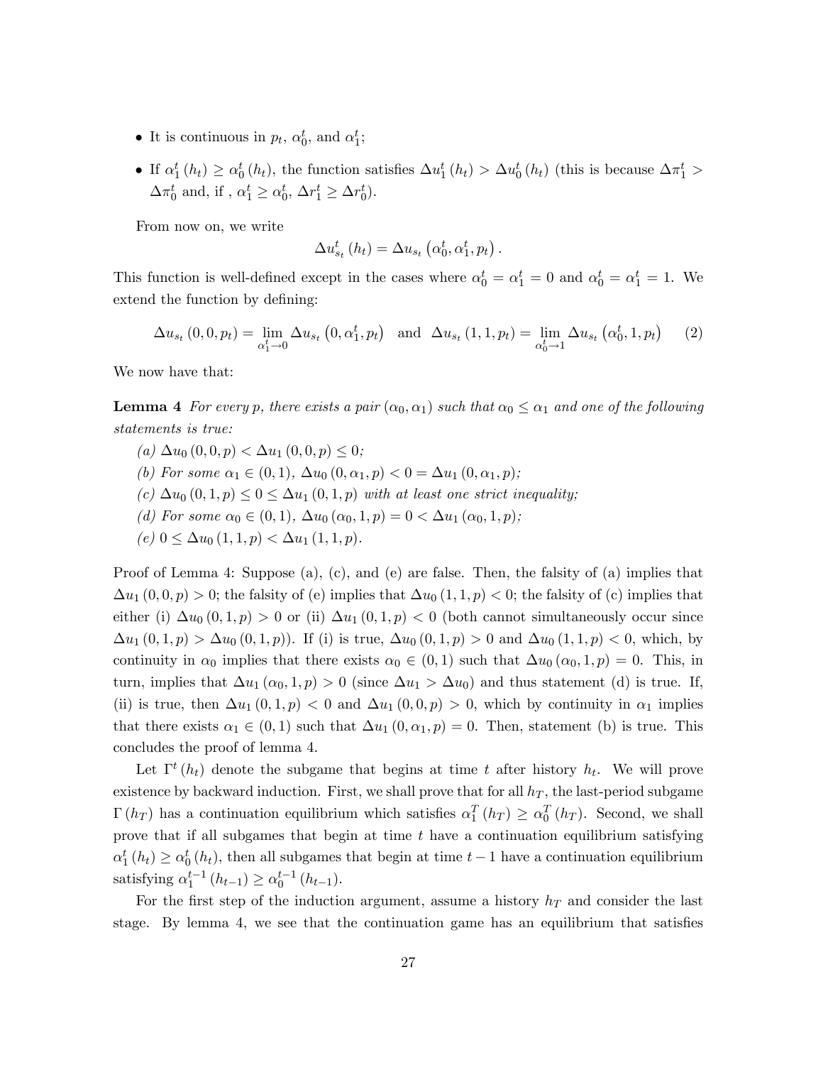- It is continuous in $p_t$, $\alpha_0^t$, and $\alpha_1^t$;
- If $\alpha_1^t(h_t) \geq \alpha_0^t(h_t)$, the function satisfies $\Delta u_1^t(h_t) > \Delta u_0^t(h_t)$ (this is because $\Delta\pi_1^t > \Delta\pi_0^t$ and, if , $\alpha_1^t \geq \alpha_0^t$, $\Delta r_1^t \geq \Delta r_0^t$).

From now on, we write

$$\Delta u_{s_t}^t(h_t) = \Delta u_{s_t}\left(\alpha_0^t, \alpha_1^t, p_t\right).$$

This function is well-defined except in the cases where $\alpha_0^t = \alpha_1^t = 0$ and $\alpha_0^t = \alpha_1^t = 1$. We extend the function by defining:

$$\Delta u_{s_t}(0,0,p_t) = \lim_{\alpha_1^t \to 0} \Delta u_{s_t}\left(0, \alpha_1^t, p_t\right) \quad \text{and} \quad \Delta u_{s_t}(1,1,p_t) = \lim_{\alpha_0^t \to 1} \Delta u_{s_t}\left(\alpha_0^t, 1, p_t\right) \tag{2}$$

We now have that:

**Lemma 4** *For every p, there exists a pair $(\alpha_0, \alpha_1)$ such that $\alpha_0 \leq \alpha_1$ and one of the following statements is true:*

*(a) $\Delta u_0(0,0,p) < \Delta u_1(0,0,p) \leq 0$;*

*(b) For some $\alpha_1 \in (0,1)$, $\Delta u_0(0,\alpha_1,p) < 0 = \Delta u_1(0,\alpha_1,p)$;*

*(c) $\Delta u_0(0,1,p) \leq 0 \leq \Delta u_1(0,1,p)$ with at least one strict inequality;*

*(d) For some $\alpha_0 \in (0,1)$, $\Delta u_0(\alpha_0,1,p) = 0 < \Delta u_1(\alpha_0,1,p)$;*

*(e) $0 \leq \Delta u_0(1,1,p) < \Delta u_1(1,1,p)$.*

Proof of Lemma 4: Suppose (a), (c), and (e) are false. Then, the falsity of (a) implies that $\Delta u_1(0,0,p) > 0$; the falsity of (e) implies that $\Delta u_0(1,1,p) < 0$; the falsity of (c) implies that either (i) $\Delta u_0(0,1,p) > 0$ or (ii) $\Delta u_1(0,1,p) < 0$ (both cannot simultaneously occur since $\Delta u_1(0,1,p) > \Delta u_0(0,1,p)$). If (i) is true, $\Delta u_0(0,1,p) > 0$ and $\Delta u_0(1,1,p) < 0$, which, by continuity in $\alpha_0$ implies that there exists $\alpha_0 \in (0,1)$ such that $\Delta u_0(\alpha_0,1,p) = 0$. This, in turn, implies that $\Delta u_1(\alpha_0,1,p) > 0$ (since $\Delta u_1 > \Delta u_0$) and thus statement (d) is true. If, (ii) is true, then $\Delta u_1(0,1,p) < 0$ and $\Delta u_1(0,0,p) > 0$, which by continuity in $\alpha_1$ implies that there exists $\alpha_1 \in (0,1)$ such that $\Delta u_1(0,\alpha_1,p) = 0$. Then, statement (b) is true. This concludes the proof of lemma 4.

Let $\Gamma^t(h_t)$ denote the subgame that begins at time $t$ after history $h_t$. We will prove existence by backward induction. First, we shall prove that for all $h_T$, the last-period subgame $\Gamma(h_T)$ has a continuation equilibrium which satisfies $\alpha_1^T(h_T) \geq \alpha_0^T(h_T)$. Second, we shall prove that if all subgames that begin at time $t$ have a continuation equilibrium satisfying $\alpha_1^t(h_t) \geq \alpha_0^t(h_t)$, then all subgames that begin at time $t-1$ have a continuation equilibrium satisfying $\alpha_1^{t-1}(h_{t-1}) \geq \alpha_0^{t-1}(h_{t-1})$.

For the first step of the induction argument, assume a history $h_T$ and consider the last stage. By lemma 4, we see that the continuation game has an equilibrium that satisfies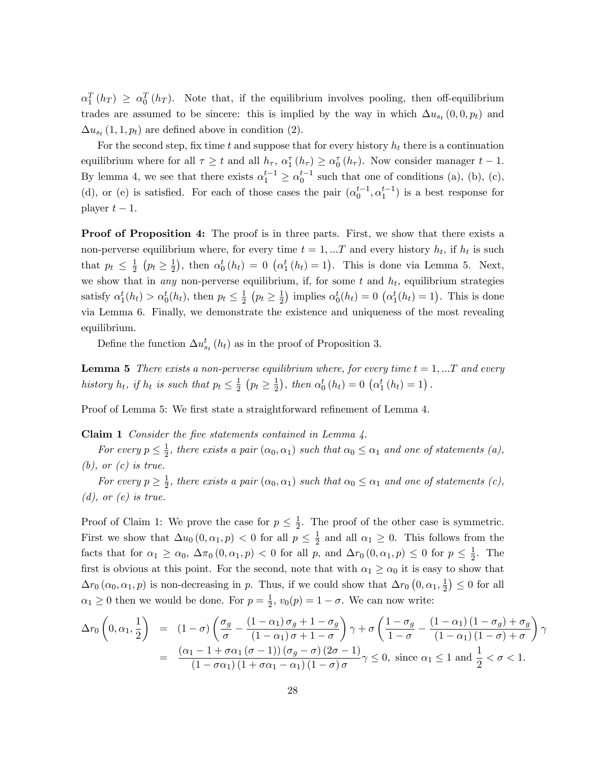$\alpha_1^T(h_T) \geq \alpha_0^T(h_T)$. Note that, if the equilibrium involves pooling, then off-equilibrium trades are assumed to be sincere: this is implied by the way in which $\Delta u_{s_t}(0,0,p_t)$ and $\Delta u_{s_t}(1,1,p_t)$ are defined above in condition (2).

For the second step, fix time $t$ and suppose that for every history $h_t$ there is a continuation equilibrium where for all $\tau \geq t$ and all $h_\tau$, $\alpha_1^\tau(h_\tau) \geq \alpha_0^\tau(h_\tau)$. Now consider manager $t-1$. By lemma 4, we see that there exists $\alpha_1^{t-1} \geq \alpha_0^{t-1}$ such that one of conditions (a), (b), (c), (d), or (e) is satisfied. For each of those cases the pair $(\alpha_0^{t-1}, \alpha_1^{t-1})$ is a best response for player $t-1$.

**Proof of Proposition 4:** The proof is in three parts. First, we show that there exists a non-perverse equilibrium where, for every time $t = 1, ...T$ and every history $h_t$, if $h_t$ is such that $p_t \leq \frac{1}{2}$ $\left(p_t \geq \frac{1}{2}\right)$, then $\alpha_0^t(h_t) = 0$ $\left(\alpha_1^t(h_t) = 1\right)$. This is done via Lemma 5. Next, we show that in *any* non-perverse equilibrium, if, for some $t$ and $h_t$, equilibrium strategies satisfy $\alpha_1^t(h_t) > \alpha_0^t(h_t)$, then $p_t \leq \frac{1}{2}$ $\left(p_t \geq \frac{1}{2}\right)$ implies $\alpha_0^t(h_t) = 0$ $\left(\alpha_1^t(h_t) = 1\right)$. This is done via Lemma 6. Finally, we demonstrate the existence and uniqueness of the most revealing equilibrium.

Define the function $\Delta u_{s_t}^t(h_t)$ as in the proof of Proposition 3.

**Lemma 5** *There exists a non-perverse equilibrium where, for every time $t = 1, ...T$ and every history $h_t$, if $h_t$ is such that $p_t \leq \frac{1}{2}$ $\left(p_t \geq \frac{1}{2}\right)$, then $\alpha_0^t(h_t) = 0$ $\left(\alpha_1^t(h_t) = 1\right)$.*

Proof of Lemma 5: We first state a straightforward refinement of Lemma 4.

**Claim 1** *Consider the five statements contained in Lemma 4.*

*For every $p \leq \frac{1}{2}$, there exists a pair $(\alpha_0, \alpha_1)$ such that $\alpha_0 \leq \alpha_1$ and one of statements (a), (b), or (c) is true.*

*For every $p \geq \frac{1}{2}$, there exists a pair $(\alpha_0, \alpha_1)$ such that $\alpha_0 \leq \alpha_1$ and one of statements (c), (d), or (e) is true.*

Proof of Claim 1: We prove the case for $p \leq \frac{1}{2}$. The proof of the other case is symmetric. First we show that $\Delta u_0(0, \alpha_1, p) < 0$ for all $p \leq \frac{1}{2}$ and all $\alpha_1 \geq 0$. This follows from the facts that for $\alpha_1 \geq \alpha_0$, $\Delta \pi_0(0, \alpha_1, p) < 0$ for all $p$, and $\Delta r_0(0, \alpha_1, p) \leq 0$ for $p \leq \frac{1}{2}$. The first is obvious at this point. For the second, note that with $\alpha_1 \geq \alpha_0$ it is easy to show that $\Delta r_0(\alpha_0, \alpha_1, p)$ is non-decreasing in $p$. Thus, if we could show that $\Delta r_0\left(0, \alpha_1, \frac{1}{2}\right) \leq 0$ for all $\alpha_1 \geq 0$ then we would be done. For $p = \frac{1}{2}$, $v_0(p) = 1 - \sigma$. We can now write:

$$
\begin{aligned}
\Delta r_0\left(0, \alpha_1, \frac{1}{2}\right) &= (1-\sigma)\left(\frac{\sigma_g}{\sigma} - \frac{(1-\alpha_1)\sigma_g + 1 - \sigma_g}{(1-\alpha_1)\sigma + 1 - \sigma}\right)\gamma + \sigma\left(\frac{1-\sigma_g}{1-\sigma} - \frac{(1-\alpha_1)(1-\sigma_g) + \sigma_g}{(1-\alpha_1)(1-\sigma) + \sigma}\right)\gamma \\
&= \frac{(\alpha_1 - 1 + \sigma\alpha_1(\sigma - 1))(\sigma_g - \sigma)(2\sigma - 1)}{(1 - \sigma\alpha_1)(1 + \sigma\alpha_1 - \alpha_1)(1-\sigma)\sigma}\gamma \leq 0, \text{ since } \alpha_1 \leq 1 \text{ and } \frac{1}{2} < \sigma < 1.
\end{aligned}
$$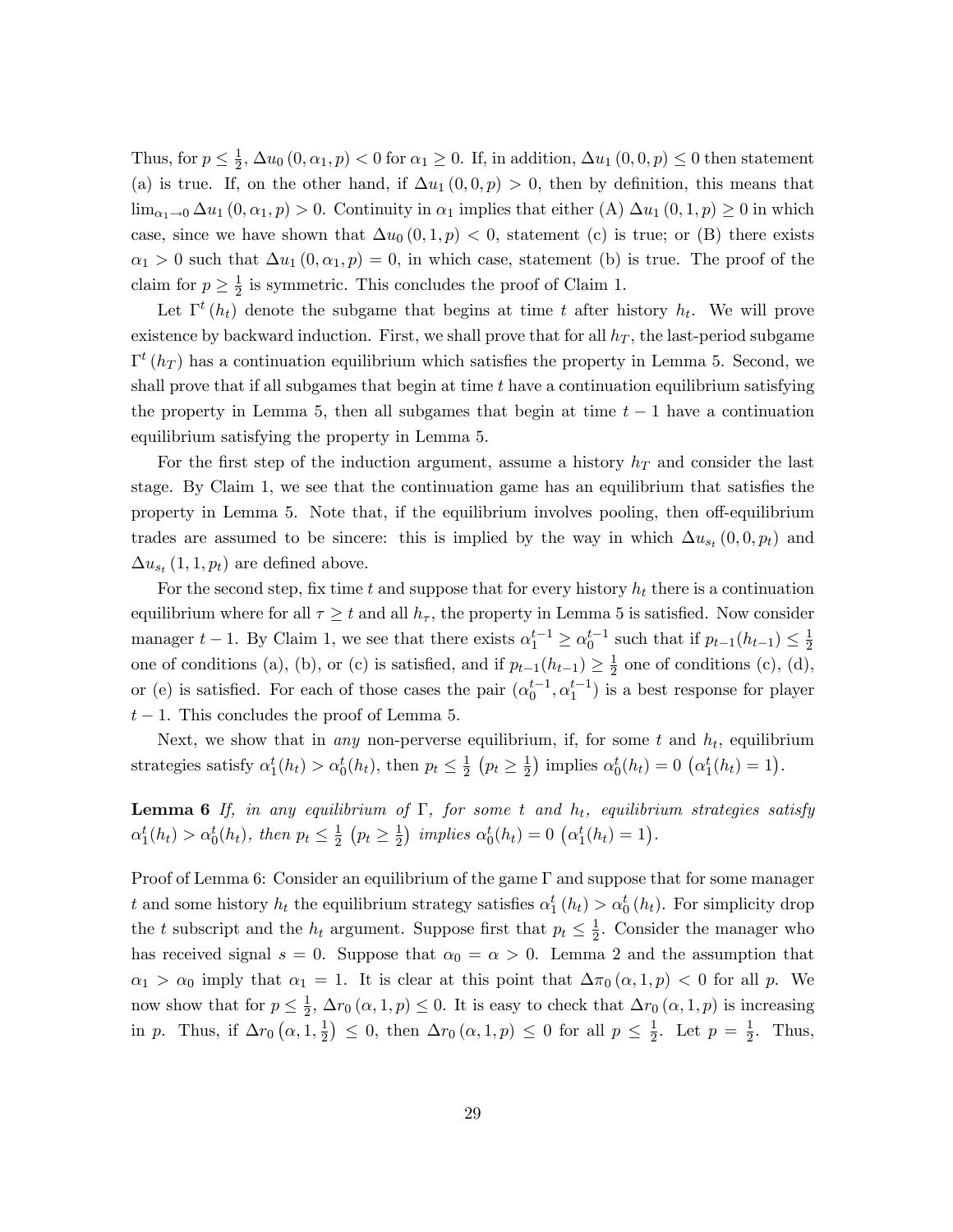Thus, for $p \leq \frac{1}{2}$, $\Delta u_0(0, \alpha_1, p) < 0$ for $\alpha_1 \geq 0$. If, in addition, $\Delta u_1(0, 0, p) \leq 0$ then statement (a) is true. If, on the other hand, if $\Delta u_1(0, 0, p) > 0$, then by definition, this means that $\lim_{\alpha_1 \to 0} \Delta u_1(0, \alpha_1, p) > 0$. Continuity in $\alpha_1$ implies that either (A) $\Delta u_1(0, 1, p) \geq 0$ in which case, since we have shown that $\Delta u_0(0, 1, p) < 0$, statement (c) is true; or (B) there exists $\alpha_1 > 0$ such that $\Delta u_1(0, \alpha_1, p) = 0$, in which case, statement (b) is true. The proof of the claim for $p \geq \frac{1}{2}$ is symmetric. This concludes the proof of Claim 1.

Let $\Gamma^t(h_t)$ denote the subgame that begins at time $t$ after history $h_t$. We will prove existence by backward induction. First, we shall prove that for all $h_T$, the last-period subgame $\Gamma^t(h_T)$ has a continuation equilibrium which satisfies the property in Lemma 5. Second, we shall prove that if all subgames that begin at time $t$ have a continuation equilibrium satisfying the property in Lemma 5, then all subgames that begin at time $t-1$ have a continuation equilibrium satisfying the property in Lemma 5.

For the first step of the induction argument, assume a history $h_T$ and consider the last stage. By Claim 1, we see that the continuation game has an equilibrium that satisfies the property in Lemma 5. Note that, if the equilibrium involves pooling, then off-equilibrium trades are assumed to be sincere: this is implied by the way in which $\Delta u_{s_t}(0, 0, p_t)$ and $\Delta u_{s_t}(1, 1, p_t)$ are defined above.

For the second step, fix time $t$ and suppose that for every history $h_t$ there is a continuation equilibrium where for all $\tau \geq t$ and all $h_\tau$, the property in Lemma 5 is satisfied. Now consider manager $t-1$. By Claim 1, we see that there exists $\alpha_1^{t-1} \geq \alpha_0^{t-1}$ such that if $p_{t-1}(h_{t-1}) \leq \frac{1}{2}$ one of conditions (a), (b), or (c) is satisfied, and if $p_{t-1}(h_{t-1}) \geq \frac{1}{2}$ one of conditions (c), (d), or (e) is satisfied. For each of those cases the pair $(\alpha_0^{t-1}, \alpha_1^{t-1})$ is a best response for player $t-1$. This concludes the proof of Lemma 5.

Next, we show that in *any* non-perverse equilibrium, if, for some $t$ and $h_t$, equilibrium strategies satisfy $\alpha_1^t(h_t) > \alpha_0^t(h_t)$, then $p_t \leq \frac{1}{2}$ $\left(p_t \geq \frac{1}{2}\right)$ implies $\alpha_0^t(h_t) = 0$ $\left(\alpha_1^t(h_t) = 1\right)$.

**Lemma 6** *If, in any equilibrium of* $\Gamma$*, for some* $t$ *and* $h_t$*, equilibrium strategies satisfy* $\alpha_1^t(h_t) > \alpha_0^t(h_t)$*, then* $p_t \leq \frac{1}{2}$ $\left(p_t \geq \frac{1}{2}\right)$ *implies* $\alpha_0^t(h_t) = 0$ $\left(\alpha_1^t(h_t) = 1\right)$*.*

Proof of Lemma 6: Consider an equilibrium of the game $\Gamma$ and suppose that for some manager $t$ and some history $h_t$ the equilibrium strategy satisfies $\alpha_1^t(h_t) > \alpha_0^t(h_t)$. For simplicity drop the $t$ subscript and the $h_t$ argument. Suppose first that $p_t \leq \frac{1}{2}$. Consider the manager who has received signal $s = 0$. Suppose that $\alpha_0 = \alpha > 0$. Lemma 2 and the assumption that $\alpha_1 > \alpha_0$ imply that $\alpha_1 = 1$. It is clear at this point that $\Delta\pi_0(\alpha, 1, p) < 0$ for all $p$. We now show that for $p \leq \frac{1}{2}$, $\Delta r_0(\alpha, 1, p) \leq 0$. It is easy to check that $\Delta r_0(\alpha, 1, p)$ is increasing in $p$. Thus, if $\Delta r_0\left(\alpha, 1, \frac{1}{2}\right) \leq 0$, then $\Delta r_0(\alpha, 1, p) \leq 0$ for all $p \leq \frac{1}{2}$. Let $p = \frac{1}{2}$. Thus,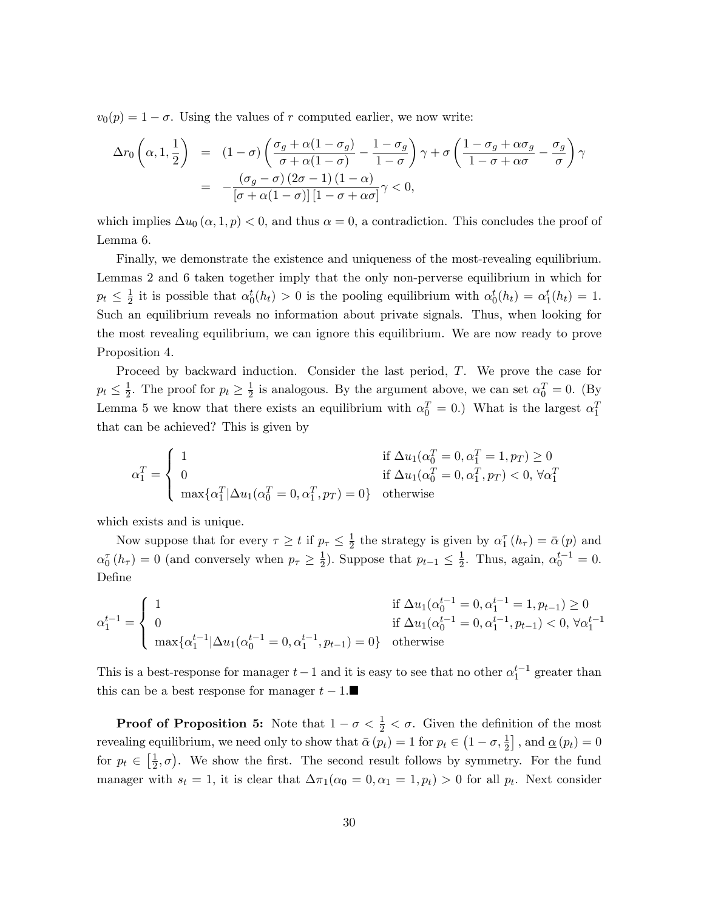$v_0(p) = 1 - \sigma$. Using the values of $r$ computed earlier, we now write:

$$
\begin{aligned}
\Delta r_0\left(\alpha, 1, \frac{1}{2}\right) &= (1-\sigma)\left(\frac{\sigma_g + \alpha(1-\sigma_g)}{\sigma + \alpha(1-\sigma)} - \frac{1-\sigma_g}{1-\sigma}\right)\gamma + \sigma\left(\frac{1-\sigma_g+\alpha\sigma_g}{1-\sigma+\alpha\sigma} - \frac{\sigma_g}{\sigma}\right)\gamma \\
&= -\frac{(\sigma_g - \sigma)(2\sigma - 1)(1-\alpha)}{[\sigma + \alpha(1-\sigma)][1-\sigma+\alpha\sigma]}\gamma < 0,
\end{aligned}
$$

which implies $\Delta u_0(\alpha, 1, p) < 0$, and thus $\alpha = 0$, a contradiction. This concludes the proof of Lemma 6.

Finally, we demonstrate the existence and uniqueness of the most-revealing equilibrium. Lemmas 2 and 6 taken together imply that the only non-perverse equilibrium in which for $p_t \leq \frac{1}{2}$ it is possible that $\alpha_0^t(h_t) > 0$ is the pooling equilibrium with $\alpha_0^t(h_t) = \alpha_1^t(h_t) = 1$. Such an equilibrium reveals no information about private signals. Thus, when looking for the most revealing equilibrium, we can ignore this equilibrium. We are now ready to prove Proposition 4.

Proceed by backward induction. Consider the last period, $T$. We prove the case for $p_t \leq \frac{1}{2}$. The proof for $p_t \geq \frac{1}{2}$ is analogous. By the argument above, we can set $\alpha_0^T = 0$. (By Lemma 5 we know that there exists an equilibrium with $\alpha_0^T = 0$.) What is the largest $\alpha_1^T$ that can be achieved? This is given by

$$
\alpha_1^T = \begin{cases} 1 & \text{if } \Delta u_1(\alpha_0^T = 0, \alpha_1^T = 1, p_T) \geq 0 \\ 0 & \text{if } \Delta u_1(\alpha_0^T = 0, \alpha_1^T, p_T) < 0,\ \forall \alpha_1^T \\ \max\{\alpha_1^T | \Delta u_1(\alpha_0^T = 0, \alpha_1^T, p_T) = 0\} & \text{otherwise} \end{cases}
$$

which exists and is unique.

Now suppose that for every $\tau \geq t$ if $p_\tau \leq \frac{1}{2}$ the strategy is given by $\alpha_1^\tau(h_\tau) = \bar{\alpha}(p)$ and $\alpha_0^\tau(h_\tau) = 0$ (and conversely when $p_\tau \geq \frac{1}{2}$). Suppose that $p_{t-1} \leq \frac{1}{2}$. Thus, again, $\alpha_0^{t-1} = 0$. Define

$$
\alpha_1^{t-1} = \begin{cases} 1 & \text{if } \Delta u_1(\alpha_0^{t-1} = 0, \alpha_1^{t-1} = 1, p_{t-1}) \geq 0 \\ 0 & \text{if } \Delta u_1(\alpha_0^{t-1} = 0, \alpha_1^{t-1}, p_{t-1}) < 0,\ \forall \alpha_1^{t-1} \\ \max\{\alpha_1^{t-1} | \Delta u_1(\alpha_0^{t-1} = 0, \alpha_1^{t-1}, p_{t-1}) = 0\} & \text{otherwise} \end{cases}
$$

This is a best-response for manager $t-1$ and it is easy to see that no other $\alpha_1^{t-1}$ greater than this can be a best response for manager $t-1$.■

**Proof of Proposition 5:** Note that $1 - \sigma < \frac{1}{2} < \sigma$. Given the definition of the most revealing equilibrium, we need only to show that $\bar{\alpha}(p_t) = 1$ for $p_t \in \left(1-\sigma, \frac{1}{2}\right]$, and $\underline{\alpha}(p_t) = 0$ for $p_t \in \left[\frac{1}{2}, \sigma\right)$. We show the first. The second result follows by symmetry. For the fund manager with $s_t = 1$, it is clear that $\Delta\pi_1(\alpha_0 = 0, \alpha_1 = 1, p_t) > 0$ for all $p_t$. Next consider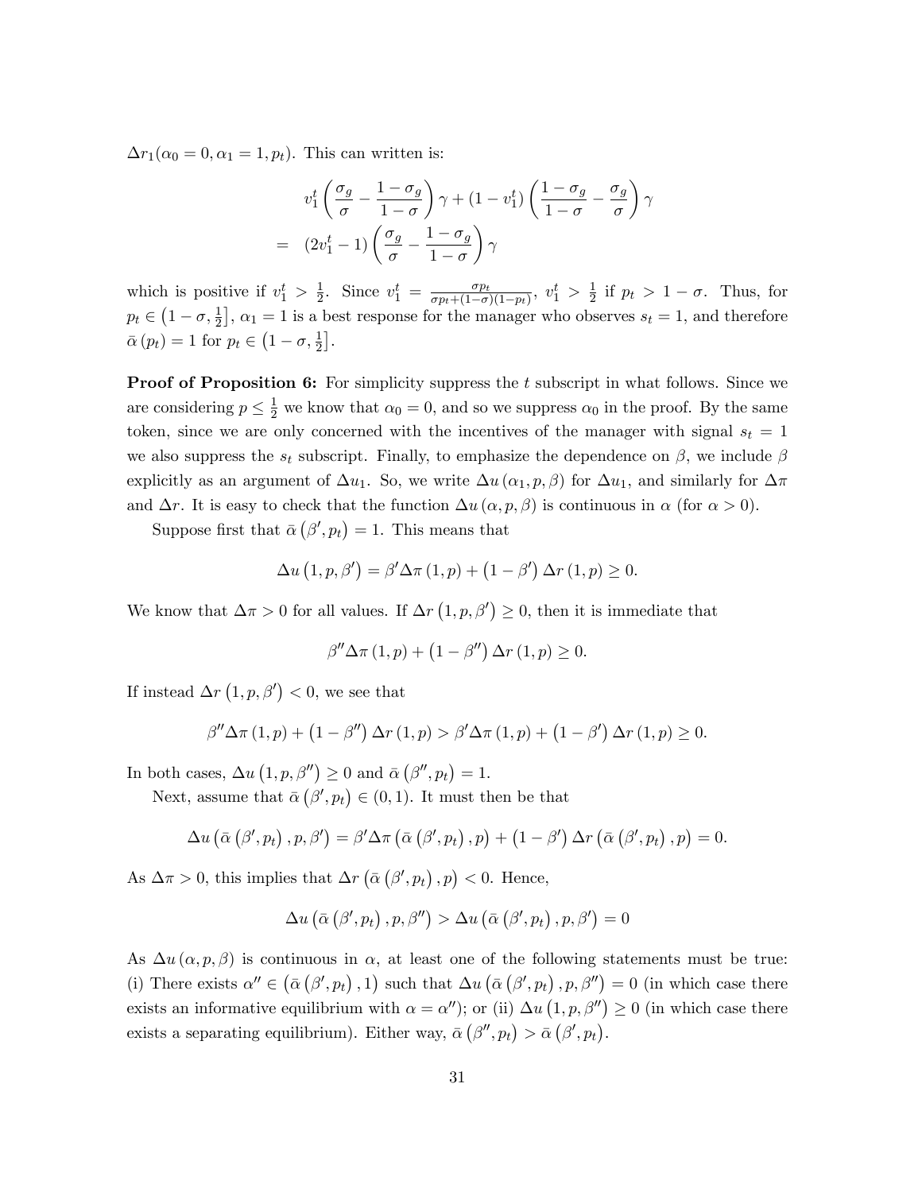$\Delta r_1(\alpha_0 = 0, \alpha_1 = 1, p_t)$. This can written is:

$$
\begin{aligned}
& v_1^t \left( \frac{\sigma_g}{\sigma} - \frac{1-\sigma_g}{1-\sigma} \right) \gamma + (1 - v_1^t) \left( \frac{1-\sigma_g}{1-\sigma} - \frac{\sigma_g}{\sigma} \right) \gamma \\
= \quad & (2v_1^t - 1) \left( \frac{\sigma_g}{\sigma} - \frac{1-\sigma_g}{1-\sigma} \right) \gamma
\end{aligned}
$$

which is positive if $v_1^t > \frac{1}{2}$. Since $v_1^t = \frac{\sigma p_t}{\sigma p_t + (1-\sigma)(1-p_t)}$, $v_1^t > \frac{1}{2}$ if $p_t > 1 - \sigma$. Thus, for $p_t \in \left(1-\sigma, \frac{1}{2}\right]$, $\alpha_1 = 1$ is a best response for the manager who observes $s_t = 1$, and therefore $\bar{\alpha}(p_t) = 1$ for $p_t \in \left(1 - \sigma, \frac{1}{2}\right]$.

**Proof of Proposition 6:** For simplicity suppress the $t$ subscript in what follows. Since we are considering $p \leq \frac{1}{2}$ we know that $\alpha_0 = 0$, and so we suppress $\alpha_0$ in the proof. By the same token, since we are only concerned with the incentives of the manager with signal $s_t = 1$ we also suppress the $s_t$ subscript. Finally, to emphasize the dependence on $\beta$, we include $\beta$ explicitly as an argument of $\Delta u_1$. So, we write $\Delta u(\alpha_1, p, \beta)$ for $\Delta u_1$, and similarly for $\Delta \pi$ and $\Delta r$. It is easy to check that the function $\Delta u(\alpha, p, \beta)$ is continuous in $\alpha$ (for $\alpha > 0$).

Suppose first that $\bar{\alpha}(\beta', p_t) = 1$. This means that

$$
\Delta u(1, p, \beta') = \beta' \Delta \pi(1, p) + (1 - \beta') \Delta r(1, p) \geq 0.
$$

We know that $\Delta \pi > 0$ for all values. If $\Delta r(1, p, \beta') \geq 0$, then it is immediate that

$$
\beta'' \Delta \pi(1, p) + (1 - \beta'') \Delta r(1, p) \geq 0.
$$

If instead $\Delta r(1, p, \beta') < 0$, we see that

$$
\beta'' \Delta \pi(1, p) + (1 - \beta'') \Delta r(1, p) > \beta' \Delta \pi(1, p) + (1 - \beta') \Delta r(1, p) \geq 0.
$$

In both cases, $\Delta u(1, p, \beta'') \geq 0$ and $\bar{\alpha}(\beta'', p_t) = 1$.

Next, assume that $\bar{\alpha}(\beta', p_t) \in (0, 1)$. It must then be that

$$
\Delta u(\bar{\alpha}(\beta', p_t), p, \beta') = \beta' \Delta \pi(\bar{\alpha}(\beta', p_t), p) + (1 - \beta') \Delta r(\bar{\alpha}(\beta', p_t), p) = 0.
$$

As $\Delta \pi > 0$, this implies that $\Delta r(\bar{\alpha}(\beta', p_t), p) < 0$. Hence,

$$
\Delta u(\bar{\alpha}(\beta', p_t), p, \beta'') > \Delta u(\bar{\alpha}(\beta', p_t), p, \beta') = 0
$$

As $\Delta u(\alpha, p, \beta)$ is continuous in $\alpha$, at least one of the following statements must be true: (i) There exists $\alpha'' \in (\bar{\alpha}(\beta', p_t), 1)$ such that $\Delta u(\bar{\alpha}(\beta', p_t), p, \beta'') = 0$ (in which case there exists an informative equilibrium with $\alpha = \alpha''$); or (ii) $\Delta u(1, p, \beta'') \geq 0$ (in which case there exists a separating equilibrium). Either way, $\bar{\alpha}(\beta'', p_t) > \bar{\alpha}(\beta', p_t)$.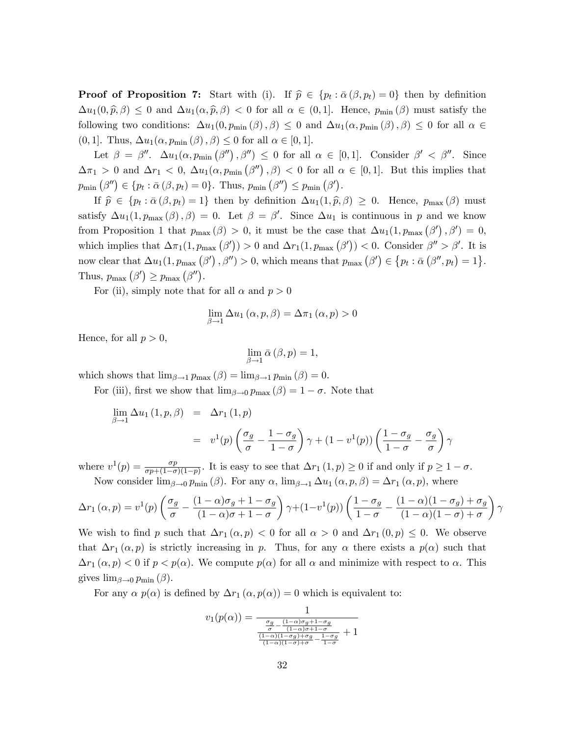**Proof of Proposition 7:** Start with (i). If $\widehat{p} \in \{p_t : \bar{\alpha}(\beta, p_t) = 0\}$ then by definition $\Delta u_1(0, \widehat{p}, \beta) \leq 0$ and $\Delta u_1(\alpha, \widehat{p}, \beta) < 0$ for all $\alpha \in (0, 1]$. Hence, $p_{\min}(\beta)$ must satisfy the following two conditions: $\Delta u_1(0, p_{\min}(\beta), \beta) \leq 0$ and $\Delta u_1(\alpha, p_{\min}(\beta), \beta) \leq 0$ for all $\alpha \in (0, 1]$. Thus, $\Delta u_1(\alpha, p_{\min}(\beta), \beta) \leq 0$ for all $\alpha \in [0, 1]$.

Let $\beta = \beta''$. $\Delta u_1(\alpha, p_{\min}(\beta''), \beta'') \leq 0$ for all $\alpha \in [0, 1]$. Consider $\beta' < \beta''$. Since $\Delta \pi_1 > 0$ and $\Delta r_1 < 0$, $\Delta u_1(\alpha, p_{\min}(\beta''), \beta) < 0$ for all $\alpha \in [0, 1]$. But this implies that $p_{\min}(\beta'') \in \{p_t : \bar{\alpha}(\beta, p_t) = 0\}$. Thus, $p_{\min}(\beta'') \leq p_{\min}(\beta')$.

If $\widehat{p} \in \{p_t : \bar{\alpha}(\beta, p_t) = 1\}$ then by definition $\Delta u_1(1, \widehat{p}, \beta) \geq 0$. Hence, $p_{\max}(\beta)$ must satisfy $\Delta u_1(1, p_{\max}(\beta), \beta) = 0$. Let $\beta = \beta'$. Since $\Delta u_1$ is continuous in $p$ and we know from Proposition 1 that $p_{\max}(\beta) > 0$, it must be the case that $\Delta u_1(1, p_{\max}(\beta'), \beta') = 0$, which implies that $\Delta \pi_1(1, p_{\max}(\beta')) > 0$ and $\Delta r_1(1, p_{\max}(\beta')) < 0$. Consider $\beta'' > \beta'$. It is now clear that $\Delta u_1(1, p_{\max}(\beta'), \beta'') > 0$, which means that $p_{\max}(\beta') \in \{p_t : \bar{\alpha}(\beta'', p_t) = 1\}$. Thus, $p_{\max}(\beta') \geq p_{\max}(\beta'')$.

For (ii), simply note that for all $\alpha$ and $p > 0$

$$\lim_{\beta \to 1} \Delta u_1(\alpha, p, \beta) = \Delta \pi_1(\alpha, p) > 0$$

Hence, for all $p > 0$,

$$\lim_{\beta \to 1} \bar{\alpha}(\beta, p) = 1,$$

which shows that $\lim_{\beta \to 1} p_{\max}(\beta) = \lim_{\beta \to 1} p_{\min}(\beta) = 0$.

For (iii), first we show that $\lim_{\beta \to 0} p_{\max}(\beta) = 1 - \sigma$. Note that

$$\begin{aligned}
\lim_{\beta \to 1} \Delta u_1(1, p, \beta) &= \Delta r_1(1, p) \\
&= v^1(p) \left( \frac{\sigma_g}{\sigma} - \frac{1 - \sigma_g}{1 - \sigma} \right) \gamma + (1 - v^1(p)) \left( \frac{1 - \sigma_g}{1 - \sigma} - \frac{\sigma_g}{\sigma} \right) \gamma
\end{aligned}$$

where $v^1(p) = \frac{\sigma p}{\sigma p + (1 - \sigma)(1 - p)}$. It is easy to see that $\Delta r_1(1, p) \geq 0$ if and only if $p \geq 1 - \sigma$.

Now consider $\lim_{\beta \to 0} p_{\min}(\beta)$. For any $\alpha$, $\lim_{\beta \to 1} \Delta u_1(\alpha, p, \beta) = \Delta r_1(\alpha, p)$, where

$$\Delta r_1(\alpha, p) = v^1(p) \left( \frac{\sigma_g}{\sigma} - \frac{(1 - \alpha)\sigma_g + 1 - \sigma_g}{(1 - \alpha)\sigma + 1 - \sigma} \right) \gamma + (1 - v^1(p)) \left( \frac{1 - \sigma_g}{1 - \sigma} - \frac{(1 - \alpha)(1 - \sigma_g) + \sigma_g}{(1 - \alpha)(1 - \sigma) + \sigma} \right) \gamma$$

We wish to find $p$ such that $\Delta r_1(\alpha, p) < 0$ for all $\alpha > 0$ and $\Delta r_1(0, p) \leq 0$. We observe that $\Delta r_1(\alpha, p)$ is strictly increasing in $p$. Thus, for any $\alpha$ there exists a $p(\alpha)$ such that $\Delta r_1(\alpha, p) < 0$ if $p < p(\alpha)$. We compute $p(\alpha)$ for all $\alpha$ and minimize with respect to $\alpha$. This gives $\lim_{\beta \to 0} p_{\min}(\beta)$.

For any $\alpha$ $p(\alpha)$ is defined by $\Delta r_1(\alpha, p(\alpha)) = 0$ which is equivalent to:

$$v_1(p(\alpha)) = \frac{1}{\frac{\frac{\sigma_g}{\sigma} - \frac{(1 - \alpha)\sigma_g + 1 - \sigma_g}{(1 - \alpha)\sigma + 1 - \sigma}}{\frac{(1 - \alpha)(1 - \sigma_g) + \sigma_g}{(1 - \alpha)(1 - \sigma) + \sigma} - \frac{1 - \sigma_g}{1 - \sigma}} + 1}$$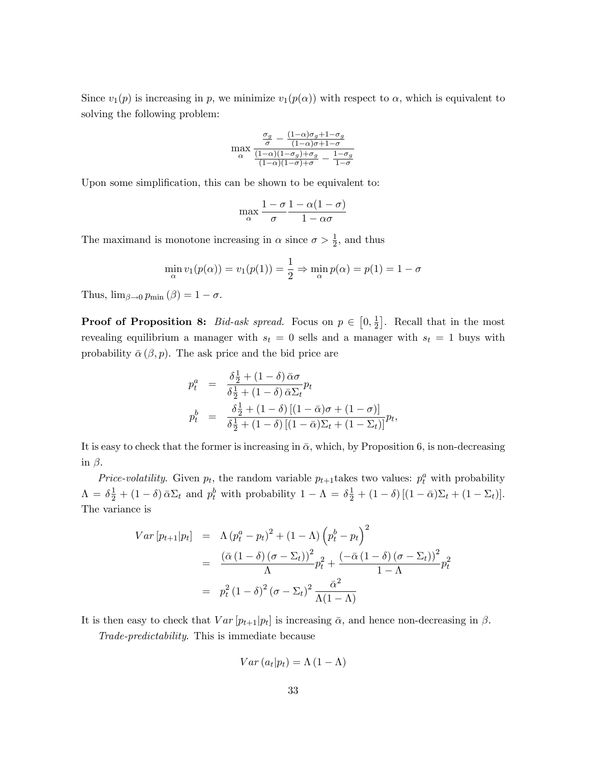Since $v_1(p)$ is increasing in $p$, we minimize $v_1(p(\alpha))$ with respect to $\alpha$, which is equivalent to solving the following problem:

$$\max_{\alpha} \frac{\frac{\sigma_g}{\sigma} - \frac{(1-\alpha)\sigma_g+1-\sigma_g}{(1-\alpha)\sigma+1-\sigma}}{\frac{(1-\alpha)(1-\sigma_g)+\sigma_g}{(1-\alpha)(1-\sigma)+\sigma} - \frac{1-\sigma_g}{1-\sigma}}$$

Upon some simplification, this can be shown to be equivalent to:

$$\max_{\alpha} \frac{1-\sigma}{\sigma}\frac{1-\alpha(1-\sigma)}{1-\alpha\sigma}$$

The maximand is monotone increasing in $\alpha$ since $\sigma > \frac{1}{2}$, and thus

$$\min_{\alpha} v_1(p(\alpha)) = v_1(p(1)) = \frac{1}{2} \Rightarrow \min_{\alpha} p(\alpha) = p(1) = 1-\sigma$$

Thus, $\lim_{\beta\to 0} p_{\min}(\beta) = 1-\sigma$.

**Proof of Proposition 8:** *Bid-ask spread*. Focus on $p \in \left[0, \frac{1}{2}\right]$. Recall that in the most revealing equilibrium a manager with $s_t = 0$ sells and a manager with $s_t = 1$ buys with probability $\bar{\alpha}(\beta, p)$. The ask price and the bid price are

$$\begin{aligned}
p_t^a &= \frac{\delta\frac{1}{2} + (1-\delta)\bar{\alpha}\sigma}{\delta\frac{1}{2} + (1-\delta)\bar{\alpha}\Sigma_t} p_t \\
p_t^b &= \frac{\delta\frac{1}{2} + (1-\delta)\left[(1-\bar{\alpha})\sigma + (1-\sigma)\right]}{\delta\frac{1}{2} + (1-\delta)\left[(1-\bar{\alpha})\Sigma_t + (1-\Sigma_t)\right]} p_t,
\end{aligned}$$

It is easy to check that the former is increasing in $\bar{\alpha}$, which, by Proposition 6, is non-decreasing in $\beta$.

*Price-volatility*. Given $p_t$, the random variable $p_{t+1}$ takes two values: $p_t^a$ with probability $\Lambda = \delta\frac{1}{2} + (1-\delta)\bar{\alpha}\Sigma_t$ and $p_t^b$ with probability $1-\Lambda = \delta\frac{1}{2} + (1-\delta)\left[(1-\bar{\alpha})\Sigma_t + (1-\Sigma_t)\right]$. The variance is

$$\begin{aligned}
Var\left[p_{t+1}|p_t\right] &= \Lambda\left(p_t^a - p_t\right)^2 + (1-\Lambda)\left(p_t^b - p_t\right)^2 \\
&= \frac{\left(\bar{\alpha}(1-\delta)(\sigma - \Sigma_t)\right)^2}{\Lambda} p_t^2 + \frac{\left(-\bar{\alpha}(1-\delta)(\sigma-\Sigma_t)\right)^2}{1-\Lambda} p_t^2 \\
&= p_t^2(1-\delta)^2(\sigma-\Sigma_t)^2\frac{\bar{\alpha}^2}{\Lambda(1-\Lambda)}
\end{aligned}$$

It is then easy to check that $Var\left[p_{t+1}|p_t\right]$ is increasing $\bar{\alpha}$, and hence non-decreasing in $\beta$.

*Trade-predictability*. This is immediate because

$$Var\left(a_t|p_t\right) = \Lambda(1-\Lambda)$$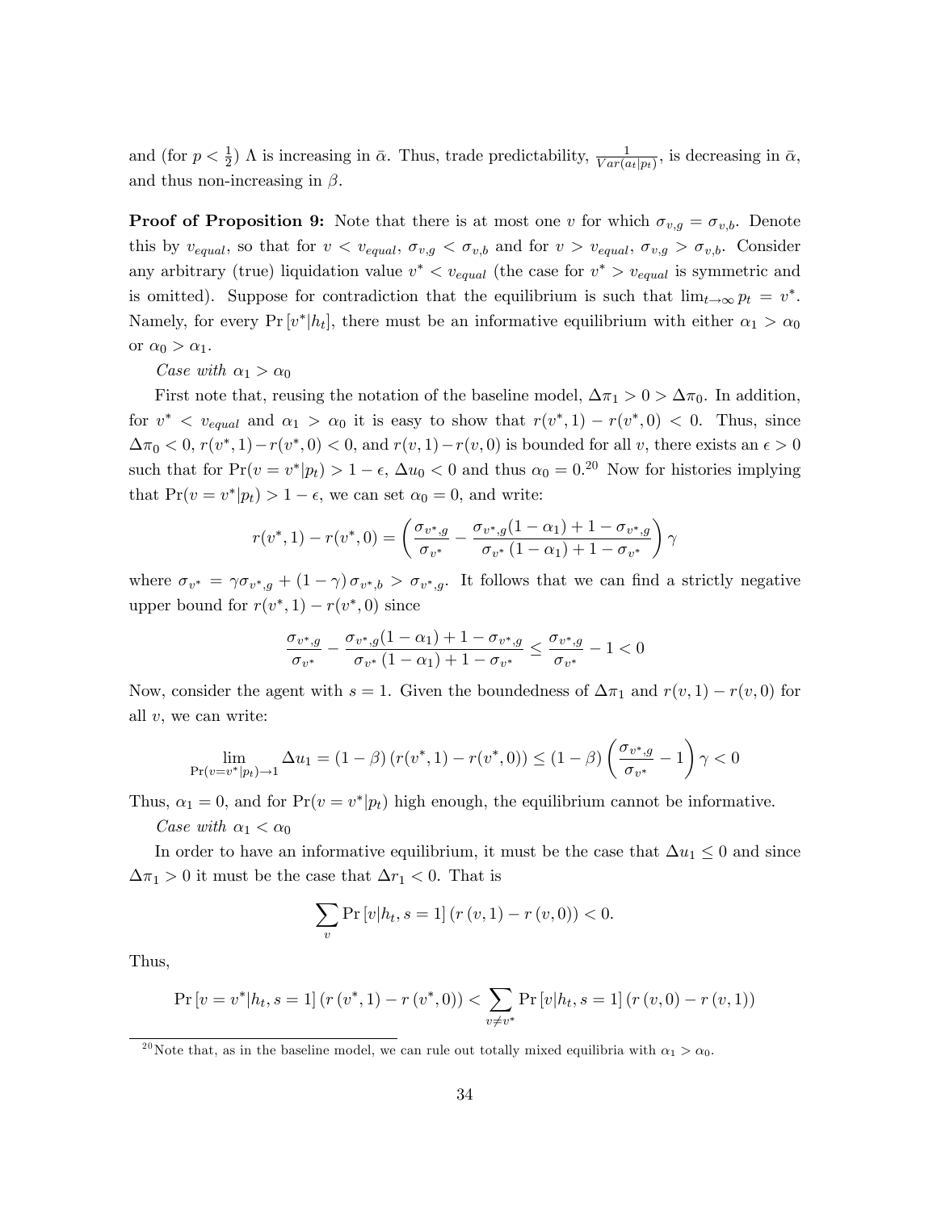and (for $p < \frac{1}{2}$) $\Lambda$ is increasing in $\bar{\alpha}$. Thus, trade predictability, $\frac{1}{Var(a_t|p_t)}$, is decreasing in $\bar{\alpha}$, and thus non-increasing in $\beta$.

**Proof of Proposition 9:** Note that there is at most one $v$ for which $\sigma_{v,g} = \sigma_{v,b}$. Denote this by $v_{equal}$, so that for $v < v_{equal}$, $\sigma_{v,g} < \sigma_{v,b}$ and for $v > v_{equal}$, $\sigma_{v,g} > \sigma_{v,b}$. Consider any arbitrary (true) liquidation value $v^* < v_{equal}$ (the case for $v^* > v_{equal}$ is symmetric and is omitted). Suppose for contradiction that the equilibrium is such that $\lim_{t\to\infty} p_t = v^*$. Namely, for every $\Pr[v^*|h_t]$, there must be an informative equilibrium with either $\alpha_1 > \alpha_0$ or $\alpha_0 > \alpha_1$.

*Case with $\alpha_1 > \alpha_0$*

First note that, reusing the notation of the baseline model, $\Delta\pi_1 > 0 > \Delta\pi_0$. In addition, for $v^* < v_{equal}$ and $\alpha_1 > \alpha_0$ it is easy to show that $r(v^*, 1) - r(v^*, 0) < 0$. Thus, since $\Delta\pi_0 < 0$, $r(v^*, 1) - r(v^*, 0) < 0$, and $r(v, 1) - r(v, 0)$ is bounded for all $v$, there exists an $\epsilon > 0$ such that for $\Pr(v = v^*|p_t) > 1 - \epsilon$, $\Delta u_0 < 0$ and thus $\alpha_0 = 0$.[20] Now for histories implying that $\Pr(v = v^*|p_t) > 1 - \epsilon$, we can set $\alpha_0 = 0$, and write:

$$r(v^*, 1) - r(v^*, 0) = \left( \frac{\sigma_{v^*,g}}{\sigma_{v^*}} - \frac{\sigma_{v^*,g}(1 - \alpha_1) + 1 - \sigma_{v^*,g}}{\sigma_{v^*}(1 - \alpha_1) + 1 - \sigma_{v^*}} \right) \gamma$$

where $\sigma_{v^*} = \gamma\sigma_{v^*,g} + (1 - \gamma)\sigma_{v^*,b} > \sigma_{v^*,g}$. It follows that we can find a strictly negative upper bound for $r(v^*, 1) - r(v^*, 0)$ since

$$\frac{\sigma_{v^*,g}}{\sigma_{v^*}} - \frac{\sigma_{v^*,g}(1 - \alpha_1) + 1 - \sigma_{v^*,g}}{\sigma_{v^*}(1 - \alpha_1) + 1 - \sigma_{v^*}} \leq \frac{\sigma_{v^*,g}}{\sigma_{v^*}} - 1 < 0$$

Now, consider the agent with $s = 1$. Given the boundedness of $\Delta\pi_1$ and $r(v, 1) - r(v, 0)$ for all $v$, we can write:

$$\lim_{\Pr(v=v^*|p_t)\to 1} \Delta u_1 = (1 - \beta)(r(v^*, 1) - r(v^*, 0)) \leq (1 - \beta)\left(\frac{\sigma_{v^*,g}}{\sigma_{v^*}} - 1\right)\gamma < 0$$

Thus, $\alpha_1 = 0$, and for $\Pr(v = v^*|p_t)$ high enough, the equilibrium cannot be informative.

*Case with $\alpha_1 < \alpha_0$*

In order to have an informative equilibrium, it must be the case that $\Delta u_1 \leq 0$ and since $\Delta\pi_1 > 0$ it must be the case that $\Delta r_1 < 0$. That is

$$\sum_v \Pr[v|h_t, s = 1](r(v, 1) - r(v, 0)) < 0.$$

Thus,

$$\Pr[v = v^*|h_t, s = 1](r(v^*, 1) - r(v^*, 0)) < \sum_{v \neq v^*} \Pr[v|h_t, s = 1](r(v, 0) - r(v, 1))$$

[20] Note that, as in the baseline model, we can rule out totally mixed equilibria with $\alpha_1 > \alpha_0$.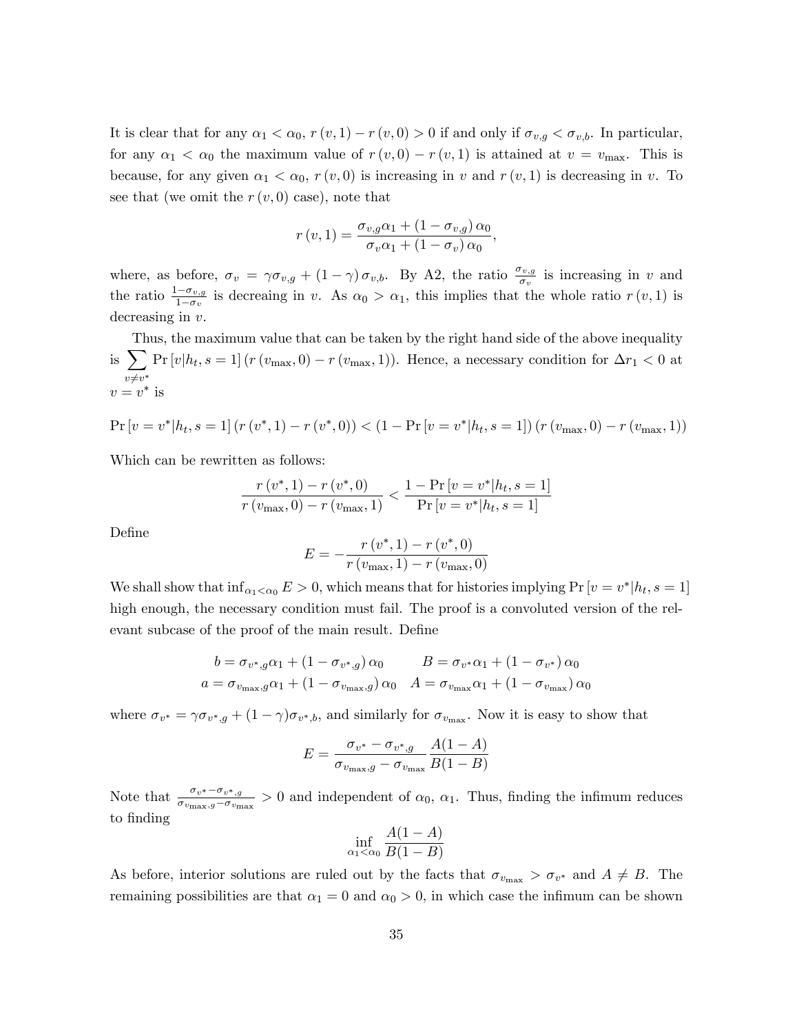It is clear that for any $\alpha_1 < \alpha_0$, $r(v,1) - r(v,0) > 0$ if and only if $\sigma_{v,g} < \sigma_{v,b}$. In particular, for any $\alpha_1 < \alpha_0$ the maximum value of $r(v,0) - r(v,1)$ is attained at $v = v_{\max}$. This is because, for any given $\alpha_1 < \alpha_0$, $r(v,0)$ is increasing in $v$ and $r(v,1)$ is decreasing in $v$. To see that (we omit the $r(v,0)$ case), note that

$$r(v,1) = \frac{\sigma_{v,g}\alpha_1 + (1-\sigma_{v,g})\alpha_0}{\sigma_v \alpha_1 + (1-\sigma_v)\alpha_0},$$

where, as before, $\sigma_v = \gamma\sigma_{v,g} + (1-\gamma)\sigma_{v,b}$. By A2, the ratio $\frac{\sigma_{v,g}}{\sigma_v}$ is increasing in $v$ and the ratio $\frac{1-\sigma_{v,g}}{1-\sigma_v}$ is decreaing in $v$. As $\alpha_0 > \alpha_1$, this implies that the whole ratio $r(v,1)$ is decreasing in $v$.

Thus, the maximum value that can be taken by the right hand side of the above inequality is $\sum_{v \neq v^*} \Pr[v|h_t, s=1](r(v_{\max},0) - r(v_{\max},1))$. Hence, a necessary condition for $\Delta r_1 < 0$ at $v = v^*$ is

$$\Pr[v = v^*|h_t, s=1](r(v^*,1) - r(v^*,0)) < (1 - \Pr[v = v^*|h_t, s=1])(r(v_{\max},0) - r(v_{\max},1))$$

Which can be rewritten as follows:

$$\frac{r(v^*,1) - r(v^*,0)}{r(v_{\max},0) - r(v_{\max},1)} < \frac{1 - \Pr[v = v^*|h_t, s=1]}{\Pr[v = v^*|h_t, s=1]}$$

Define

$$E = -\frac{r(v^*,1) - r(v^*,0)}{r(v_{\max},1) - r(v_{\max},0)}$$

We shall show that $\inf_{\alpha_1 < \alpha_0} E > 0$, which means that for histories implying $\Pr[v = v^*|h_t, s=1]$ high enough, the necessary condition must fail. The proof is a convoluted version of the relevant subcase of the proof of the main result. Define

$$b = \sigma_{v^*,g}\alpha_1 + (1-\sigma_{v^*,g})\alpha_0 \qquad B = \sigma_{v^*}\alpha_1 + (1-\sigma_{v^*})\alpha_0$$
$$a = \sigma_{v_{\max},g}\alpha_1 + (1-\sigma_{v_{\max},g})\alpha_0 \quad A = \sigma_{v_{\max}}\alpha_1 + (1-\sigma_{v_{\max}})\alpha_0$$

where $\sigma_{v^*} = \gamma\sigma_{v^*,g} + (1-\gamma)\sigma_{v^*,b}$, and similarly for $\sigma_{v_{\max}}$. Now it is easy to show that

$$E = \frac{\sigma_{v^*} - \sigma_{v^*,g}}{\sigma_{v_{\max},g} - \sigma_{v_{\max}}} \frac{A(1-A)}{B(1-B)}$$

Note that $\frac{\sigma_{v^*} - \sigma_{v^*,g}}{\sigma_{v_{\max},g} - \sigma_{v_{\max}}} > 0$ and independent of $\alpha_0$, $\alpha_1$. Thus, finding the infimum reduces to finding

$$\inf_{\alpha_1 < \alpha_0} \frac{A(1-A)}{B(1-B)}$$

As before, interior solutions are ruled out by the facts that $\sigma_{v_{\max}} > \sigma_{v^*}$ and $A \neq B$. The remaining possibilities are that $\alpha_1 = 0$ and $\alpha_0 > 0$, in which case the infimum can be shown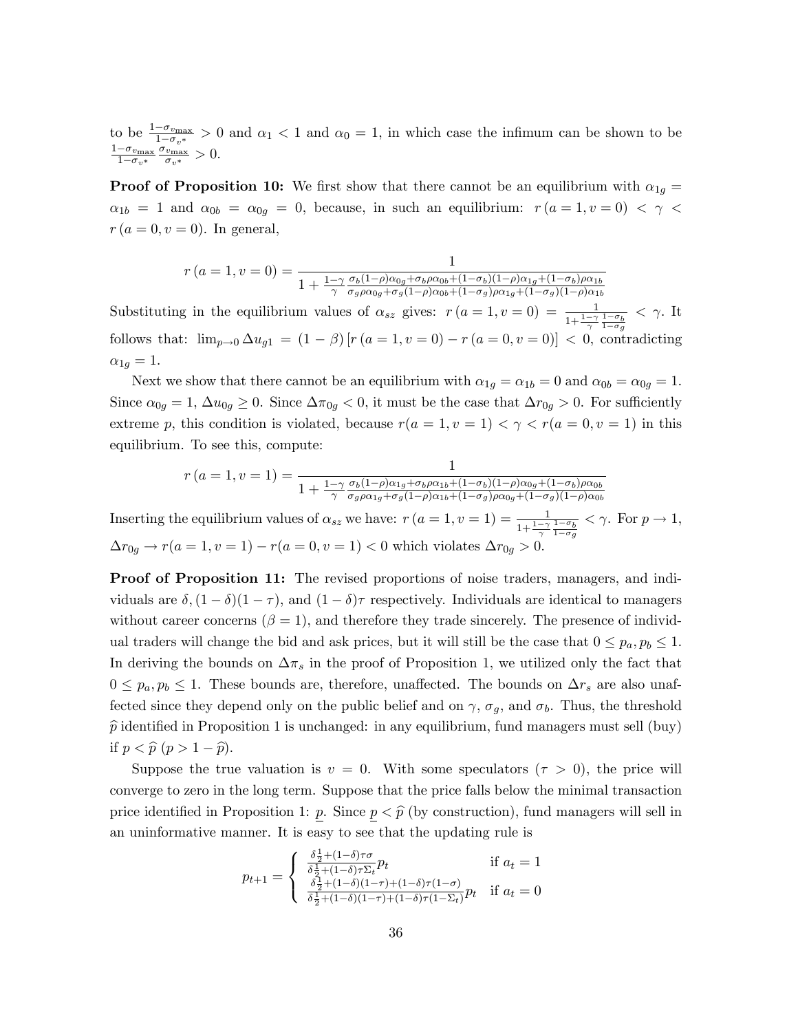to be $\frac{1-\sigma_{v_{\max}}}{1-\sigma_{v^*}} > 0$ and $\alpha_1 < 1$ and $\alpha_0 = 1$, in which case the infimum can be shown to be $\frac{1-\sigma_{v_{\max}}}{1-\sigma_{v^*}} \frac{\sigma_{v_{\max}}}{\sigma_{v^*}} > 0$.

**Proof of Proposition 10:** We first show that there cannot be an equilibrium with $\alpha_{1g} = \alpha_{1b} = 1$ and $\alpha_{0b} = \alpha_{0g} = 0$, because, in such an equilibrium: $r(a=1, v=0) < \gamma < r(a=0, v=0)$. In general,

$$r(a=1, v=0) = \frac{1}{1 + \frac{1-\gamma}{\gamma} \frac{\sigma_b(1-\rho)\alpha_{0g} + \sigma_b\rho\alpha_{0b} + (1-\sigma_b)(1-\rho)\alpha_{1g} + (1-\sigma_b)\rho\alpha_{1b}}{\sigma_g\rho\alpha_{0g} + \sigma_g(1-\rho)\alpha_{0b} + (1-\sigma_g)\rho\alpha_{1g} + (1-\sigma_g)(1-\rho)\alpha_{1b}}}$$

Substituting in the equilibrium values of $\alpha_{sz}$ gives: $r(a=1, v=0) = \frac{1}{1+\frac{1-\gamma}{\gamma}\frac{1-\sigma_b}{1-\sigma_g}} < \gamma$. It follows that: $\lim_{p \to 0} \Delta u_{g1} = (1-\beta)[r(a=1, v=0) - r(a=0, v=0)] < 0$, contradicting $\alpha_{1g} = 1$.

Next we show that there cannot be an equilibrium with $\alpha_{1g} = \alpha_{1b} = 0$ and $\alpha_{0b} = \alpha_{0g} = 1$. Since $\alpha_{0g} = 1$, $\Delta u_{0g} \geq 0$. Since $\Delta\pi_{0g} < 0$, it must be the case that $\Delta r_{0g} > 0$. For sufficiently extreme $p$, this condition is violated, because $r(a=1, v=1) < \gamma < r(a=0, v=1)$ in this equilibrium. To see this, compute:

$$r(a=1, v=1) = \frac{1}{1 + \frac{1-\gamma}{\gamma} \frac{\sigma_b(1-\rho)\alpha_{1g} + \sigma_b\rho\alpha_{1b} + (1-\sigma_b)(1-\rho)\alpha_{0g} + (1-\sigma_b)\rho\alpha_{0b}}{\sigma_g\rho\alpha_{1g} + \sigma_g(1-\rho)\alpha_{1b} + (1-\sigma_g)\rho\alpha_{0g} + (1-\sigma_g)(1-\rho)\alpha_{0b}}}$$

Inserting the equilibrium values of $\alpha_{sz}$ we have: $r(a=1, v=1) = \frac{1}{1+\frac{1-\gamma}{\gamma}\frac{1-\sigma_b}{1-\sigma_g}} < \gamma$. For $p \to 1$, $\Delta r_{0g} \to r(a=1, v=1) - r(a=0, v=1) < 0$ which violates $\Delta r_{0g} > 0$.

**Proof of Proposition 11:** The revised proportions of noise traders, managers, and individuals are $\delta, (1-\delta)(1-\tau)$, and $(1-\delta)\tau$ respectively. Individuals are identical to managers without career concerns ($\beta = 1$), and therefore they trade sincerely. The presence of individual traders will change the bid and ask prices, but it will still be the case that $0 \leq p_a, p_b \leq 1$. In deriving the bounds on $\Delta\pi_s$ in the proof of Proposition 1, we utilized only the fact that $0 \leq p_a, p_b \leq 1$. These bounds are, therefore, unaffected. The bounds on $\Delta r_s$ are also unaffected since they depend only on the public belief and on $\gamma$, $\sigma_g$, and $\sigma_b$. Thus, the threshold $\widehat{p}$ identified in Proposition 1 is unchanged: in any equilibrium, fund managers must sell (buy) if $p < \widehat{p}$ ($p > 1 - \widehat{p}$).

Suppose the true valuation is $v = 0$. With some speculators ($\tau > 0$), the price will converge to zero in the long term. Suppose that the price falls below the minimal transaction price identified in Proposition 1: $\underline{p}$. Since $\underline{p} < \widehat{p}$ (by construction), fund managers will sell in an uninformative manner. It is easy to see that the updating rule is

$$p_{t+1} = \begin{cases} \frac{\delta\frac{1}{2} + (1-\delta)\tau\sigma}{\delta\frac{1}{2} + (1-\delta)\tau\Sigma_t} p_t & \text{if } a_t = 1 \\ \frac{\delta\frac{1}{2} + (1-\delta)(1-\tau) + (1-\delta)\tau(1-\sigma)}{\delta\frac{1}{2} + (1-\delta)(1-\tau) + (1-\delta)\tau(1-\Sigma_t)} p_t & \text{if } a_t = 0 \end{cases}$$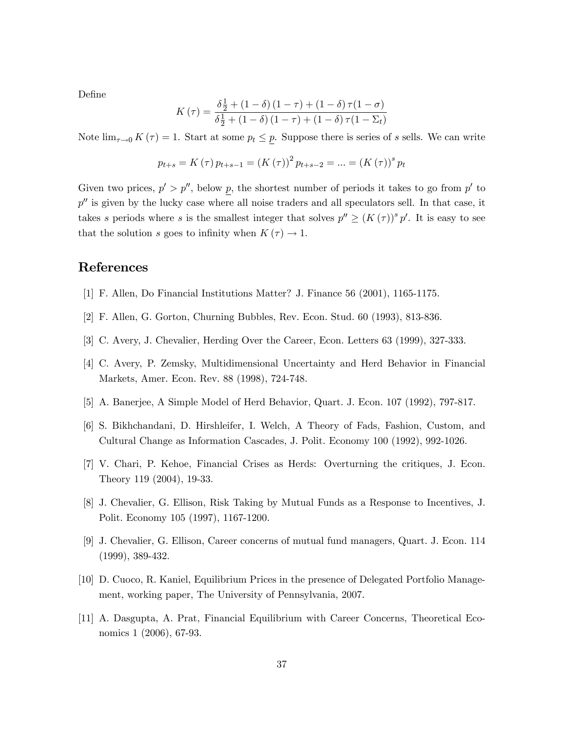Define

$$K(\tau) = \frac{\delta \frac{1}{2} + (1-\delta)(1-\tau) + (1-\delta)\tau(1-\sigma)}{\delta \frac{1}{2} + (1-\delta)(1-\tau) + (1-\delta)\tau(1-\Sigma_t)}$$

Note $\lim_{\tau \to 0} K(\tau) = 1$. Start at some $p_t \leq \underline{p}$. Suppose there is series of $s$ sells. We can write

$$p_{t+s} = K(\tau)\, p_{t+s-1} = (K(\tau))^2\, p_{t+s-2} = ... = (K(\tau))^s\, p_t$$

Given two prices, $p' > p''$, below $\underline{p}$, the shortest number of periods it takes to go from $p'$ to $p''$ is given by the lucky case where all noise traders and all speculators sell. In that case, it takes $s$ periods where $s$ is the smallest integer that solves $p'' \geq (K(\tau))^s\, p'$. It is easy to see that the solution $s$ goes to infinity when $K(\tau) \to 1$.

## References

[1] F. Allen, Do Financial Institutions Matter? J. Finance 56 (2001), 1165-1175.

[2] F. Allen, G. Gorton, Churning Bubbles, Rev. Econ. Stud. 60 (1993), 813-836.

[3] C. Avery, J. Chevalier, Herding Over the Career, Econ. Letters 63 (1999), 327-333.

[4] C. Avery, P. Zemsky, Multidimensional Uncertainty and Herd Behavior in Financial Markets, Amer. Econ. Rev. 88 (1998), 724-748.

[5] A. Banerjee, A Simple Model of Herd Behavior, Quart. J. Econ. 107 (1992), 797-817.

[6] S. Bikhchandani, D. Hirshleifer, I. Welch, A Theory of Fads, Fashion, Custom, and Cultural Change as Information Cascades, J. Polit. Economy 100 (1992), 992-1026.

[7] V. Chari, P. Kehoe, Financial Crises as Herds: Overturning the critiques, J. Econ. Theory 119 (2004), 19-33.

[8] J. Chevalier, G. Ellison, Risk Taking by Mutual Funds as a Response to Incentives, J. Polit. Economy 105 (1997), 1167-1200.

[9] J. Chevalier, G. Ellison, Career concerns of mutual fund managers, Quart. J. Econ. 114 (1999), 389-432.

[10] D. Cuoco, R. Kaniel, Equilibrium Prices in the presence of Delegated Portfolio Management, working paper, The University of Pennsylvania, 2007.

[11] A. Dasgupta, A. Prat, Financial Equilibrium with Career Concerns, Theoretical Economics 1 (2006), 67-93.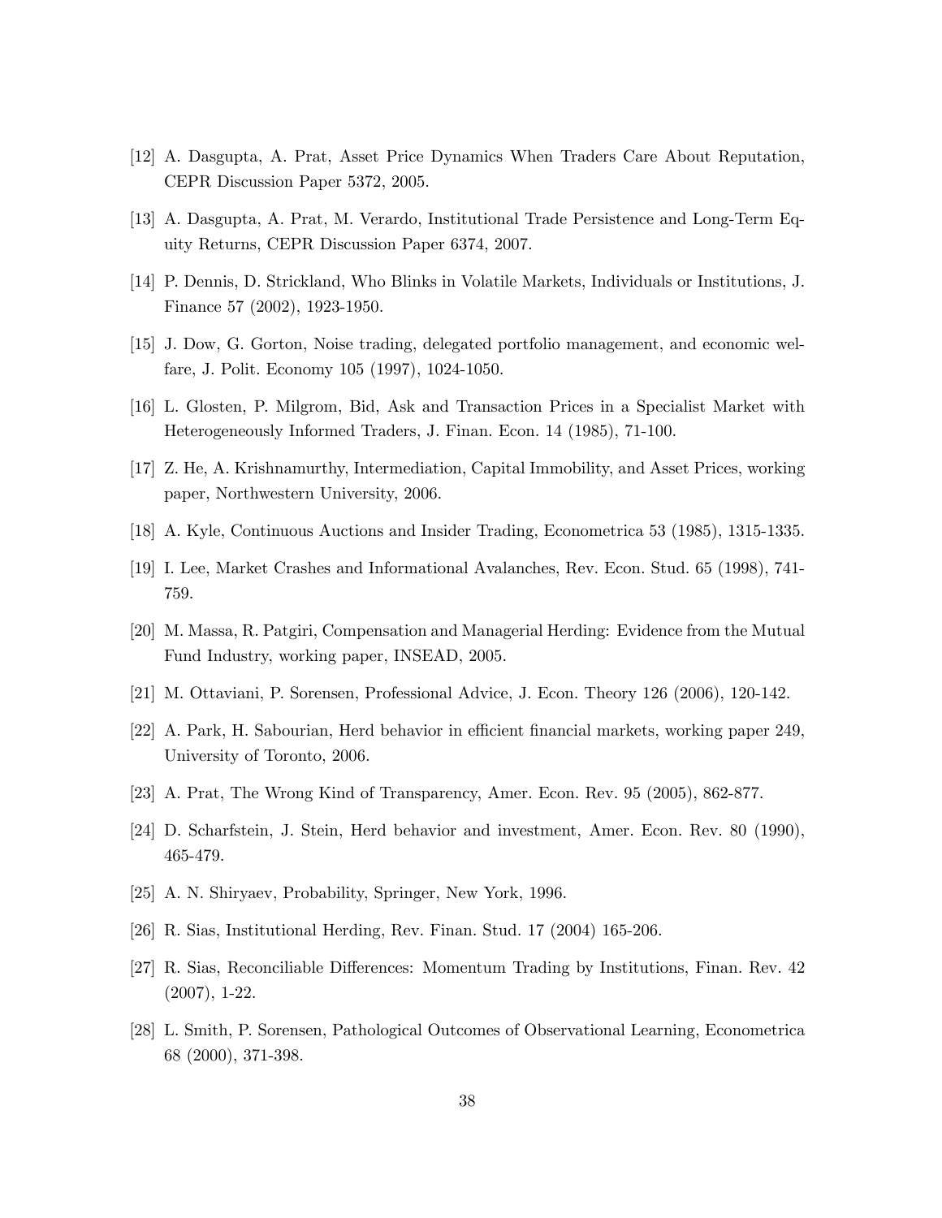[12] A. Dasgupta, A. Prat, Asset Price Dynamics When Traders Care About Reputation, CEPR Discussion Paper 5372, 2005.

[13] A. Dasgupta, A. Prat, M. Verardo, Institutional Trade Persistence and Long-Term Equity Returns, CEPR Discussion Paper 6374, 2007.

[14] P. Dennis, D. Strickland, Who Blinks in Volatile Markets, Individuals or Institutions, J. Finance 57 (2002), 1923-1950.

[15] J. Dow, G. Gorton, Noise trading, delegated portfolio management, and economic welfare, J. Polit. Economy 105 (1997), 1024-1050.

[16] L. Glosten, P. Milgrom, Bid, Ask and Transaction Prices in a Specialist Market with Heterogeneously Informed Traders, J. Finan. Econ. 14 (1985), 71-100.

[17] Z. He, A. Krishnamurthy, Intermediation, Capital Immobility, and Asset Prices, working paper, Northwestern University, 2006.

[18] A. Kyle, Continuous Auctions and Insider Trading, Econometrica 53 (1985), 1315-1335.

[19] I. Lee, Market Crashes and Informational Avalanches, Rev. Econ. Stud. 65 (1998), 741-759.

[20] M. Massa, R. Patgiri, Compensation and Managerial Herding: Evidence from the Mutual Fund Industry, working paper, INSEAD, 2005.

[21] M. Ottaviani, P. Sorensen, Professional Advice, J. Econ. Theory 126 (2006), 120-142.

[22] A. Park, H. Sabourian, Herd behavior in efficient financial markets, working paper 249, University of Toronto, 2006.

[23] A. Prat, The Wrong Kind of Transparency, Amer. Econ. Rev. 95 (2005), 862-877.

[24] D. Scharfstein, J. Stein, Herd behavior and investment, Amer. Econ. Rev. 80 (1990), 465-479.

[25] A. N. Shiryaev, Probability, Springer, New York, 1996.

[26] R. Sias, Institutional Herding, Rev. Finan. Stud. 17 (2004) 165-206.

[27] R. Sias, Reconciliable Differences: Momentum Trading by Institutions, Finan. Rev. 42 (2007), 1-22.

[28] L. Smith, P. Sorensen, Pathological Outcomes of Observational Learning, Econometrica 68 (2000), 371-398.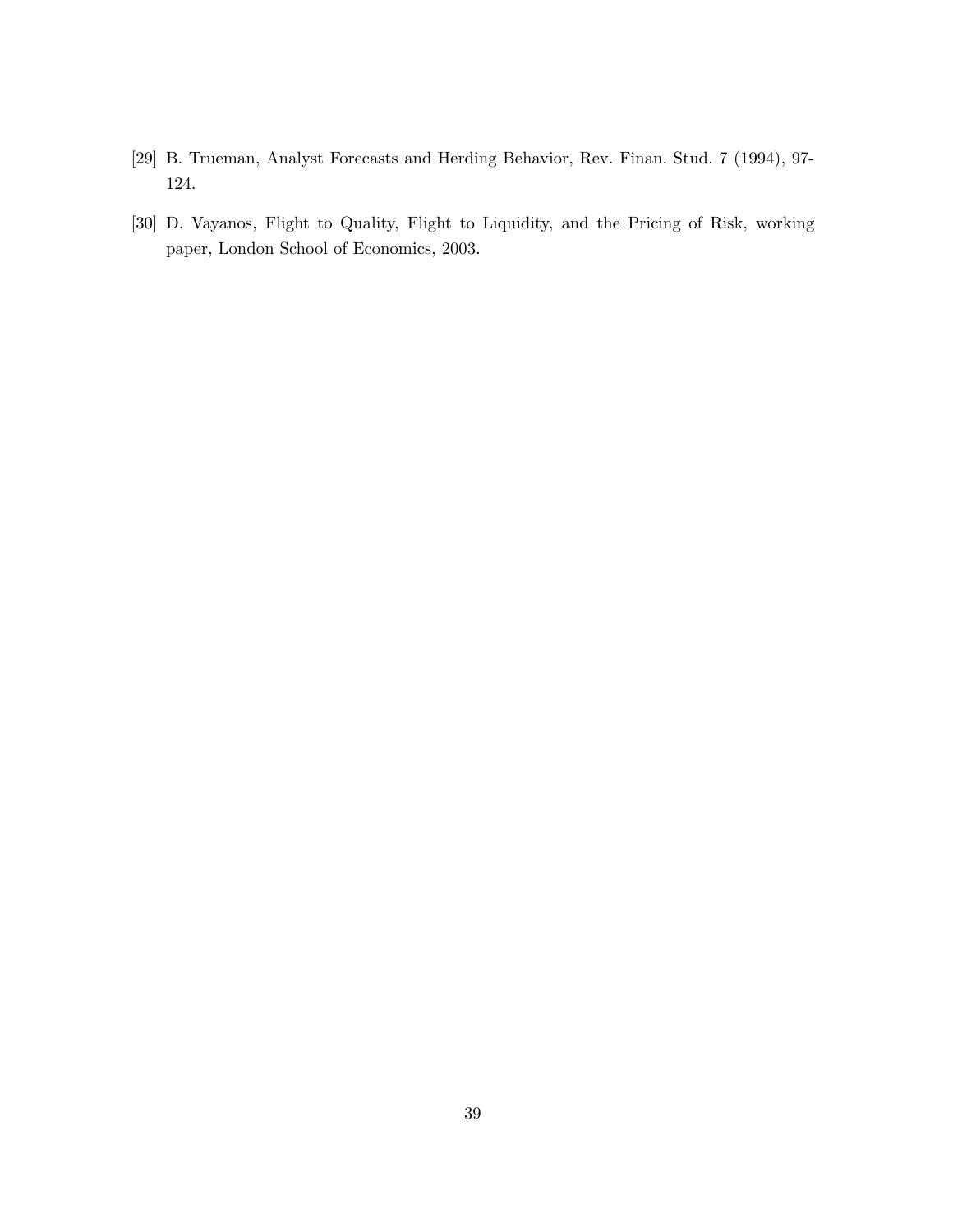[29] B. Trueman, Analyst Forecasts and Herding Behavior, Rev. Finan. Stud. 7 (1994), 97-124.

[30] D. Vayanos, Flight to Quality, Flight to Liquidity, and the Pricing of Risk, working paper, London School of Economics, 2003.